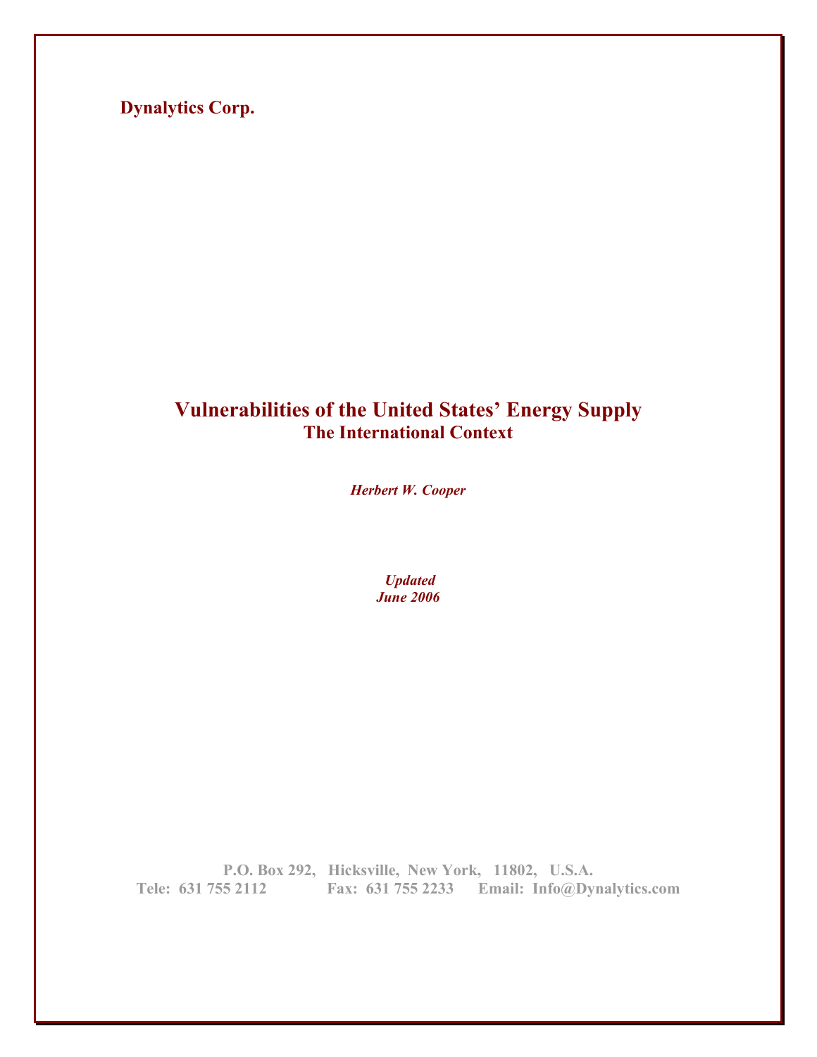**Dynalytics Corp.**

# Vulnerabilities of the United States' Energy Supply

## The International Context

***Herbert W. Cooper***

***Updated***
***June 2006***

**P.O. Box 292, Hicksville, New York, 11802, U.S.A.**
**Tele: 631 755 2112 Fax: 631 755 2233 Email: Info@Dynalytics.com**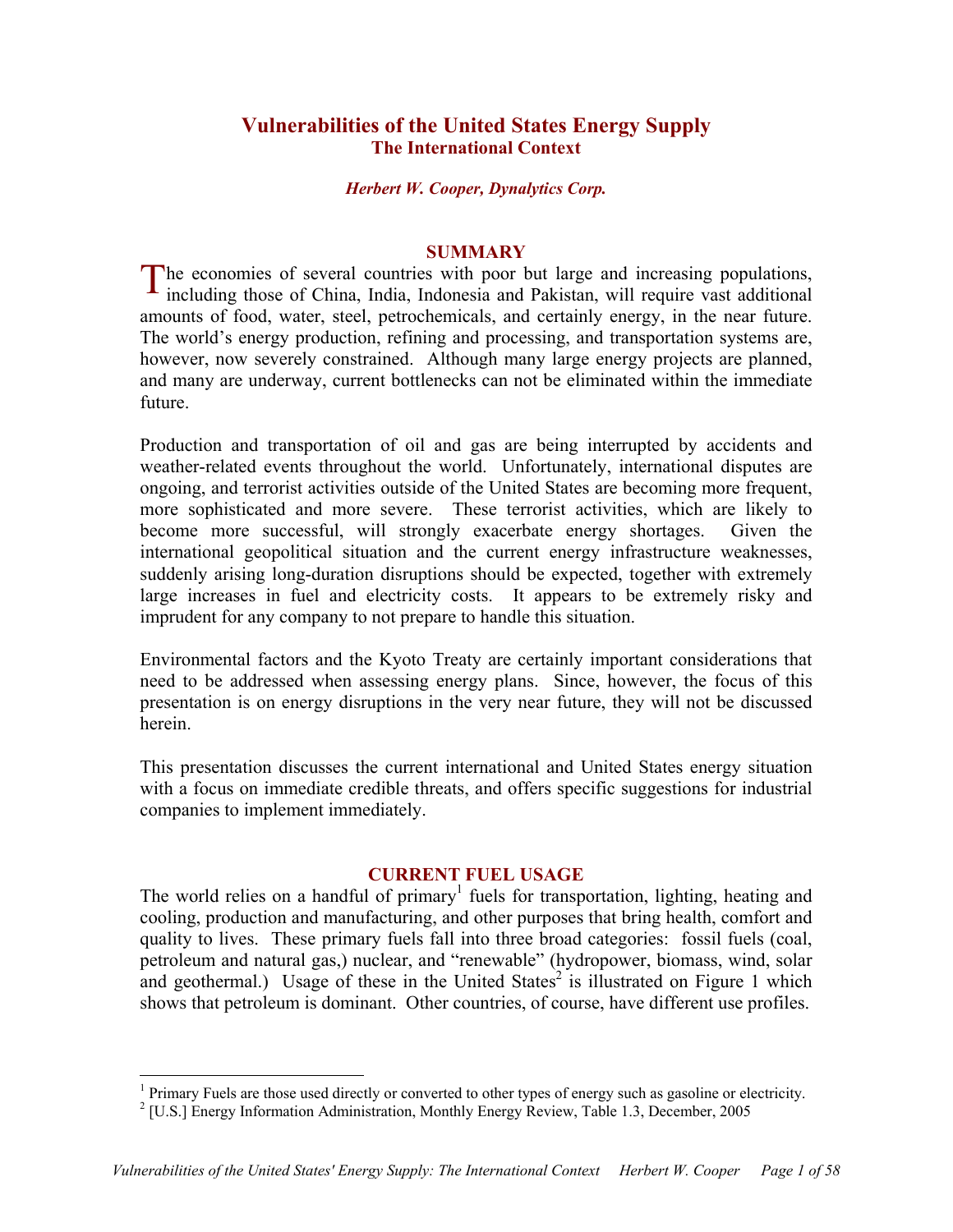# Vulnerabilities of the United States Energy Supply
## The International Context

***Herbert W. Cooper, Dynalytics Corp.***

## SUMMARY

The economies of several countries with poor but large and increasing populations, including those of China, India, Indonesia and Pakistan, will require vast additional amounts of food, water, steel, petrochemicals, and certainly energy, in the near future. The world's energy production, refining and processing, and transportation systems are, however, now severely constrained. Although many large energy projects are planned, and many are underway, current bottlenecks can not be eliminated within the immediate future.

Production and transportation of oil and gas are being interrupted by accidents and weather-related events throughout the world. Unfortunately, international disputes are ongoing, and terrorist activities outside of the United States are becoming more frequent, more sophisticated and more severe. These terrorist activities, which are likely to become more successful, will strongly exacerbate energy shortages. Given the international geopolitical situation and the current energy infrastructure weaknesses, suddenly arising long-duration disruptions should be expected, together with extremely large increases in fuel and electricity costs. It appears to be extremely risky and imprudent for any company to not prepare to handle this situation.

Environmental factors and the Kyoto Treaty are certainly important considerations that need to be addressed when assessing energy plans. Since, however, the focus of this presentation is on energy disruptions in the very near future, they will not be discussed herein.

This presentation discusses the current international and United States energy situation with a focus on immediate credible threats, and offers specific suggestions for industrial companies to implement immediately.

## CURRENT FUEL USAGE

The world relies on a handful of primary[1] fuels for transportation, lighting, heating and cooling, production and manufacturing, and other purposes that bring health, comfort and quality to lives. These primary fuels fall into three broad categories: fossil fuels (coal, petroleum and natural gas,) nuclear, and "renewable" (hydropower, biomass, wind, solar and geothermal.) Usage of these in the United States[2] is illustrated on Figure 1 which shows that petroleum is dominant. Other countries, of course, have different use profiles.

---

[1] Primary Fuels are those used directly or converted to other types of energy such as gasoline or electricity.

[2] [U.S.] Energy Information Administration, Monthly Energy Review, Table 1.3, December, 2005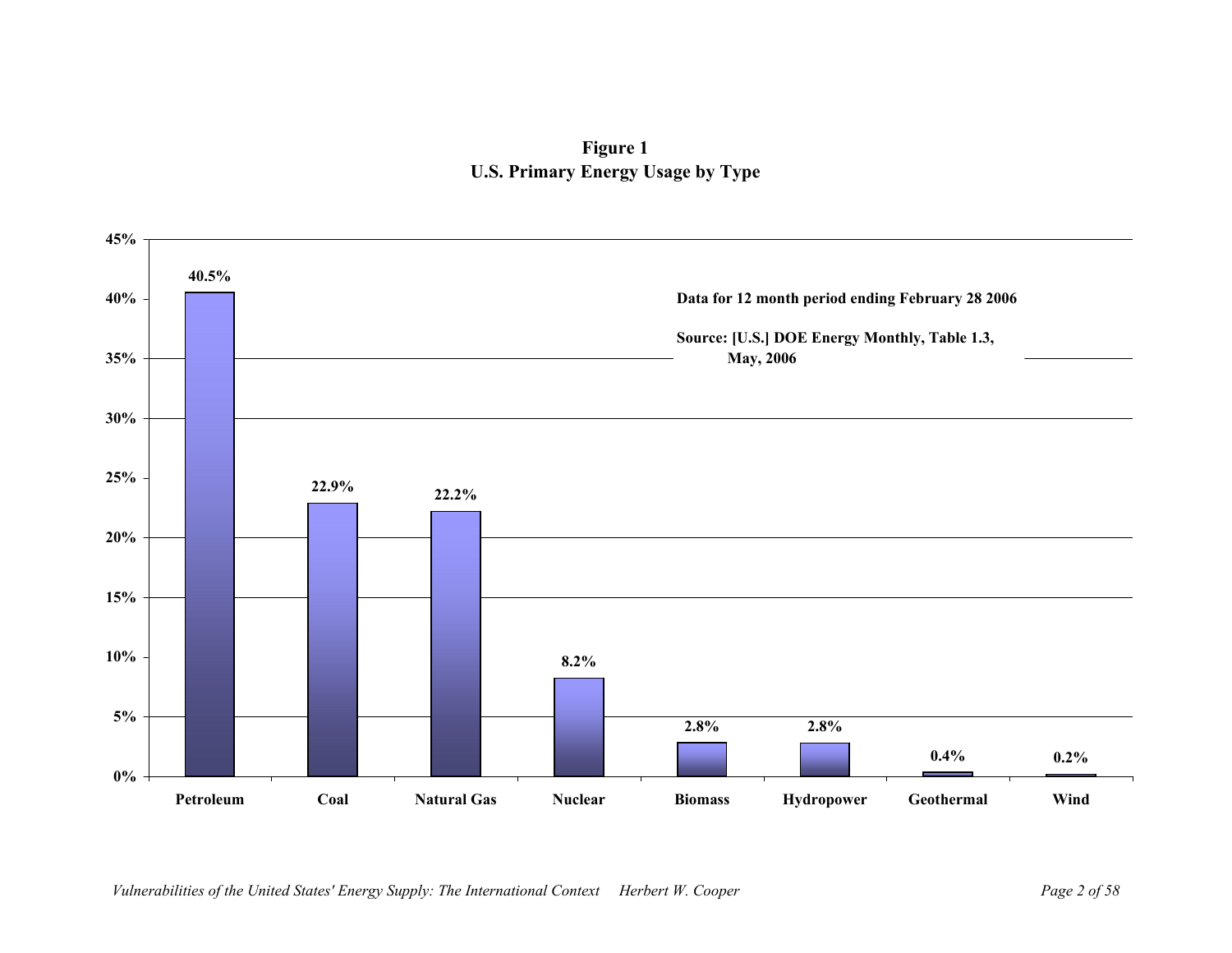**Figure 1**
**U.S. Primary Energy Usage by Type**

| Type | Percentage |
|---|---|
| Petroleum | 40.5% |
| Coal | 22.9% |
| Natural Gas | 22.2% |
| Nuclear | 8.2% |
| Biomass | 2.8% |
| Hydropower | 2.8% |
| Geothermal | 0.4% |
| Wind | 0.2% |

Data for 12 month period ending February 28 2006

Source: [U.S.] DOE Energy Monthly, Table 1.3, May, 2006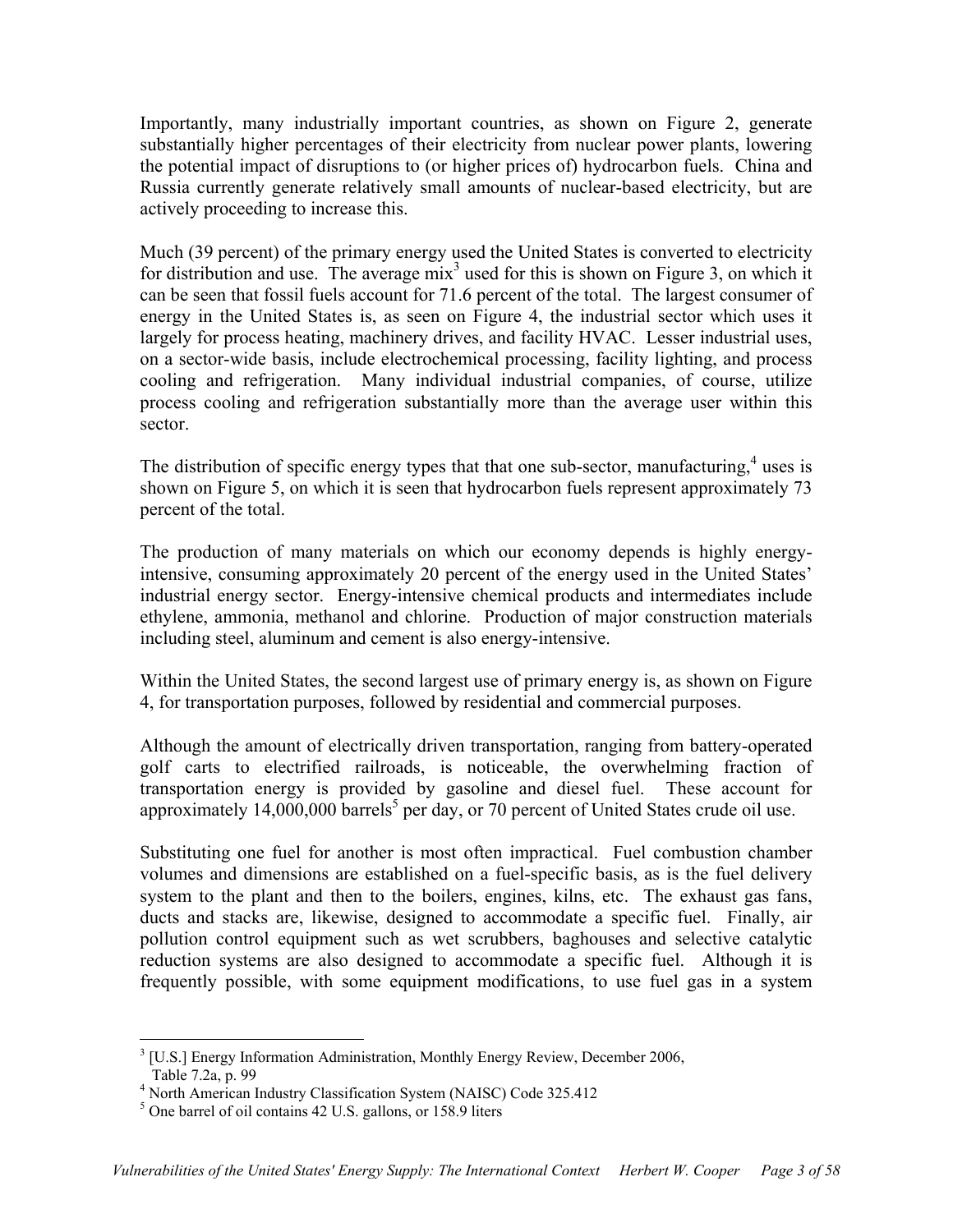Importantly, many industrially important countries, as shown on Figure 2, generate substantially higher percentages of their electricity from nuclear power plants, lowering the potential impact of disruptions to (or higher prices of) hydrocarbon fuels. China and Russia currently generate relatively small amounts of nuclear-based electricity, but are actively proceeding to increase this.

Much (39 percent) of the primary energy used the United States is converted to electricity for distribution and use. The average mix[3] used for this is shown on Figure 3, on which it can be seen that fossil fuels account for 71.6 percent of the total. The largest consumer of energy in the United States is, as seen on Figure 4, the industrial sector which uses it largely for process heating, machinery drives, and facility HVAC. Lesser industrial uses, on a sector-wide basis, include electrochemical processing, facility lighting, and process cooling and refrigeration. Many individual industrial companies, of course, utilize process cooling and refrigeration substantially more than the average user within this sector.

The distribution of specific energy types that that one sub-sector, manufacturing,[4] uses is shown on Figure 5, on which it is seen that hydrocarbon fuels represent approximately 73 percent of the total.

The production of many materials on which our economy depends is highly energy-intensive, consuming approximately 20 percent of the energy used in the United States' industrial energy sector. Energy-intensive chemical products and intermediates include ethylene, ammonia, methanol and chlorine. Production of major construction materials including steel, aluminum and cement is also energy-intensive.

Within the United States, the second largest use of primary energy is, as shown on Figure 4, for transportation purposes, followed by residential and commercial purposes.

Although the amount of electrically driven transportation, ranging from battery-operated golf carts to electrified railroads, is noticeable, the overwhelming fraction of transportation energy is provided by gasoline and diesel fuel. These account for approximately 14,000,000 barrels[5] per day, or 70 percent of United States crude oil use.

Substituting one fuel for another is most often impractical. Fuel combustion chamber volumes and dimensions are established on a fuel-specific basis, as is the fuel delivery system to the plant and then to the boilers, engines, kilns, etc. The exhaust gas fans, ducts and stacks are, likewise, designed to accommodate a specific fuel. Finally, air pollution control equipment such as wet scrubbers, baghouses and selective catalytic reduction systems are also designed to accommodate a specific fuel. Although it is frequently possible, with some equipment modifications, to use fuel gas in a system

---

[3] [U.S.] Energy Information Administration, Monthly Energy Review, December 2006, Table 7.2a, p. 99

[4] North American Industry Classification System (NAISC) Code 325.412

[5] One barrel of oil contains 42 U.S. gallons, or 158.9 liters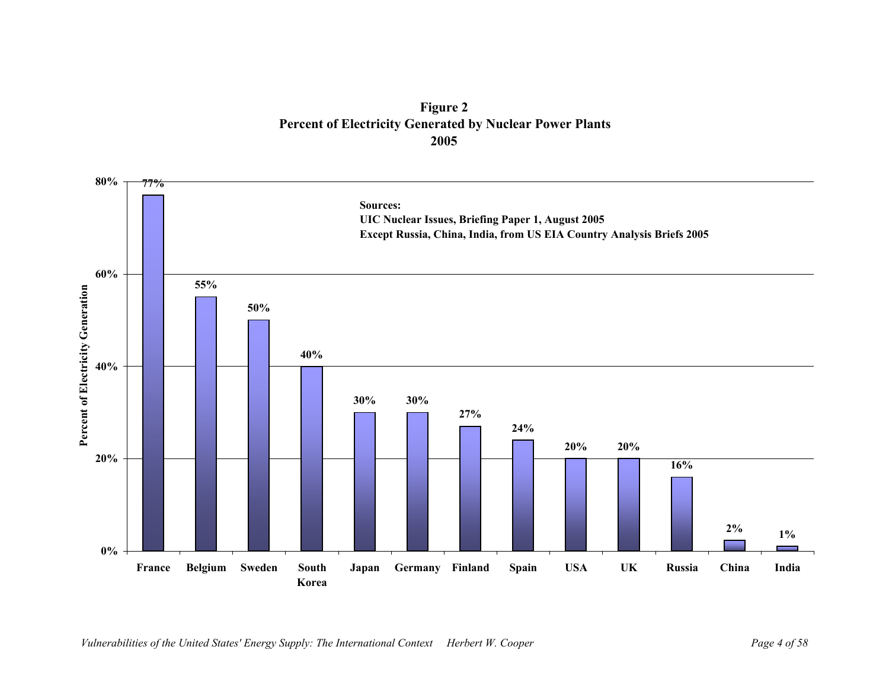**Figure 2**
**Percent of Electricity Generated by Nuclear Power Plants**
**2005**

**Sources:**
**UIC Nuclear Issues, Briefing Paper 1, August 2005**
**Except Russia, China, India, from US EIA Country Analysis Briefs 2005**

| Country | Percent of Electricity Generation |
|---|---|
| France | 77% |
| Belgium | 55% |
| Sweden | 50% |
| South Korea | 40% |
| Japan | 30% |
| Germany | 30% |
| Finland | 27% |
| Spain | 24% |
| USA | 20% |
| UK | 20% |
| Russia | 16% |
| China | 2% |
| India | 1% |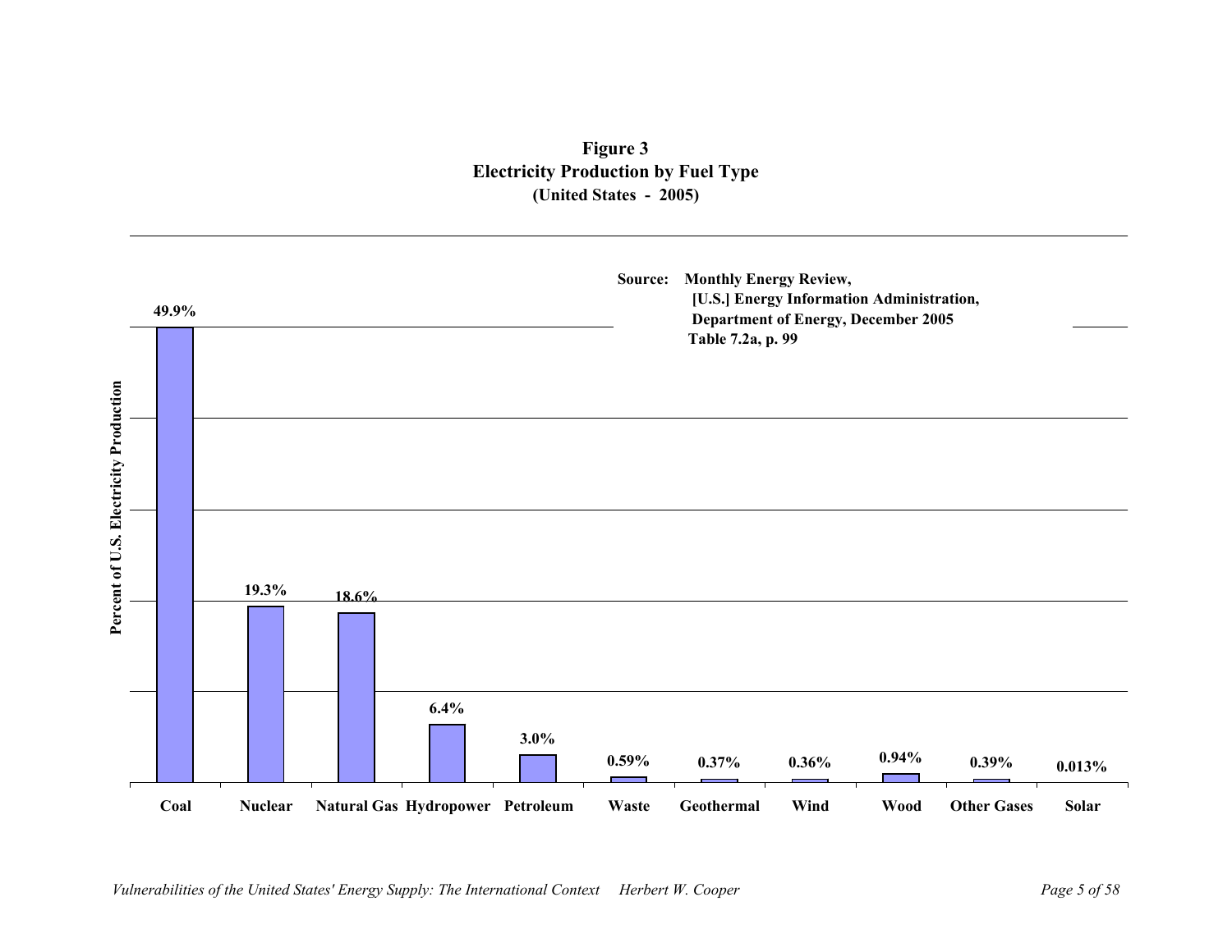**Figure 3**
**Electricity Production by Fuel Type**
**(United States - 2005)**

**Source: Monthly Energy Review, [U.S.] Energy Information Administration, Department of Energy, December 2005 Table 7.2a, p. 99**

| Fuel Type | Percent of U.S. Electricity Production |
|---|---|
| Coal | 49.9% |
| Nuclear | 19.3% |
| Natural Gas | 18.6% |
| Hydropower | 6.4% |
| Petroleum | 3.0% |
| Waste | 0.59% |
| Geothermal | 0.37% |
| Wind | 0.36% |
| Wood | 0.94% |
| Other Gases | 0.39% |
| Solar | 0.013% |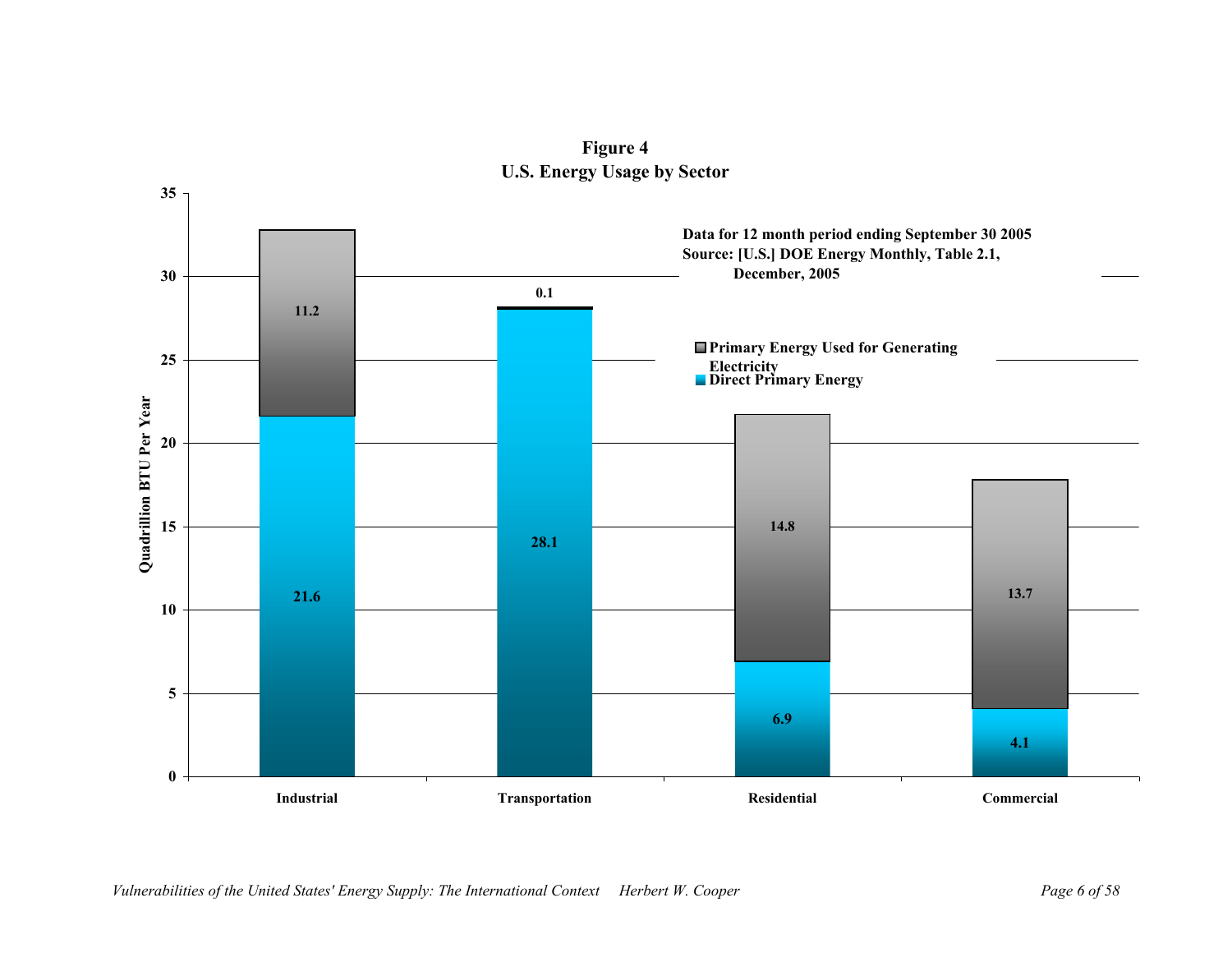**Figure 4**
**U.S. Energy Usage by Sector**

**Data for 12 month period ending September 30 2005**
**Source: [U.S.] DOE Energy Monthly, Table 2.1, December, 2005**

| Sector | Direct Primary Energy | Primary Energy Used for Generating Electricity |
|---|---|---|
| Industrial | 21.6 | 11.2 |
| Transportation | 28.1 | 0.1 |
| Residential | 6.9 | 14.8 |
| Commercial | 4.1 | 13.7 |

Quadrillion BTU Per Year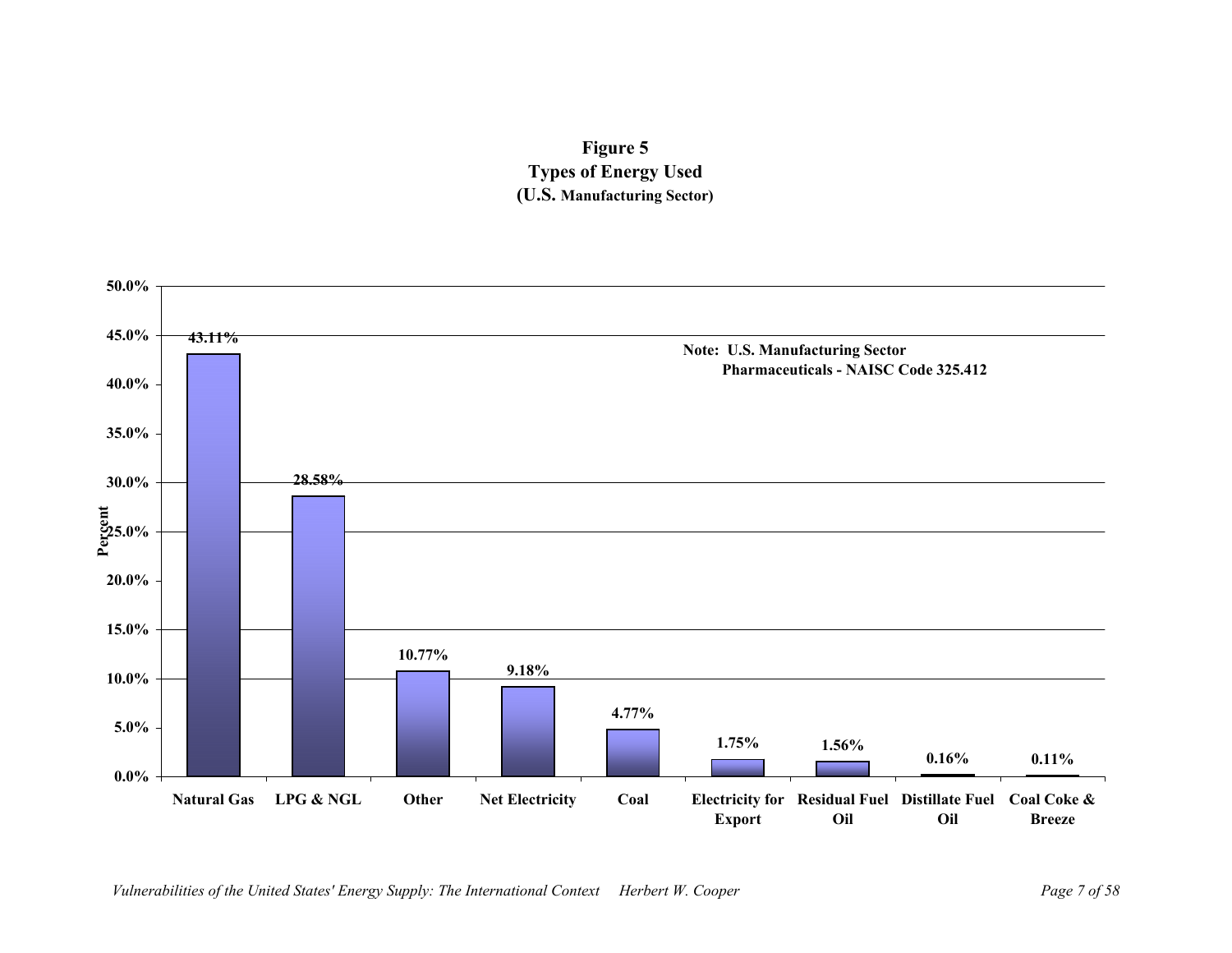**Figure 5**
**Types of Energy Used**
**(U.S. Manufacturing Sector)**

**Note: U.S. Manufacturing Sector**
**Pharmaceuticals - NAISC Code 325.412**

| Type of Energy | Percent |
|---|---|
| Natural Gas | 43.11% |
| LPG & NGL | 28.58% |
| Other | 10.77% |
| Net Electricity | 9.18% |
| Coal | 4.77% |
| Electricity for Export | 1.75% |
| Residual Fuel Oil | 1.56% |
| Distillate Fuel Oil | 0.16% |
| Coal Coke & Breeze | 0.11% |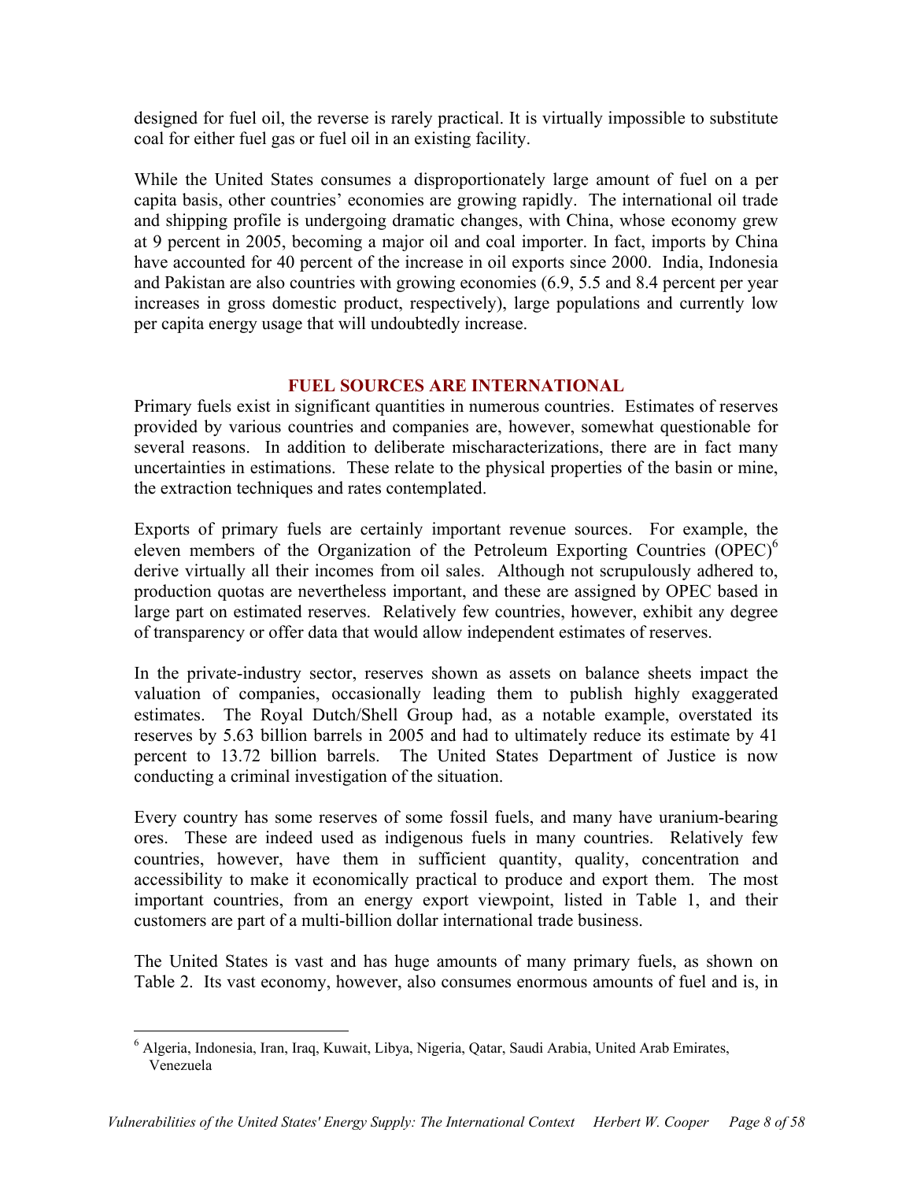designed for fuel oil, the reverse is rarely practical. It is virtually impossible to substitute coal for either fuel gas or fuel oil in an existing facility.

While the United States consumes a disproportionately large amount of fuel on a per capita basis, other countries' economies are growing rapidly. The international oil trade and shipping profile is undergoing dramatic changes, with China, whose economy grew at 9 percent in 2005, becoming a major oil and coal importer. In fact, imports by China have accounted for 40 percent of the increase in oil exports since 2000. India, Indonesia and Pakistan are also countries with growing economies (6.9, 5.5 and 8.4 percent per year increases in gross domestic product, respectively), large populations and currently low per capita energy usage that will undoubtedly increase.

## FUEL SOURCES ARE INTERNATIONAL

Primary fuels exist in significant quantities in numerous countries. Estimates of reserves provided by various countries and companies are, however, somewhat questionable for several reasons. In addition to deliberate mischaracterizations, there are in fact many uncertainties in estimations. These relate to the physical properties of the basin or mine, the extraction techniques and rates contemplated.

Exports of primary fuels are certainly important revenue sources. For example, the eleven members of the Organization of the Petroleum Exporting Countries (OPEC)[6] derive virtually all their incomes from oil sales. Although not scrupulously adhered to, production quotas are nevertheless important, and these are assigned by OPEC based in large part on estimated reserves. Relatively few countries, however, exhibit any degree of transparency or offer data that would allow independent estimates of reserves.

In the private-industry sector, reserves shown as assets on balance sheets impact the valuation of companies, occasionally leading them to publish highly exaggerated estimates. The Royal Dutch/Shell Group had, as a notable example, overstated its reserves by 5.63 billion barrels in 2005 and had to ultimately reduce its estimate by 41 percent to 13.72 billion barrels. The United States Department of Justice is now conducting a criminal investigation of the situation.

Every country has some reserves of some fossil fuels, and many have uranium-bearing ores. These are indeed used as indigenous fuels in many countries. Relatively few countries, however, have them in sufficient quantity, quality, concentration and accessibility to make it economically practical to produce and export them. The most important countries, from an energy export viewpoint, listed in Table 1, and their customers are part of a multi-billion dollar international trade business.

The United States is vast and has huge amounts of many primary fuels, as shown on Table 2. Its vast economy, however, also consumes enormous amounts of fuel and is, in

[6] Algeria, Indonesia, Iran, Iraq, Kuwait, Libya, Nigeria, Qatar, Saudi Arabia, United Arab Emirates, Venezuela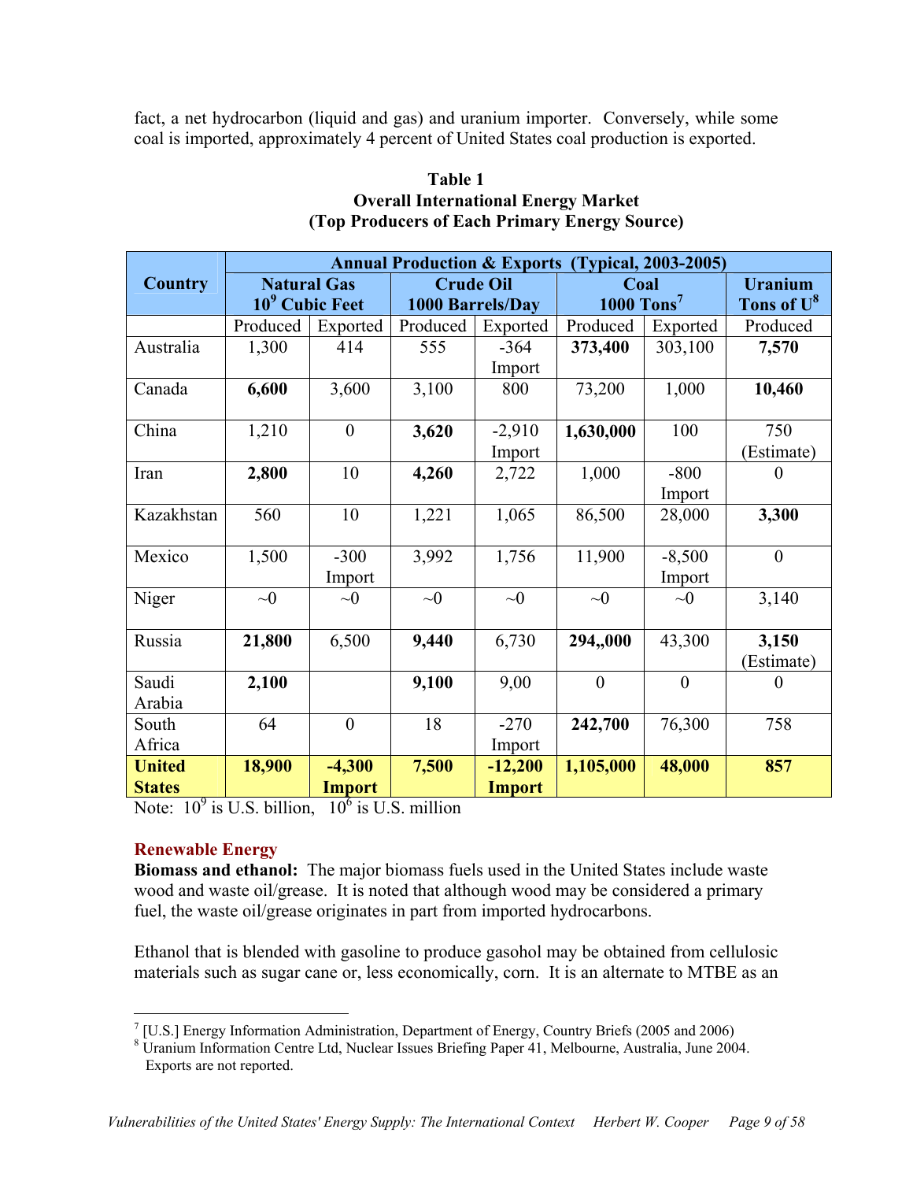fact, a net hydrocarbon (liquid and gas) and uranium importer. Conversely, while some coal is imported, approximately 4 percent of United States coal production is exported.

**Table 1**
**Overall International Energy Market**
**(Top Producers of Each Primary Energy Source)**

| Country | Annual Production & Exports (Typical, 2003-2005) | | | | | | |
|---|---|---|---|---|---|---|---|
| | Natural Gas $10^9$ Cubic Feet | | Crude Oil 1000 Barrels/Day | | Coal 1000 Tons[7] | | Uranium Tons of U[8] |
| | Produced | Exported | Produced | Exported | Produced | Exported | Produced |
| Australia | 1,300 | 414 | 555 | -364 Import | **373,400** | 303,100 | **7,570** |
| Canada | **6,600** | 3,600 | 3,100 | 800 | 73,200 | 1,000 | **10,460** |
| China | 1,210 | 0 | **3,620** | -2,910 Import | **1,630,000** | 100 | 750 (Estimate) |
| Iran | **2,800** | 10 | **4,260** | 2,722 | 1,000 | -800 Import | 0 |
| Kazakhstan | 560 | 10 | 1,221 | 1,065 | 86,500 | 28,000 | **3,300** |
| Mexico | 1,500 | -300 Import | 3,992 | 1,756 | 11,900 | -8,500 Import | 0 |
| Niger | ~0 | ~0 | ~0 | ~0 | ~0 | ~0 | 3,140 |
| Russia | **21,800** | 6,500 | **9,440** | 6,730 | **294,,000** | 43,300 | **3,150** (Estimate) |
| Saudi Arabia | **2,100** | | **9,100** | 9,00 | 0 | 0 | 0 |
| South Africa | 64 | 0 | 18 | -270 Import | **242,700** | 76,300 | 758 |
| **United States** | **18,900** | **-4,300 Import** | **7,500** | **-12,200 Import** | **1,105,000** | **48,000** | **857** |

Note: $10^9$ is U.S. billion, $10^6$ is U.S. million

### Renewable Energy

**Biomass and ethanol:** The major biomass fuels used in the United States include waste wood and waste oil/grease. It is noted that although wood may be considered a primary fuel, the waste oil/grease originates in part from imported hydrocarbons.

Ethanol that is blended with gasoline to produce gasohol may be obtained from cellulosic materials such as sugar cane or, less economically, corn. It is an alternate to MTBE as an

[7] [U.S.] Energy Information Administration, Department of Energy, Country Briefs (2005 and 2006)

[8] Uranium Information Centre Ltd, Nuclear Issues Briefing Paper 41, Melbourne, Australia, June 2004. Exports are not reported.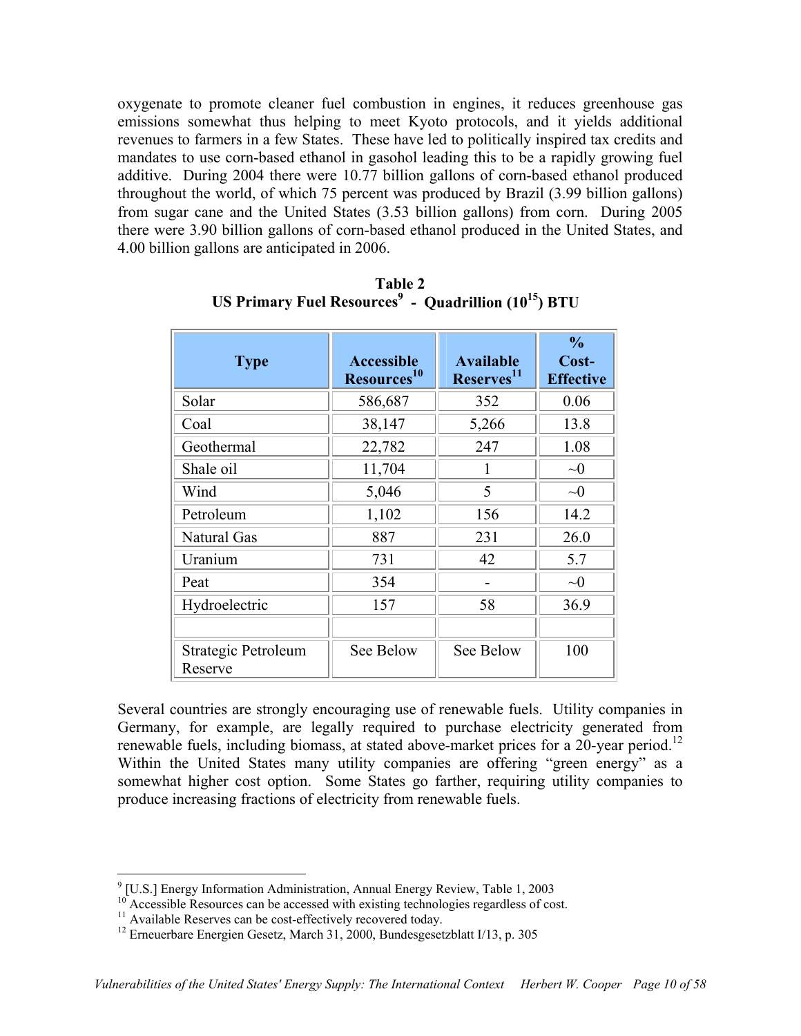oxygenate to promote cleaner fuel combustion in engines, it reduces greenhouse gas emissions somewhat thus helping to meet Kyoto protocols, and it yields additional revenues to farmers in a few States. These have led to politically inspired tax credits and mandates to use corn-based ethanol in gasohol leading this to be a rapidly growing fuel additive. During 2004 there were 10.77 billion gallons of corn-based ethanol produced throughout the world, of which 75 percent was produced by Brazil (3.99 billion gallons) from sugar cane and the United States (3.53 billion gallons) from corn. During 2005 there were 3.90 billion gallons of corn-based ethanol produced in the United States, and 4.00 billion gallons are anticipated in 2006.

**Table 2**
**US Primary Fuel Resources[9] - Quadrillion ($10^{15}$) BTU**

| Type | Accessible Resources[10] | Available Reserves[11] | % Cost-Effective |
|---|---|---|---|
| Solar | 586,687 | 352 | 0.06 |
| Coal | 38,147 | 5,266 | 13.8 |
| Geothermal | 22,782 | 247 | 1.08 |
| Shale oil | 11,704 | 1 | ~0 |
| Wind | 5,046 | 5 | ~0 |
| Petroleum | 1,102 | 156 | 14.2 |
| Natural Gas | 887 | 231 | 26.0 |
| Uranium | 731 | 42 | 5.7 |
| Peat | 354 | - | ~0 |
| Hydroelectric | 157 | 58 | 36.9 |
| | | | |
| Strategic Petroleum Reserve | See Below | See Below | 100 |

Several countries are strongly encouraging use of renewable fuels. Utility companies in Germany, for example, are legally required to purchase electricity generated from renewable fuels, including biomass, at stated above-market prices for a 20-year period.[12] Within the United States many utility companies are offering "green energy" as a somewhat higher cost option. Some States go farther, requiring utility companies to produce increasing fractions of electricity from renewable fuels.

[9] [U.S.] Energy Information Administration, Annual Energy Review, Table 1, 2003
[10] Accessible Resources can be accessed with existing technologies regardless of cost.
[11] Available Reserves can be cost-effectively recovered today.
[12] Erneuerbare Energien Gesetz, March 31, 2000, Bundesgesetzblatt I/13, p. 305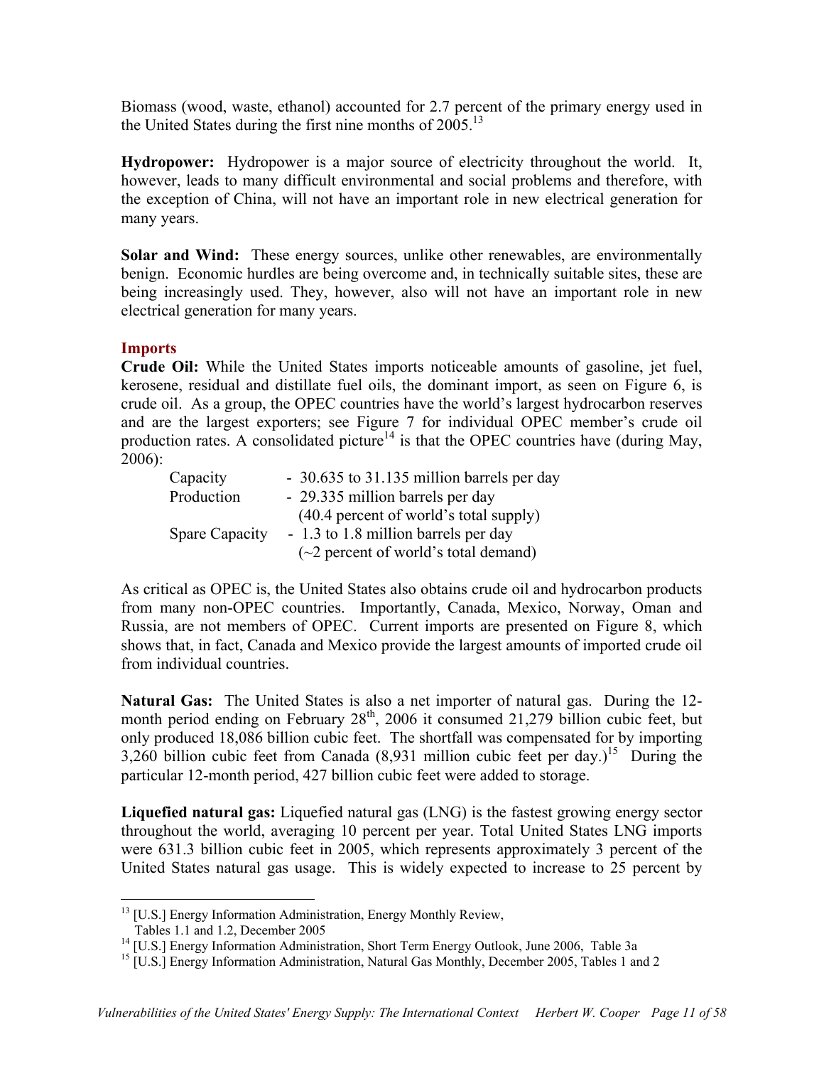Biomass (wood, waste, ethanol) accounted for 2.7 percent of the primary energy used in the United States during the first nine months of 2005.[13]

**Hydropower:** Hydropower is a major source of electricity throughout the world. It, however, leads to many difficult environmental and social problems and therefore, with the exception of China, will not have an important role in new electrical generation for many years.

**Solar and Wind:** These energy sources, unlike other renewables, are environmentally benign. Economic hurdles are being overcome and, in technically suitable sites, these are being increasingly used. They, however, also will not have an important role in new electrical generation for many years.

## Imports

**Crude Oil:** While the United States imports noticeable amounts of gasoline, jet fuel, kerosene, residual and distillate fuel oils, the dominant import, as seen on Figure 6, is crude oil. As a group, the OPEC countries have the world's largest hydrocarbon reserves and are the largest exporters; see Figure 7 for individual OPEC member's crude oil production rates. A consolidated picture[14] is that the OPEC countries have (during May, 2006):

| | |
|---|---|
| Capacity | - 30.635 to 31.135 million barrels per day |
| Production | - 29.335 million barrels per day (40.4 percent of world's total supply) |
| Spare Capacity | - 1.3 to 1.8 million barrels per day (~2 percent of world's total demand) |

As critical as OPEC is, the United States also obtains crude oil and hydrocarbon products from many non-OPEC countries. Importantly, Canada, Mexico, Norway, Oman and Russia, are not members of OPEC. Current imports are presented on Figure 8, which shows that, in fact, Canada and Mexico provide the largest amounts of imported crude oil from individual countries.

**Natural Gas:** The United States is also a net importer of natural gas. During the 12-month period ending on February 28th, 2006 it consumed 21,279 billion cubic feet, but only produced 18,086 billion cubic feet. The shortfall was compensated for by importing 3,260 billion cubic feet from Canada (8,931 million cubic feet per day.)[15] During the particular 12-month period, 427 billion cubic feet were added to storage.

**Liquefied natural gas:** Liquefied natural gas (LNG) is the fastest growing energy sector throughout the world, averaging 10 percent per year. Total United States LNG imports were 631.3 billion cubic feet in 2005, which represents approximately 3 percent of the United States natural gas usage. This is widely expected to increase to 25 percent by

---

[13] [U.S.] Energy Information Administration, Energy Monthly Review, Tables 1.1 and 1.2, December 2005

[14] [U.S.] Energy Information Administration, Short Term Energy Outlook, June 2006, Table 3a

[15] [U.S.] Energy Information Administration, Natural Gas Monthly, December 2005, Tables 1 and 2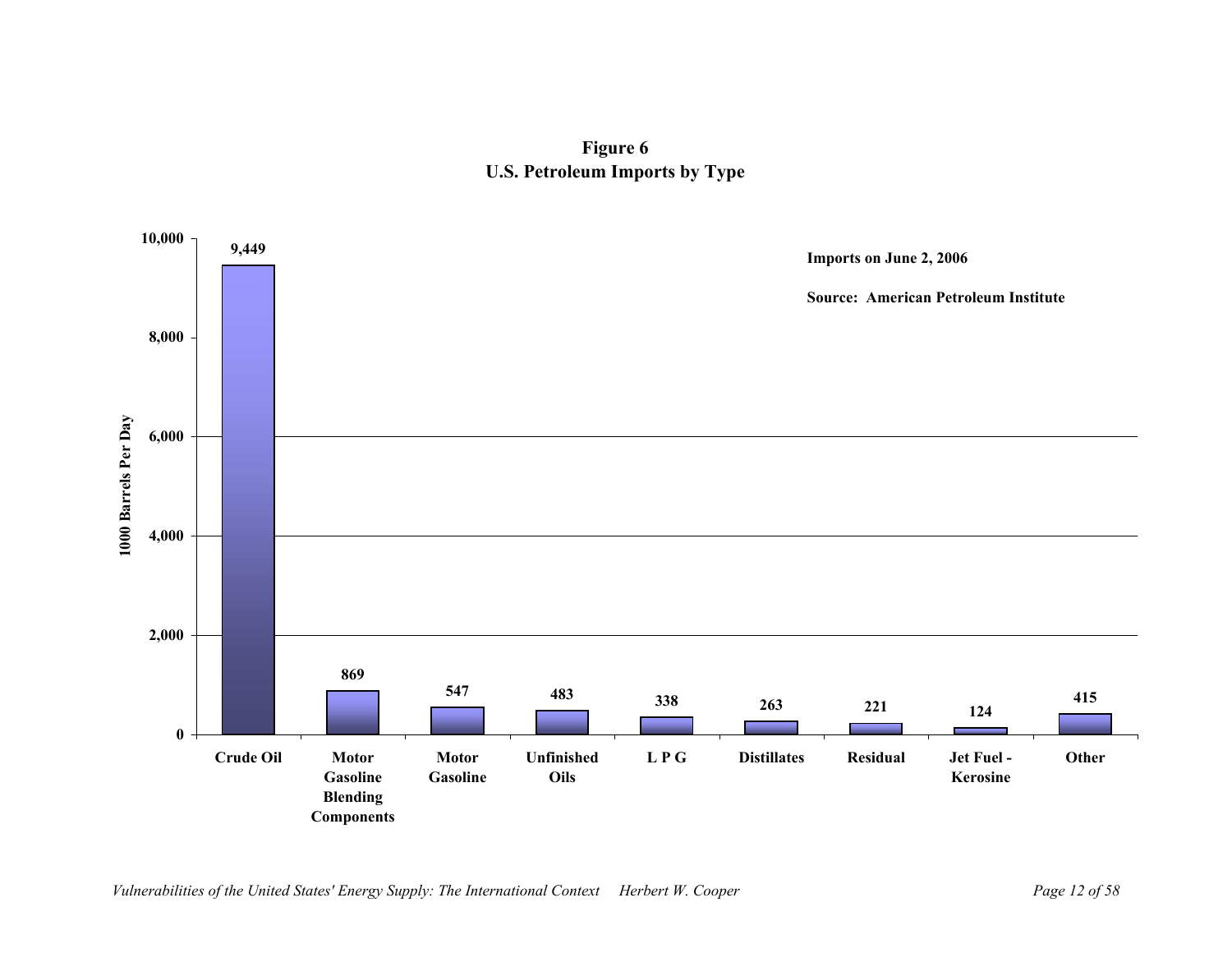**Figure 6**
**U.S. Petroleum Imports by Type**

Imports on June 2, 2006

Source: American Petroleum Institute

| Type | 1000 Barrels Per Day |
|---|---|
| Crude Oil | 9,449 |
| Motor Gasoline Blending Components | 869 |
| Motor Gasoline | 547 |
| Unfinished Oils | 483 |
| L P G | 338 |
| Distillates | 263 |
| Residual | 221 |
| Jet Fuel - Kerosine | 124 |
| Other | 415 |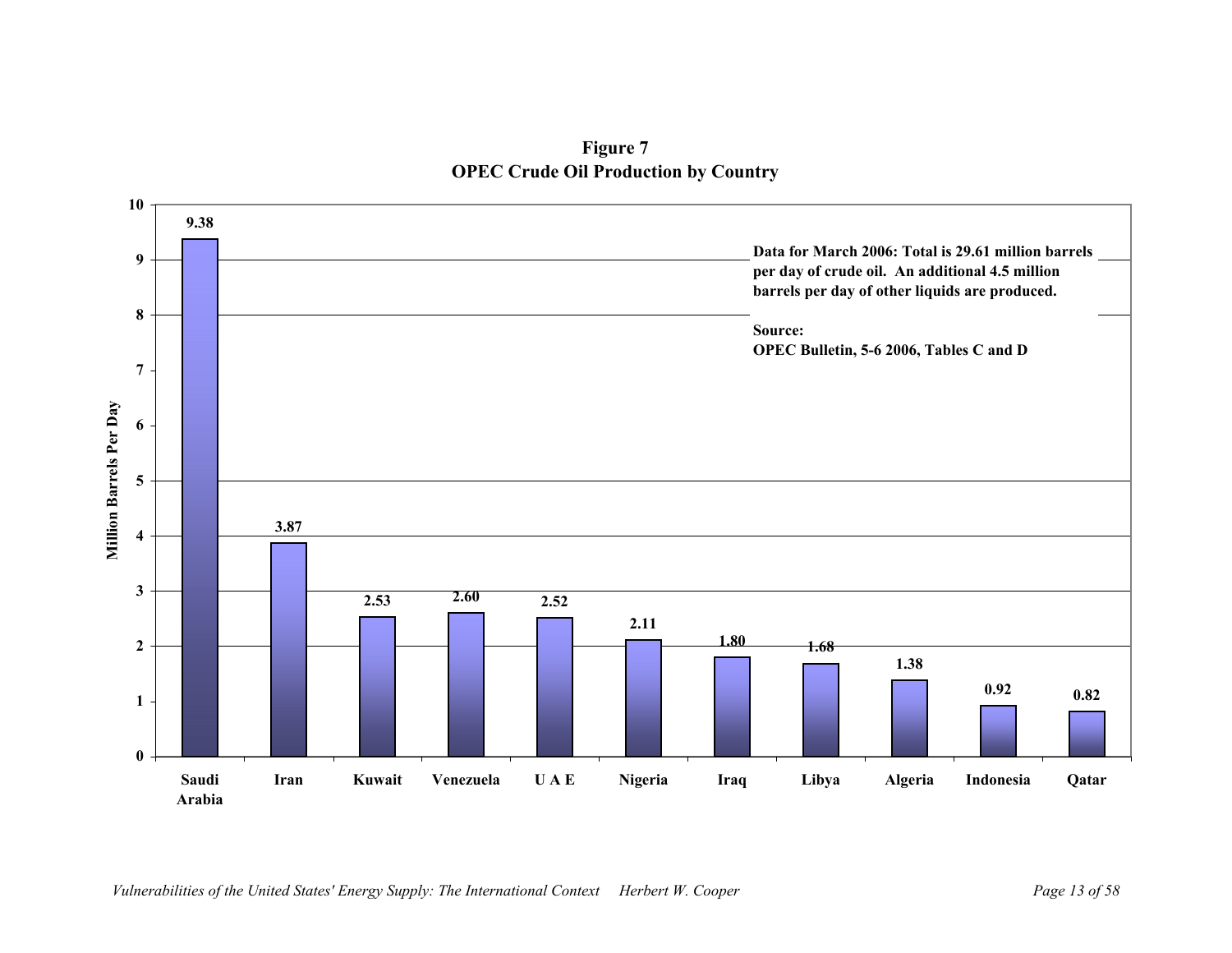**Figure 7**
**OPEC Crude Oil Production by Country**

| Country | Million Barrels Per Day |
|---|---|
| Saudi Arabia | 9.38 |
| Iran | 3.87 |
| Kuwait | 2.53 |
| Venezuela | 2.60 |
| U A E | 2.52 |
| Nigeria | 2.11 |
| Iraq | 1.80 |
| Libya | 1.68 |
| Algeria | 1.38 |
| Indonesia | 0.92 |
| Qatar | 0.82 |

**Data for March 2006: Total is 29.61 million barrels per day of crude oil. An additional 4.5 million barrels per day of other liquids are produced.**

**Source:**
**OPEC Bulletin, 5-6 2006, Tables C and D**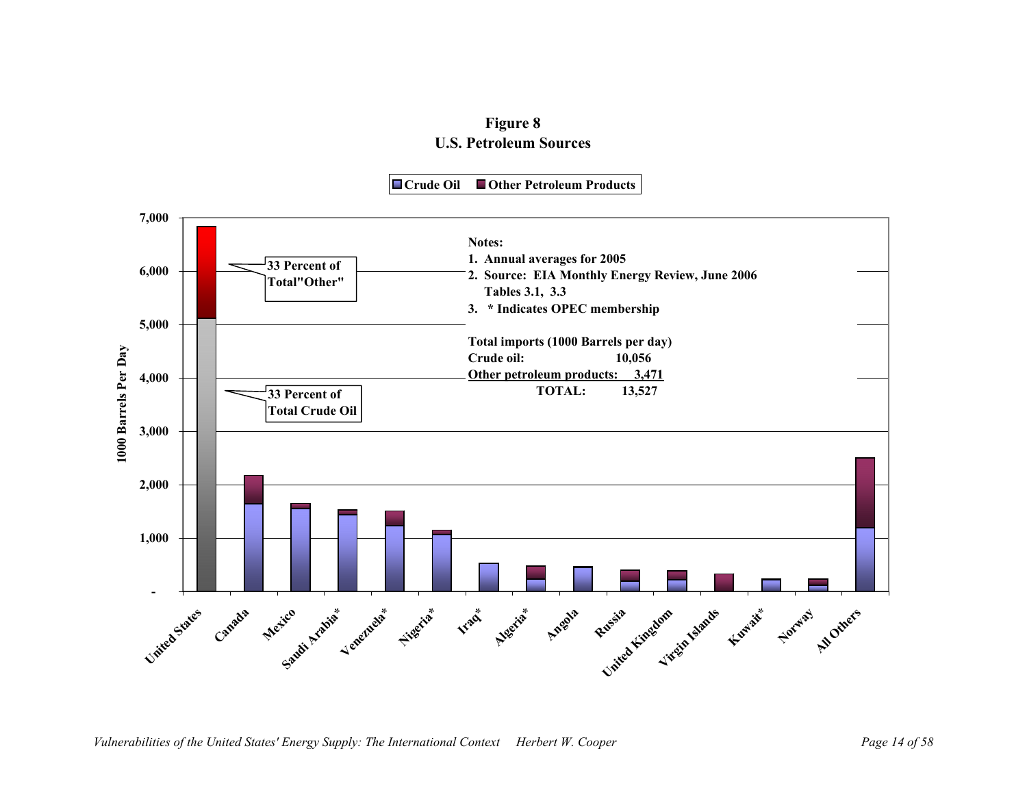**Figure 8**
**U.S. Petroleum Sources**

■ Crude Oil ■ Other Petroleum Products

1000 Barrels Per Day

33 Percent of Total"Other"

33 Percent of Total Crude Oil

**Notes:**
1. Annual averages for 2005
2. Source: EIA Monthly Energy Review, June 2006 Tables 3.1, 3.3
3. * Indicates OPEC membership

**Total imports (1000 Barrels per day)**

| | |
|---|---|
| Crude oil: | 10,056 |
| Other petroleum products: | 3,471 |
| TOTAL: | 13,527 |

United States, Canada, Mexico, Saudi Arabia*, Venezuela*, Nigeria*, Iraq*, Algeria*, Angola, Russia, United Kingdom, Virgin Islands, Kuwait*, Norway, All Others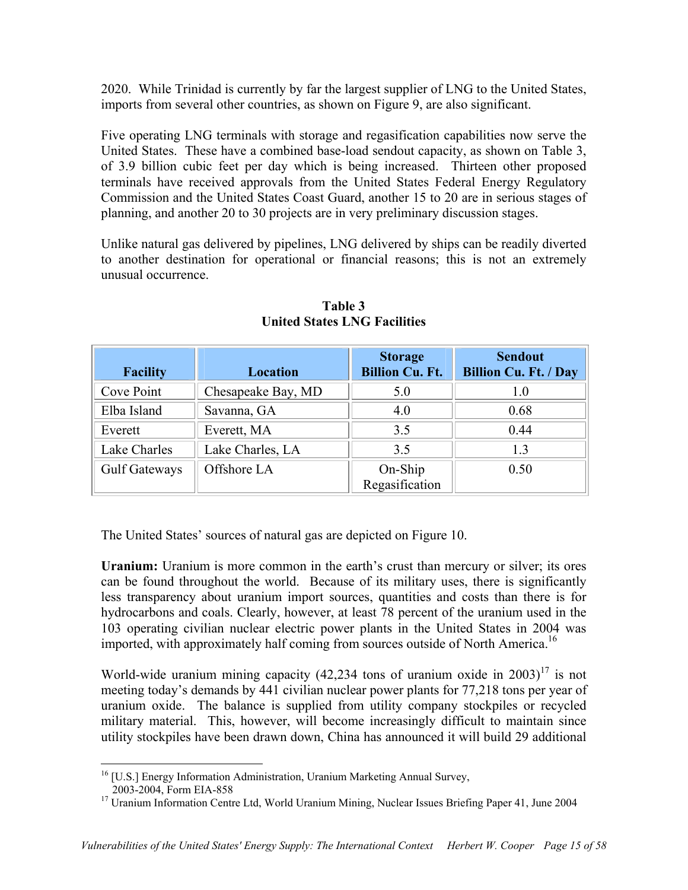2020. While Trinidad is currently by far the largest supplier of LNG to the United States, imports from several other countries, as shown on Figure 9, are also significant.

Five operating LNG terminals with storage and regasification capabilities now serve the United States. These have a combined base-load sendout capacity, as shown on Table 3, of 3.9 billion cubic feet per day which is being increased. Thirteen other proposed terminals have received approvals from the United States Federal Energy Regulatory Commission and the United States Coast Guard, another 15 to 20 are in serious stages of planning, and another 20 to 30 projects are in very preliminary discussion stages.

Unlike natural gas delivered by pipelines, LNG delivered by ships can be readily diverted to another destination for operational or financial reasons; this is not an extremely unusual occurrence.

**Table 3**
**United States LNG Facilities**

| Facility | Location | Storage Billion Cu. Ft. | Sendout Billion Cu. Ft. / Day |
|---|---|---|---|
| Cove Point | Chesapeake Bay, MD | 5.0 | 1.0 |
| Elba Island | Savanna, GA | 4.0 | 0.68 |
| Everett | Everett, MA | 3.5 | 0.44 |
| Lake Charles | Lake Charles, LA | 3.5 | 1.3 |
| Gulf Gateways | Offshore LA | On-Ship Regasification | 0.50 |

The United States' sources of natural gas are depicted on Figure 10.

**Uranium:** Uranium is more common in the earth's crust than mercury or silver; its ores can be found throughout the world. Because of its military uses, there is significantly less transparency about uranium import sources, quantities and costs than there is for hydrocarbons and coals. Clearly, however, at least 78 percent of the uranium used in the 103 operating civilian nuclear electric power plants in the United States in 2004 was imported, with approximately half coming from sources outside of North America.[16]

World-wide uranium mining capacity (42,234 tons of uranium oxide in 2003)[17] is not meeting today's demands by 441 civilian nuclear power plants for 77,218 tons per year of uranium oxide. The balance is supplied from utility company stockpiles or recycled military material. This, however, will become increasingly difficult to maintain since utility stockpiles have been drawn down, China has announced it will build 29 additional

---

[16] [U.S.] Energy Information Administration, Uranium Marketing Annual Survey, 2003-2004, Form EIA-858

[17] Uranium Information Centre Ltd, World Uranium Mining, Nuclear Issues Briefing Paper 41, June 2004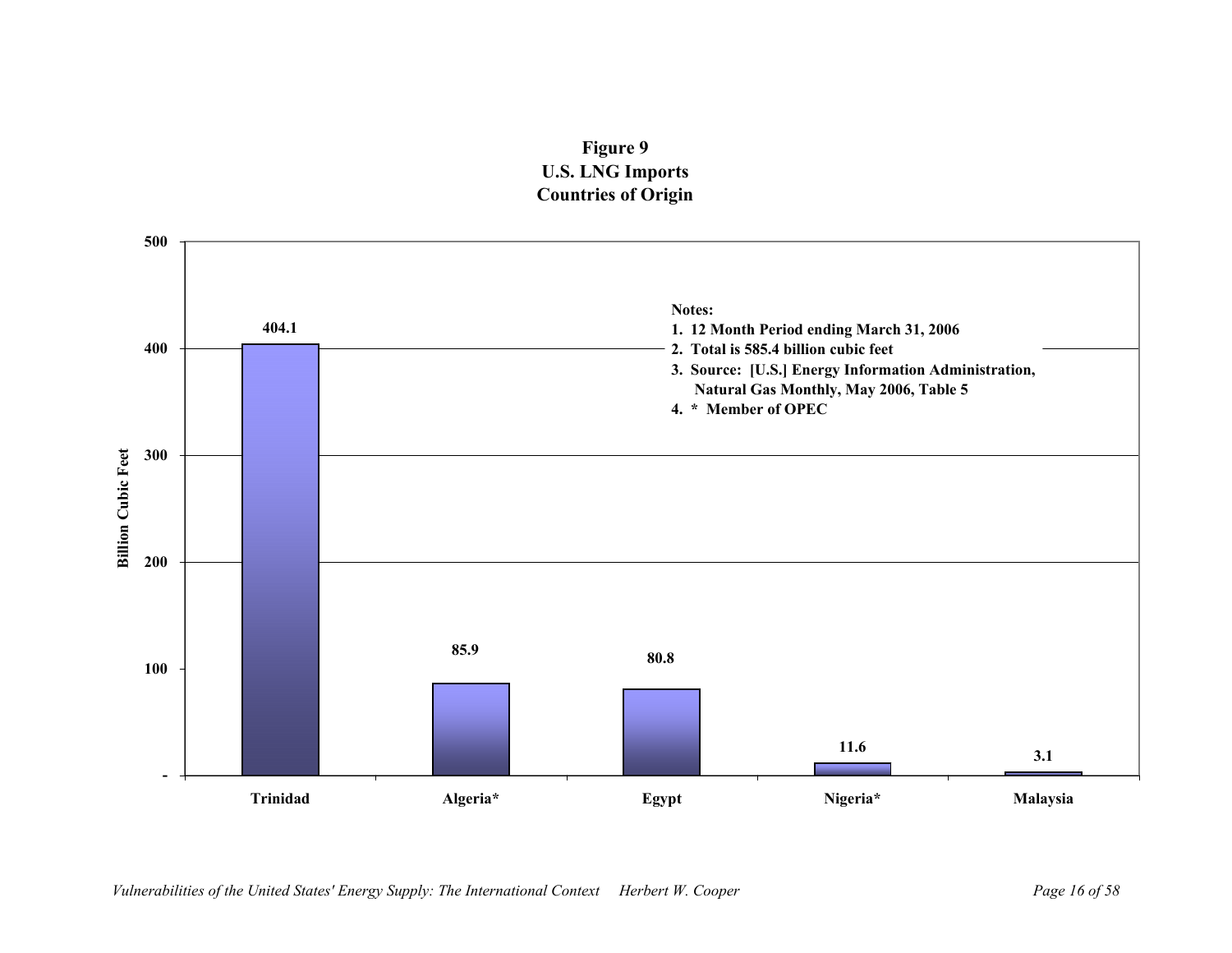**Figure 9**
**U.S. LNG Imports**
**Countries of Origin**

| Country | Billion Cubic Feet |
|---|---|
| Trinidad | 404.1 |
| Algeria* | 85.9 |
| Egypt | 80.8 |
| Nigeria* | 11.6 |
| Malaysia | 3.1 |

**Notes:**
1. **12 Month Period ending March 31, 2006**
2. **Total is 585.4 billion cubic feet**
3. **Source: [U.S.] Energy Information Administration, Natural Gas Monthly, May 2006, Table 5**
4. *** Member of OPEC**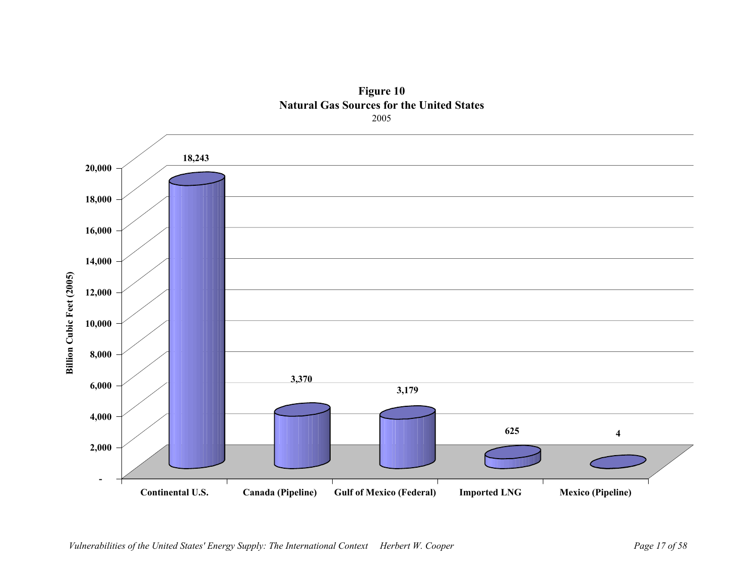**Figure 10**
**Natural Gas Sources for the United States**
2005

| Source | Billion Cubic Feet (2005) |
|---|---|
| Continental U.S. | 18,243 |
| Canada (Pipeline) | 3,370 |
| Gulf of Mexico (Federal) | 3,179 |
| Imported LNG | 625 |
| Mexico (Pipeline) | 4 |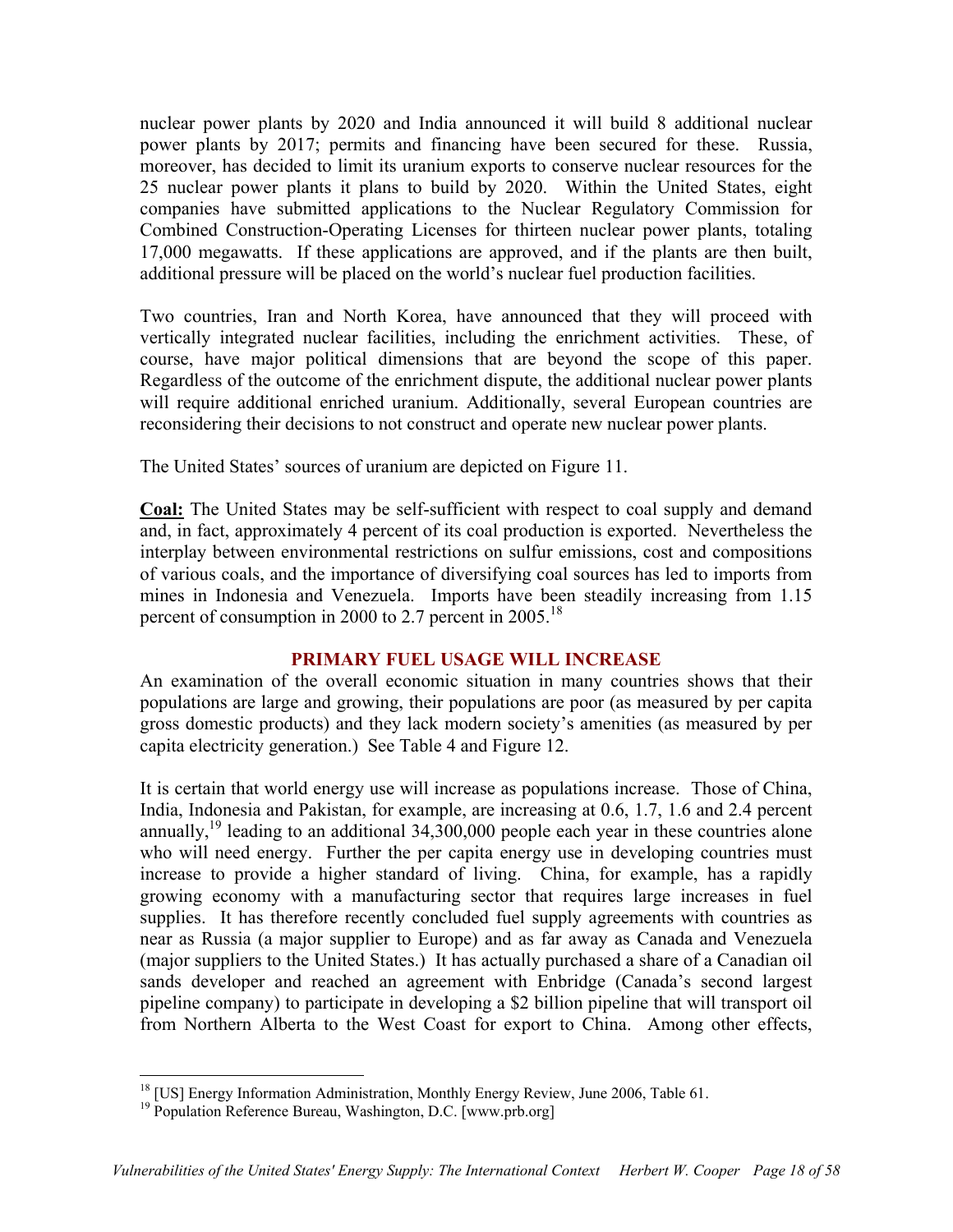nuclear power plants by 2020 and India announced it will build 8 additional nuclear power plants by 2017; permits and financing have been secured for these. Russia, moreover, has decided to limit its uranium exports to conserve nuclear resources for the 25 nuclear power plants it plans to build by 2020. Within the United States, eight companies have submitted applications to the Nuclear Regulatory Commission for Combined Construction-Operating Licenses for thirteen nuclear power plants, totaling 17,000 megawatts. If these applications are approved, and if the plants are then built, additional pressure will be placed on the world's nuclear fuel production facilities.

Two countries, Iran and North Korea, have announced that they will proceed with vertically integrated nuclear facilities, including the enrichment activities. These, of course, have major political dimensions that are beyond the scope of this paper. Regardless of the outcome of the enrichment dispute, the additional nuclear power plants will require additional enriched uranium. Additionally, several European countries are reconsidering their decisions to not construct and operate new nuclear power plants.

The United States' sources of uranium are depicted on Figure 11.

**Coal:** The United States may be self-sufficient with respect to coal supply and demand and, in fact, approximately 4 percent of its coal production is exported. Nevertheless the interplay between environmental restrictions on sulfur emissions, cost and compositions of various coals, and the importance of diversifying coal sources has led to imports from mines in Indonesia and Venezuela. Imports have been steadily increasing from 1.15 percent of consumption in 2000 to 2.7 percent in 2005.[18]

## PRIMARY FUEL USAGE WILL INCREASE

An examination of the overall economic situation in many countries shows that their populations are large and growing, their populations are poor (as measured by per capita gross domestic products) and they lack modern society's amenities (as measured by per capita electricity generation.) See Table 4 and Figure 12.

It is certain that world energy use will increase as populations increase. Those of China, India, Indonesia and Pakistan, for example, are increasing at 0.6, 1.7, 1.6 and 2.4 percent annually,[19] leading to an additional 34,300,000 people each year in these countries alone who will need energy. Further the per capita energy use in developing countries must increase to provide a higher standard of living. China, for example, has a rapidly growing economy with a manufacturing sector that requires large increases in fuel supplies. It has therefore recently concluded fuel supply agreements with countries as near as Russia (a major supplier to Europe) and as far away as Canada and Venezuela (major suppliers to the United States.) It has actually purchased a share of a Canadian oil sands developer and reached an agreement with Enbridge (Canada's second largest pipeline company) to participate in developing a $2 billion pipeline that will transport oil from Northern Alberta to the West Coast for export to China. Among other effects,

---

[18] [US] Energy Information Administration, Monthly Energy Review, June 2006, Table 61.

[19] Population Reference Bureau, Washington, D.C. [www.prb.org]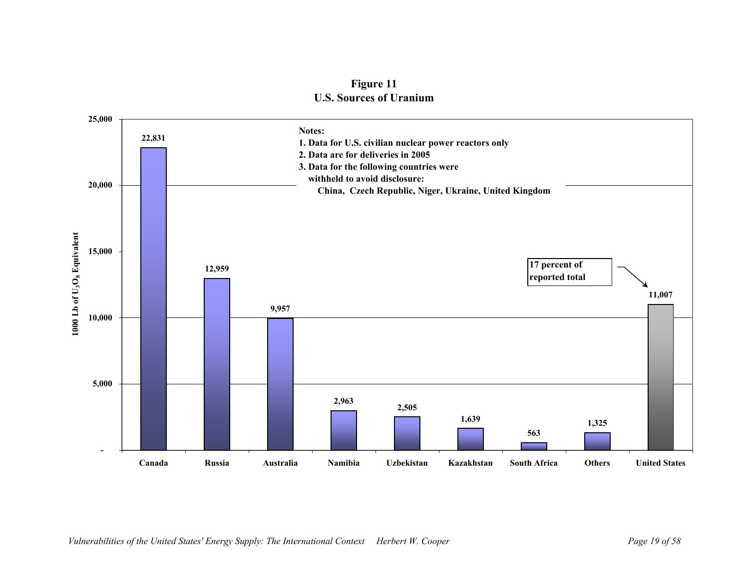**Figure 11**
**U.S. Sources of Uranium**

| Country | 1000 Lb of $U_3O_8$ Equivalent |
| --- | --- |
| Canada | 22,831 |
| Russia | 12,959 |
| Australia | 9,957 |
| Namibia | 2,963 |
| Uzbekistan | 2,505 |
| Kazakhstan | 1,639 |
| South Africa | 563 |
| Others | 1,325 |
| United States | 11,007 |

17 percent of reported total (United States)

**Notes:**
1. Data for U.S. civilian nuclear power reactors only
2. Data are for deliveries in 2005
3. Data for the following countries were withheld to avoid disclosure:
   China, Czech Republic, Niger, Ukraine, United Kingdom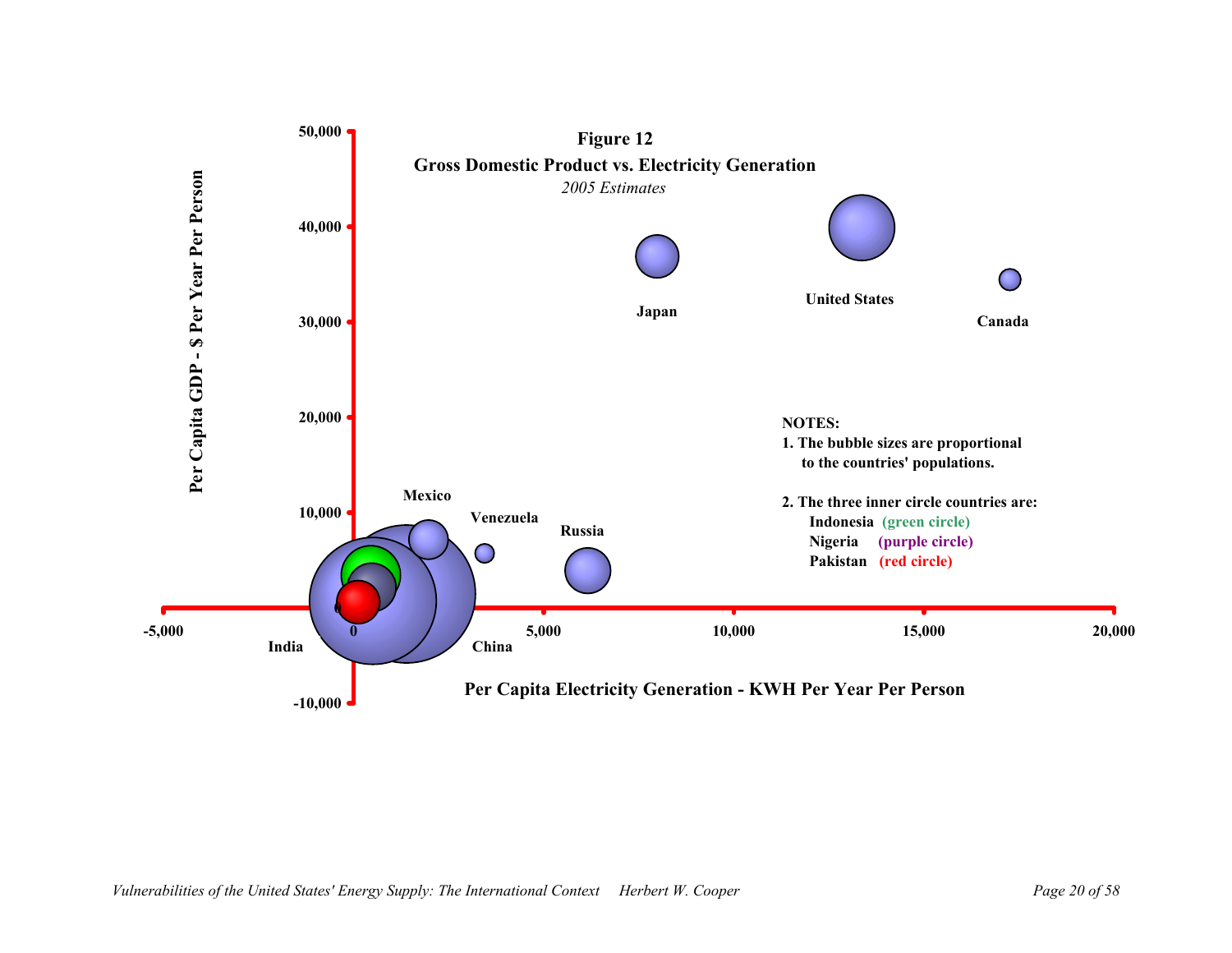**Figure 12**

**Gross Domestic Product vs. Electricity Generation**

*2005 Estimates*

Per Capita GDP - $ Per Year Per Person

50,000
40,000
30,000
20,000
10,000
0
-10,000

-5,000 0 5,000 10,000 15,000 20,000

Per Capita Electricity Generation - KWH Per Year Per Person

Japan

United States

Canada

Mexico

Venezuela

Russia

India

China

**NOTES:**

1. The bubble sizes are proportional to the countries' populations.

2. The three inner circle countries are:
   - Indonesia (green circle)
   - Nigeria (purple circle)
   - Pakistan (red circle)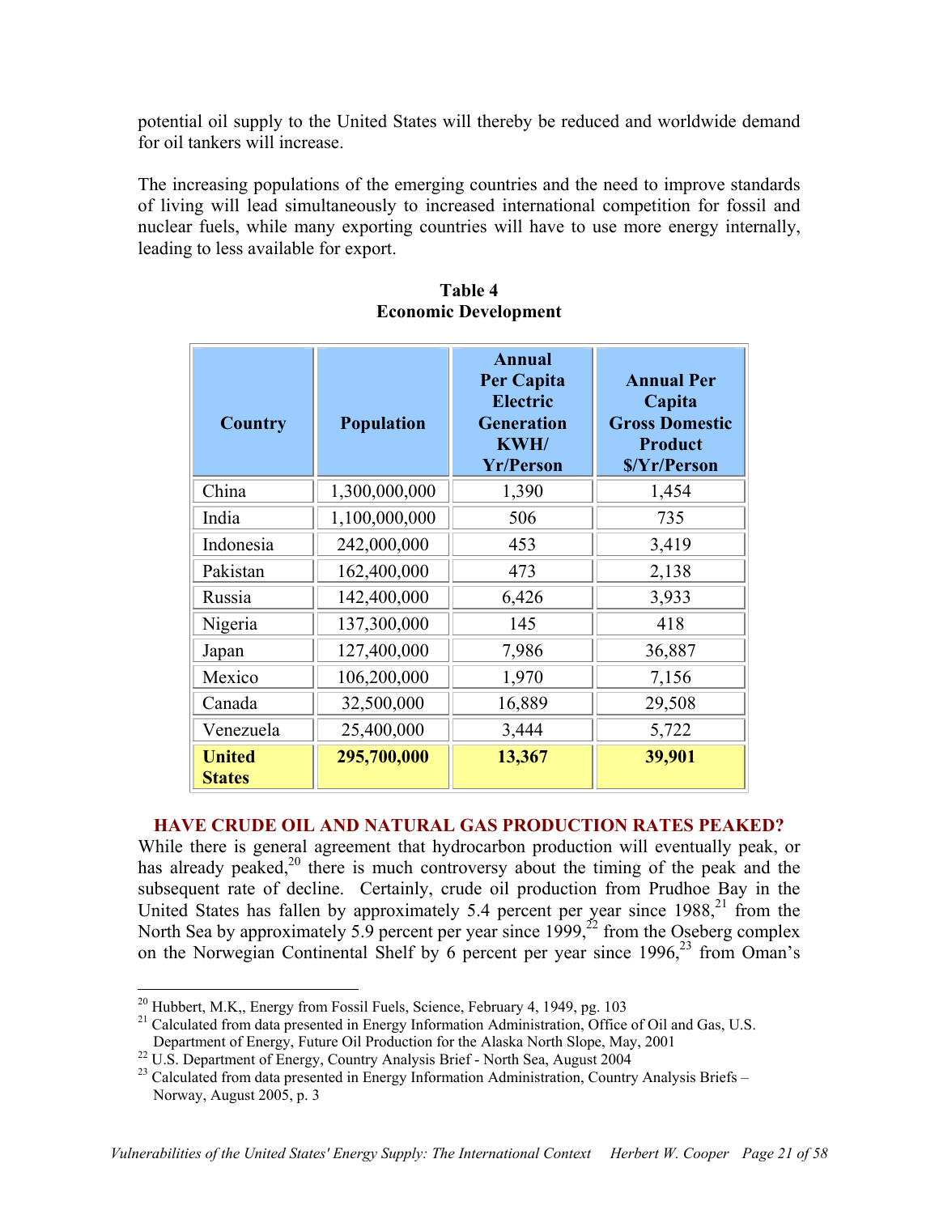potential oil supply to the United States will thereby be reduced and worldwide demand for oil tankers will increase.

The increasing populations of the emerging countries and the need to improve standards of living will lead simultaneously to increased international competition for fossil and nuclear fuels, while many exporting countries will have to use more energy internally, leading to less available for export.

**Table 4**
**Economic Development**

| Country | Population | Annual Per Capita Electric Generation KWH/ Yr/Person | Annual Per Capita Gross Domestic Product $/Yr/Person |
|---|---|---|---|
| China | 1,300,000,000 | 1,390 | 1,454 |
| India | 1,100,000,000 | 506 | 735 |
| Indonesia | 242,000,000 | 453 | 3,419 |
| Pakistan | 162,400,000 | 473 | 2,138 |
| Russia | 142,400,000 | 6,426 | 3,933 |
| Nigeria | 137,300,000 | 145 | 418 |
| Japan | 127,400,000 | 7,986 | 36,887 |
| Mexico | 106,200,000 | 1,970 | 7,156 |
| Canada | 32,500,000 | 16,889 | 29,508 |
| Venezuela | 25,400,000 | 3,444 | 5,722 |
| **United States** | **295,700,000** | **13,367** | **39,901** |

## HAVE CRUDE OIL AND NATURAL GAS PRODUCTION RATES PEAKED?

While there is general agreement that hydrocarbon production will eventually peak, or has already peaked,[20] there is much controversy about the timing of the peak and the subsequent rate of decline. Certainly, crude oil production from Prudhoe Bay in the United States has fallen by approximately 5.4 percent per year since 1988,[21] from the North Sea by approximately 5.9 percent per year since 1999,[22] from the Oseberg complex on the Norwegian Continental Shelf by 6 percent per year since 1996,[23] from Oman's

[20] Hubbert, M.K,, Energy from Fossil Fuels, Science, February 4, 1949, pg. 103

[21] Calculated from data presented in Energy Information Administration, Office of Oil and Gas, U.S. Department of Energy, Future Oil Production for the Alaska North Slope, May, 2001

[22] U.S. Department of Energy, Country Analysis Brief - North Sea, August 2004

[23] Calculated from data presented in Energy Information Administration, Country Analysis Briefs – Norway, August 2005, p. 3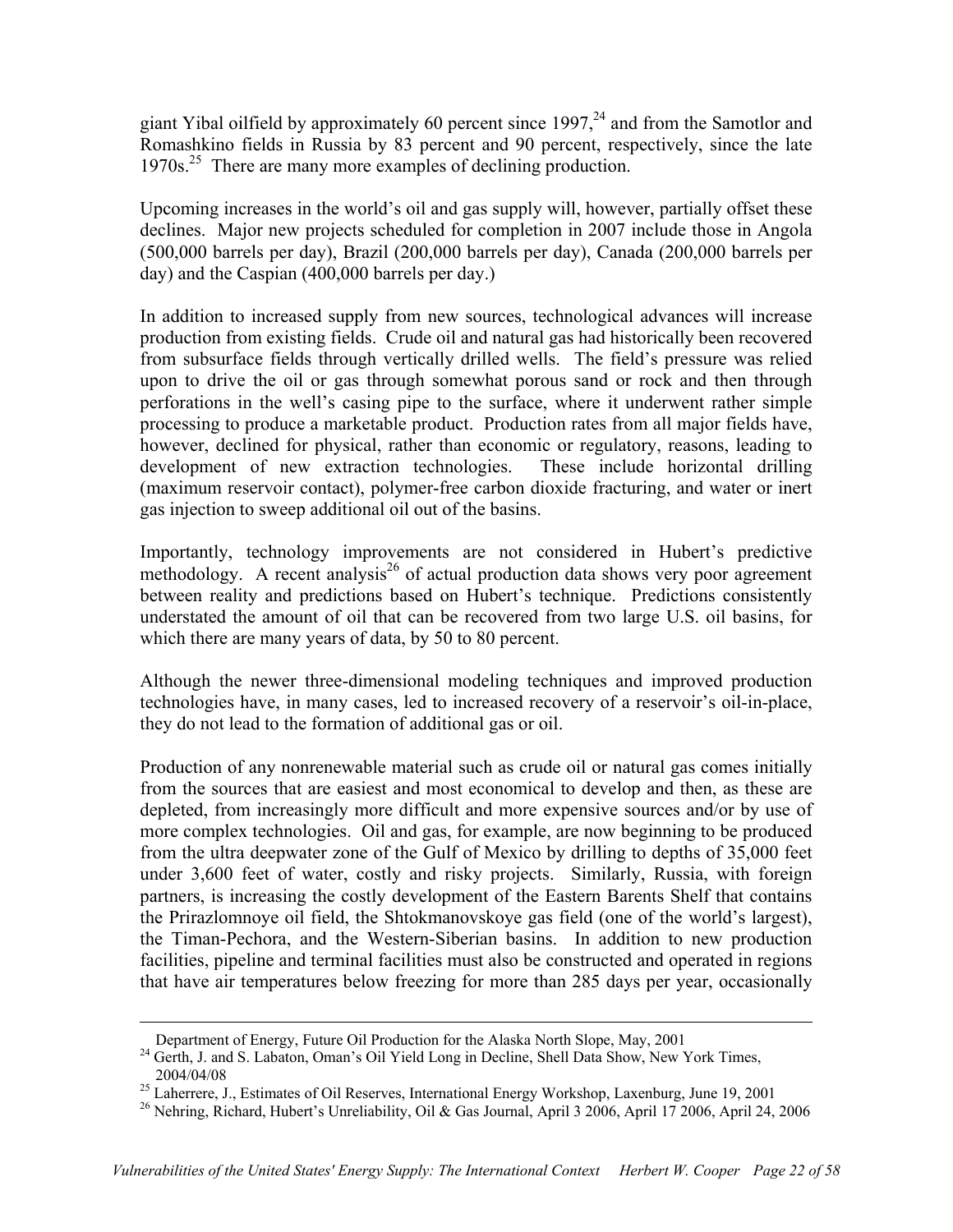giant Yibal oilfield by approximately 60 percent since 1997,[24] and from the Samotlor and Romashkino fields in Russia by 83 percent and 90 percent, respectively, since the late 1970s.[25] There are many more examples of declining production.

Upcoming increases in the world's oil and gas supply will, however, partially offset these declines. Major new projects scheduled for completion in 2007 include those in Angola (500,000 barrels per day), Brazil (200,000 barrels per day), Canada (200,000 barrels per day) and the Caspian (400,000 barrels per day.)

In addition to increased supply from new sources, technological advances will increase production from existing fields. Crude oil and natural gas had historically been recovered from subsurface fields through vertically drilled wells. The field's pressure was relied upon to drive the oil or gas through somewhat porous sand or rock and then through perforations in the well's casing pipe to the surface, where it underwent rather simple processing to produce a marketable product. Production rates from all major fields have, however, declined for physical, rather than economic or regulatory, reasons, leading to development of new extraction technologies. These include horizontal drilling (maximum reservoir contact), polymer-free carbon dioxide fracturing, and water or inert gas injection to sweep additional oil out of the basins.

Importantly, technology improvements are not considered in Hubert's predictive methodology. A recent analysis[26] of actual production data shows very poor agreement between reality and predictions based on Hubert's technique. Predictions consistently understated the amount of oil that can be recovered from two large U.S. oil basins, for which there are many years of data, by 50 to 80 percent.

Although the newer three-dimensional modeling techniques and improved production technologies have, in many cases, led to increased recovery of a reservoir's oil-in-place, they do not lead to the formation of additional gas or oil.

Production of any nonrenewable material such as crude oil or natural gas comes initially from the sources that are easiest and most economical to develop and then, as these are depleted, from increasingly more difficult and more expensive sources and/or by use of more complex technologies. Oil and gas, for example, are now beginning to be produced from the ultra deepwater zone of the Gulf of Mexico by drilling to depths of 35,000 feet under 3,600 feet of water, costly and risky projects. Similarly, Russia, with foreign partners, is increasing the costly development of the Eastern Barents Shelf that contains the Prirazlomnoye oil field, the Shtokmanovskoye gas field (one of the world's largest), the Timan-Pechora, and the Western-Siberian basins. In addition to new production facilities, pipeline and terminal facilities must also be constructed and operated in regions that have air temperatures below freezing for more than 285 days per year, occasionally

---

Department of Energy, Future Oil Production for the Alaska North Slope, May, 2001

[24] Gerth, J. and S. Labaton, Oman's Oil Yield Long in Decline, Shell Data Show, New York Times, 2004/04/08

[25] Laherrere, J., Estimates of Oil Reserves, International Energy Workshop, Laxenburg, June 19, 2001

[26] Nehring, Richard, Hubert's Unreliability, Oil & Gas Journal, April 3 2006, April 17 2006, April 24, 2006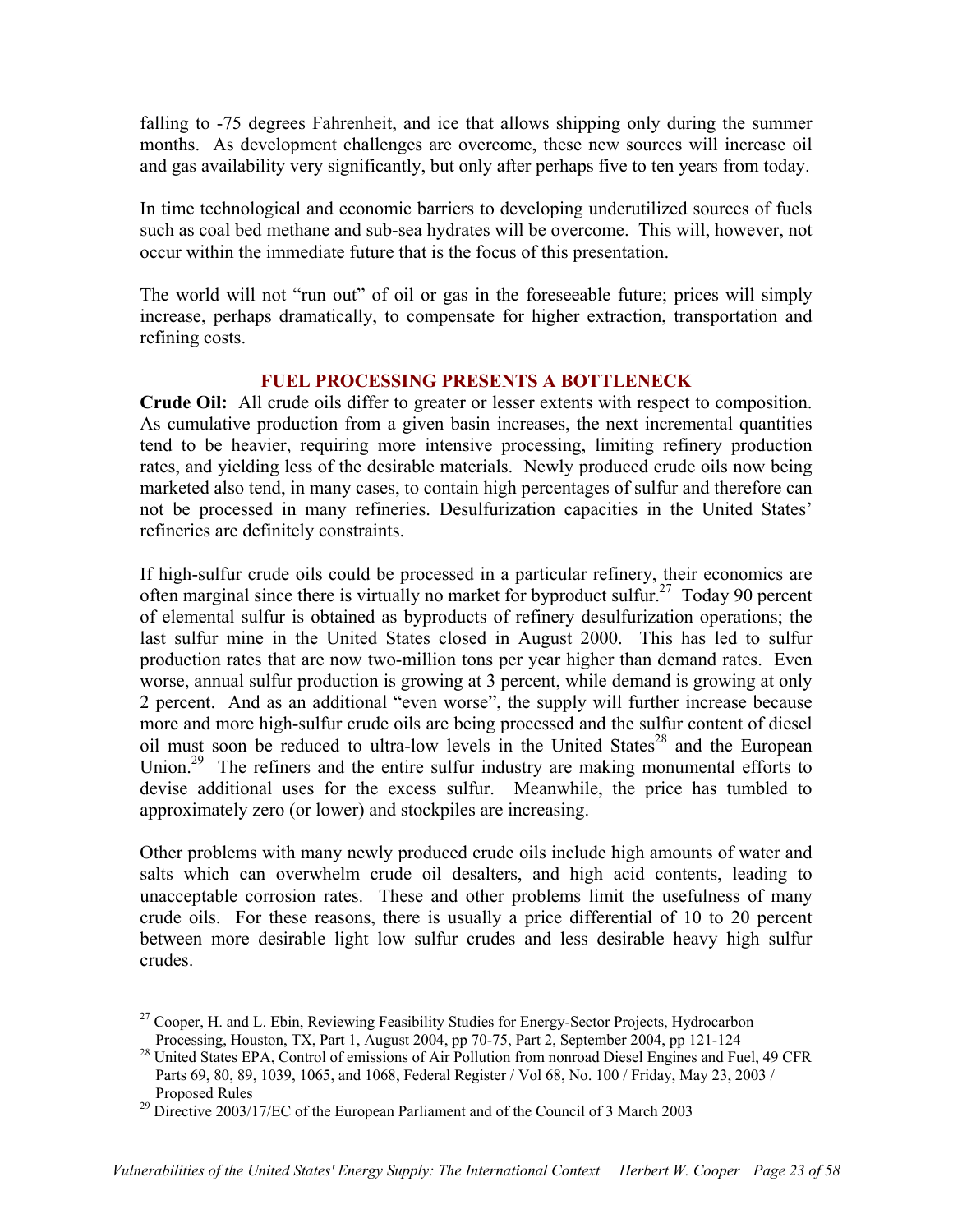falling to -75 degrees Fahrenheit, and ice that allows shipping only during the summer months. As development challenges are overcome, these new sources will increase oil and gas availability very significantly, but only after perhaps five to ten years from today.

In time technological and economic barriers to developing underutilized sources of fuels such as coal bed methane and sub-sea hydrates will be overcome. This will, however, not occur within the immediate future that is the focus of this presentation.

The world will not "run out" of oil or gas in the foreseeable future; prices will simply increase, perhaps dramatically, to compensate for higher extraction, transportation and refining costs.

## FUEL PROCESSING PRESENTS A BOTTLENECK

**Crude Oil:** All crude oils differ to greater or lesser extents with respect to composition. As cumulative production from a given basin increases, the next incremental quantities tend to be heavier, requiring more intensive processing, limiting refinery production rates, and yielding less of the desirable materials. Newly produced crude oils now being marketed also tend, in many cases, to contain high percentages of sulfur and therefore can not be processed in many refineries. Desulfurization capacities in the United States' refineries are definitely constraints.

If high-sulfur crude oils could be processed in a particular refinery, their economics are often marginal since there is virtually no market for byproduct sulfur.[27] Today 90 percent of elemental sulfur is obtained as byproducts of refinery desulfurization operations; the last sulfur mine in the United States closed in August 2000. This has led to sulfur production rates that are now two-million tons per year higher than demand rates. Even worse, annual sulfur production is growing at 3 percent, while demand is growing at only 2 percent. And as an additional "even worse", the supply will further increase because more and more high-sulfur crude oils are being processed and the sulfur content of diesel oil must soon be reduced to ultra-low levels in the United States[28] and the European Union.[29] The refiners and the entire sulfur industry are making monumental efforts to devise additional uses for the excess sulfur. Meanwhile, the price has tumbled to approximately zero (or lower) and stockpiles are increasing.

Other problems with many newly produced crude oils include high amounts of water and salts which can overwhelm crude oil desalters, and high acid contents, leading to unacceptable corrosion rates. These and other problems limit the usefulness of many crude oils. For these reasons, there is usually a price differential of 10 to 20 percent between more desirable light low sulfur crudes and less desirable heavy high sulfur crudes.

---

[27] Cooper, H. and L. Ebin, Reviewing Feasibility Studies for Energy-Sector Projects, Hydrocarbon Processing, Houston, TX, Part 1, August 2004, pp 70-75, Part 2, September 2004, pp 121-124

[28] United States EPA, Control of emissions of Air Pollution from nonroad Diesel Engines and Fuel, 49 CFR Parts 69, 80, 89, 1039, 1065, and 1068, Federal Register / Vol 68, No. 100 / Friday, May 23, 2003 / Proposed Rules

[29] Directive 2003/17/EC of the European Parliament and of the Council of 3 March 2003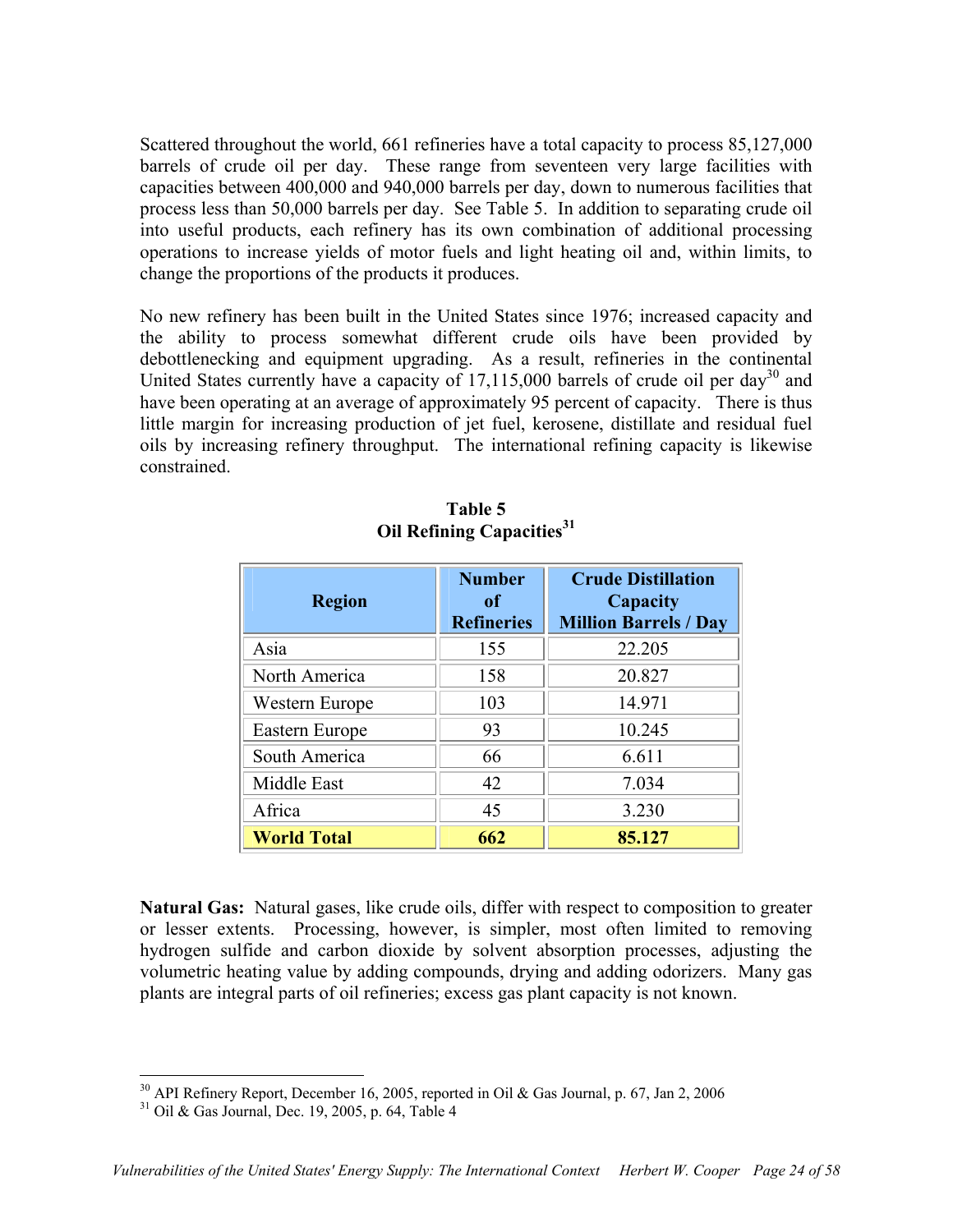Scattered throughout the world, 661 refineries have a total capacity to process 85,127,000 barrels of crude oil per day. These range from seventeen very large facilities with capacities between 400,000 and 940,000 barrels per day, down to numerous facilities that process less than 50,000 barrels per day. See Table 5. In addition to separating crude oil into useful products, each refinery has its own combination of additional processing operations to increase yields of motor fuels and light heating oil and, within limits, to change the proportions of the products it produces.

No new refinery has been built in the United States since 1976; increased capacity and the ability to process somewhat different crude oils have been provided by debottlenecking and equipment upgrading. As a result, refineries in the continental United States currently have a capacity of 17,115,000 barrels of crude oil per day[30] and have been operating at an average of approximately 95 percent of capacity. There is thus little margin for increasing production of jet fuel, kerosene, distillate and residual fuel oils by increasing refinery throughput. The international refining capacity is likewise constrained.

**Table 5**
**Oil Refining Capacities[31]**

| Region | Number of Refineries | Crude Distillation Capacity Million Barrels / Day |
|---|---|---|
| Asia | 155 | 22.205 |
| North America | 158 | 20.827 |
| Western Europe | 103 | 14.971 |
| Eastern Europe | 93 | 10.245 |
| South America | 66 | 6.611 |
| Middle East | 42 | 7.034 |
| Africa | 45 | 3.230 |
| **World Total** | **662** | **85.127** |

**Natural Gas:** Natural gases, like crude oils, differ with respect to composition to greater or lesser extents. Processing, however, is simpler, most often limited to removing hydrogen sulfide and carbon dioxide by solvent absorption processes, adjusting the volumetric heating value by adding compounds, drying and adding odorizers. Many gas plants are integral parts of oil refineries; excess gas plant capacity is not known.

---

[30] API Refinery Report, December 16, 2005, reported in Oil & Gas Journal, p. 67, Jan 2, 2006

[31] Oil & Gas Journal, Dec. 19, 2005, p. 64, Table 4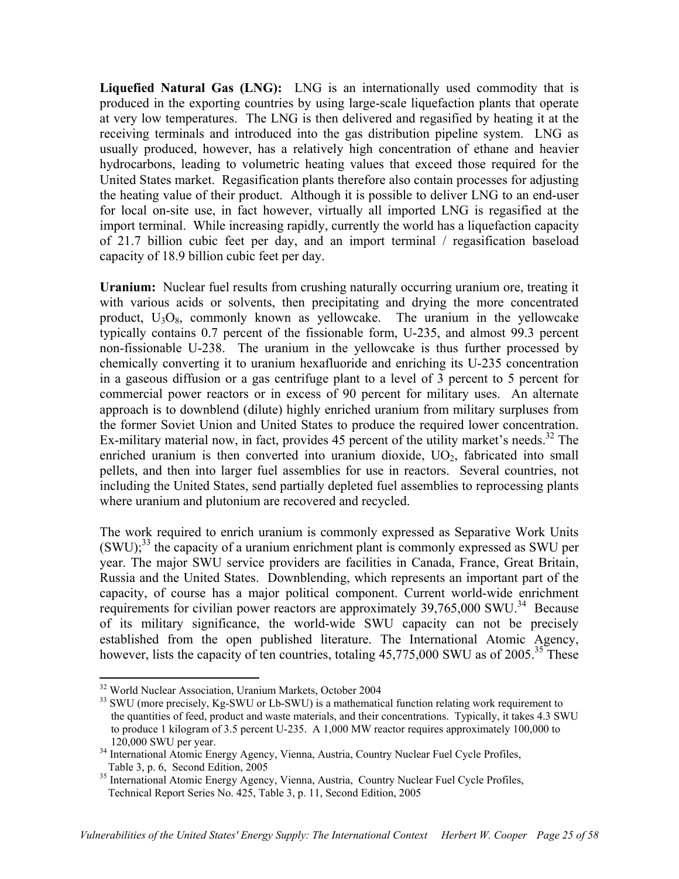**Liquefied Natural Gas (LNG):** LNG is an internationally used commodity that is produced in the exporting countries by using large-scale liquefaction plants that operate at very low temperatures. The LNG is then delivered and regasified by heating it at the receiving terminals and introduced into the gas distribution pipeline system. LNG as usually produced, however, has a relatively high concentration of ethane and heavier hydrocarbons, leading to volumetric heating values that exceed those required for the United States market. Regasification plants therefore also contain processes for adjusting the heating value of their product. Although it is possible to deliver LNG to an end-user for local on-site use, in fact however, virtually all imported LNG is regasified at the import terminal. While increasing rapidly, currently the world has a liquefaction capacity of 21.7 billion cubic feet per day, and an import terminal / regasification baseload capacity of 18.9 billion cubic feet per day.

**Uranium:** Nuclear fuel results from crushing naturally occurring uranium ore, treating it with various acids or solvents, then precipitating and drying the more concentrated product, $U_3O_8$, commonly known as yellowcake. The uranium in the yellowcake typically contains 0.7 percent of the fissionable form, U-235, and almost 99.3 percent non-fissionable U-238. The uranium in the yellowcake is thus further processed by chemically converting it to uranium hexafluoride and enriching its U-235 concentration in a gaseous diffusion or a gas centrifuge plant to a level of 3 percent to 5 percent for commercial power reactors or in excess of 90 percent for military uses. An alternate approach is to downblend (dilute) highly enriched uranium from military surpluses from the former Soviet Union and United States to produce the required lower concentration. Ex-military material now, in fact, provides 45 percent of the utility market's needs.[32] The enriched uranium is then converted into uranium dioxide, $UO_2$, fabricated into small pellets, and then into larger fuel assemblies for use in reactors. Several countries, not including the United States, send partially depleted fuel assemblies to reprocessing plants where uranium and plutonium are recovered and recycled.

The work required to enrich uranium is commonly expressed as Separative Work Units (SWU);[33] the capacity of a uranium enrichment plant is commonly expressed as SWU per year. The major SWU service providers are facilities in Canada, France, Great Britain, Russia and the United States. Downblending, which represents an important part of the capacity, of course has a major political component. Current world-wide enrichment requirements for civilian power reactors are approximately 39,765,000 SWU.[34] Because of its military significance, the world-wide SWU capacity can not be precisely established from the open published literature. The International Atomic Agency, however, lists the capacity of ten countries, totaling 45,775,000 SWU as of 2005.[35] These

---

[32] World Nuclear Association, Uranium Markets, October 2004

[33] SWU (more precisely, Kg-SWU or Lb-SWU) is a mathematical function relating work requirement to the quantities of feed, product and waste materials, and their concentrations. Typically, it takes 4.3 SWU to produce 1 kilogram of 3.5 percent U-235. A 1,000 MW reactor requires approximately 100,000 to 120,000 SWU per year.

[34] International Atomic Energy Agency, Vienna, Austria, Country Nuclear Fuel Cycle Profiles, Table 3, p. 6, Second Edition, 2005

[35] International Atomic Energy Agency, Vienna, Austria, Country Nuclear Fuel Cycle Profiles, Technical Report Series No. 425, Table 3, p. 11, Second Edition, 2005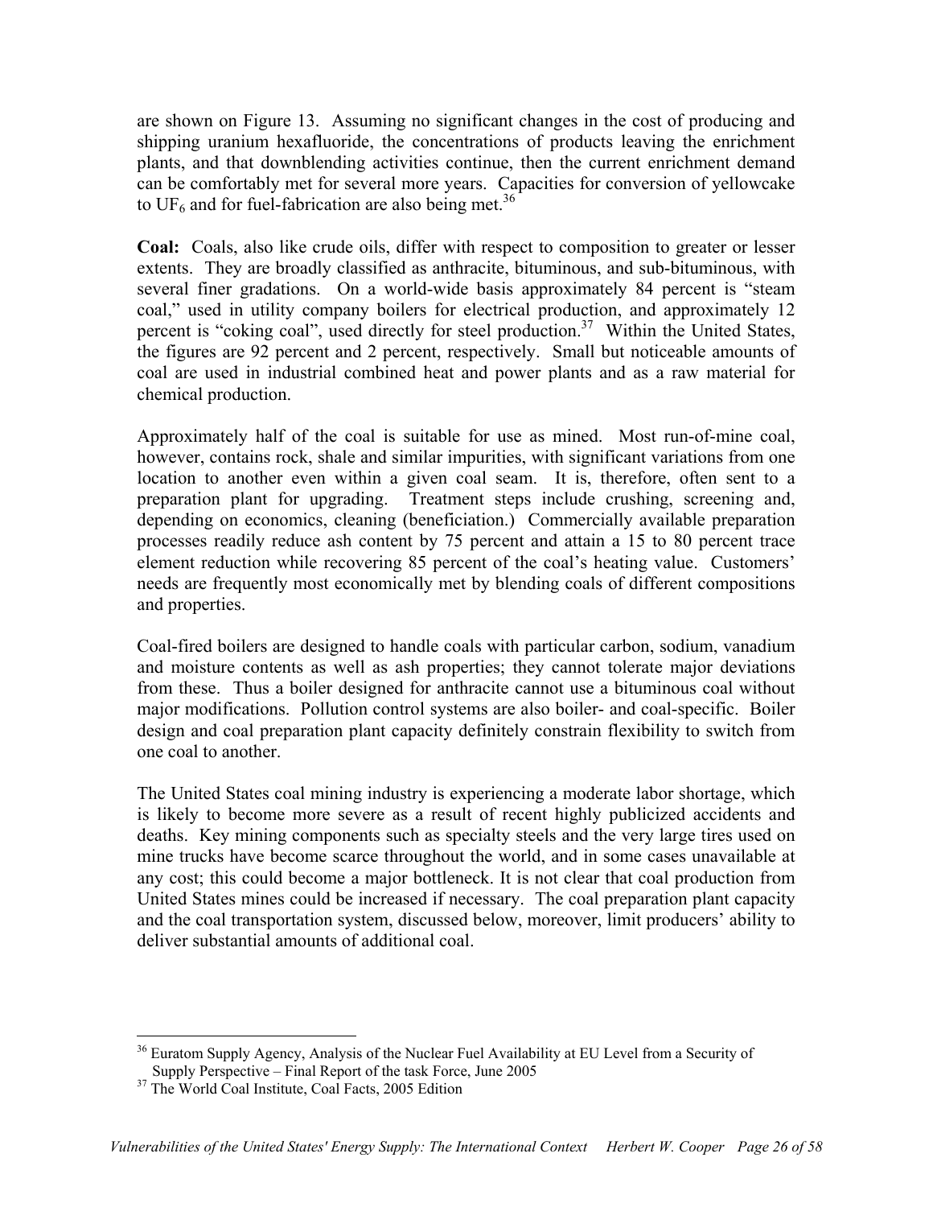are shown on Figure 13. Assuming no significant changes in the cost of producing and shipping uranium hexafluoride, the concentrations of products leaving the enrichment plants, and that downblending activities continue, then the current enrichment demand can be comfortably met for several more years. Capacities for conversion of yellowcake to $UF_6$ and for fuel-fabrication are also being met.[36]

**Coal:** Coals, also like crude oils, differ with respect to composition to greater or lesser extents. They are broadly classified as anthracite, bituminous, and sub-bituminous, with several finer gradations. On a world-wide basis approximately 84 percent is "steam coal," used in utility company boilers for electrical production, and approximately 12 percent is "coking coal", used directly for steel production.[37] Within the United States, the figures are 92 percent and 2 percent, respectively. Small but noticeable amounts of coal are used in industrial combined heat and power plants and as a raw material for chemical production.

Approximately half of the coal is suitable for use as mined. Most run-of-mine coal, however, contains rock, shale and similar impurities, with significant variations from one location to another even within a given coal seam. It is, therefore, often sent to a preparation plant for upgrading. Treatment steps include crushing, screening and, depending on economics, cleaning (beneficiation.) Commercially available preparation processes readily reduce ash content by 75 percent and attain a 15 to 80 percent trace element reduction while recovering 85 percent of the coal's heating value. Customers' needs are frequently most economically met by blending coals of different compositions and properties.

Coal-fired boilers are designed to handle coals with particular carbon, sodium, vanadium and moisture contents as well as ash properties; they cannot tolerate major deviations from these. Thus a boiler designed for anthracite cannot use a bituminous coal without major modifications. Pollution control systems are also boiler- and coal-specific. Boiler design and coal preparation plant capacity definitely constrain flexibility to switch from one coal to another.

The United States coal mining industry is experiencing a moderate labor shortage, which is likely to become more severe as a result of recent highly publicized accidents and deaths. Key mining components such as specialty steels and the very large tires used on mine trucks have become scarce throughout the world, and in some cases unavailable at any cost; this could become a major bottleneck. It is not clear that coal production from United States mines could be increased if necessary. The coal preparation plant capacity and the coal transportation system, discussed below, moreover, limit producers' ability to deliver substantial amounts of additional coal.

[36] Euratom Supply Agency, Analysis of the Nuclear Fuel Availability at EU Level from a Security of Supply Perspective – Final Report of the task Force, June 2005

[37] The World Coal Institute, Coal Facts, 2005 Edition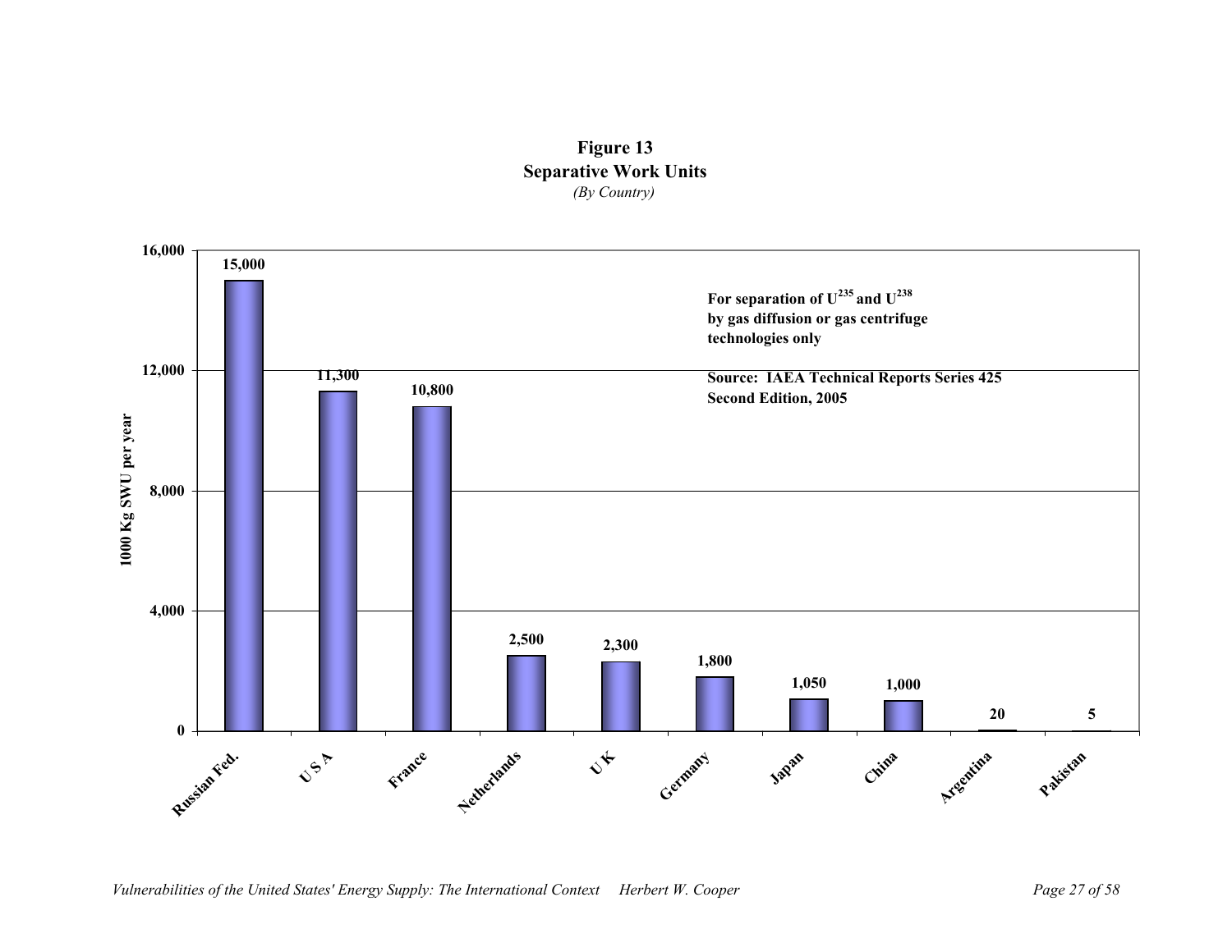**Figure 13**
**Separative Work Units**
*(By Country)*

For separation of $U^{235}$ and $U^{238}$ by gas diffusion or gas centrifuge technologies only

Source: IAEA Technical Reports Series 425 Second Edition, 2005

| Country | 1000 Kg SWU per year |
|---|---|
| Russian Fed. | 15,000 |
| U S A | 11,300 |
| France | 10,800 |
| Netherlands | 2,500 |
| U K | 2,300 |
| Germany | 1,800 |
| Japan | 1,050 |
| China | 1,000 |
| Argentina | 20 |
| Pakistan | 5 |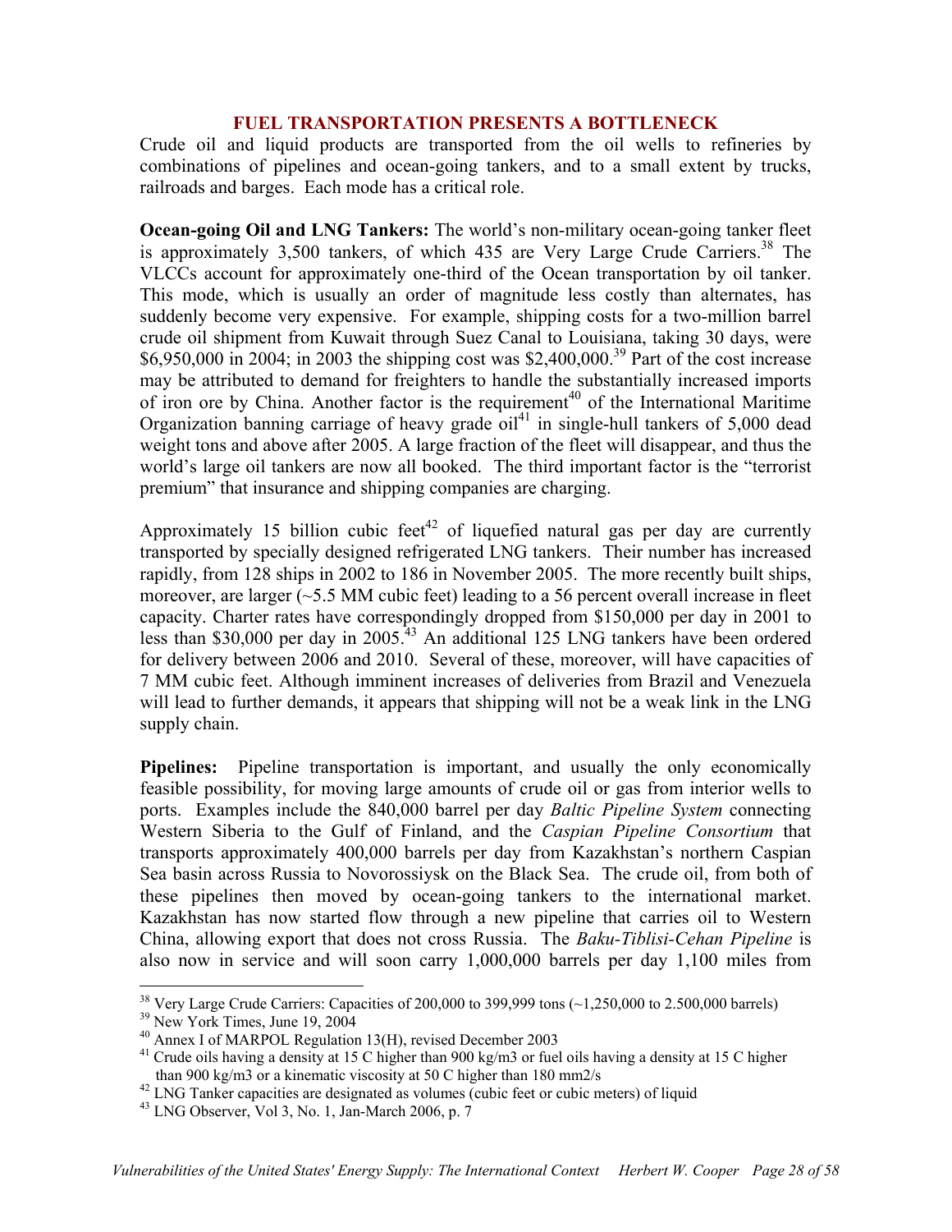## FUEL TRANSPORTATION PRESENTS A BOTTLENECK

Crude oil and liquid products are transported from the oil wells to refineries by combinations of pipelines and ocean-going tankers, and to a small extent by trucks, railroads and barges. Each mode has a critical role.

**Ocean-going Oil and LNG Tankers:** The world's non-military ocean-going tanker fleet is approximately 3,500 tankers, of which 435 are Very Large Crude Carriers.[38] The VLCCs account for approximately one-third of the Ocean transportation by oil tanker. This mode, which is usually an order of magnitude less costly than alternates, has suddenly become very expensive. For example, shipping costs for a two-million barrel crude oil shipment from Kuwait through Suez Canal to Louisiana, taking 30 days, were $6,950,000 in 2004; in 2003 the shipping cost was $2,400,000.[39] Part of the cost increase may be attributed to demand for freighters to handle the substantially increased imports of iron ore by China. Another factor is the requirement[40] of the International Maritime Organization banning carriage of heavy grade oil[41] in single-hull tankers of 5,000 dead weight tons and above after 2005. A large fraction of the fleet will disappear, and thus the world's large oil tankers are now all booked. The third important factor is the "terrorist premium" that insurance and shipping companies are charging.

Approximately 15 billion cubic feet[42] of liquefied natural gas per day are currently transported by specially designed refrigerated LNG tankers. Their number has increased rapidly, from 128 ships in 2002 to 186 in November 2005. The more recently built ships, moreover, are larger (~5.5 MM cubic feet) leading to a 56 percent overall increase in fleet capacity. Charter rates have correspondingly dropped from $150,000 per day in 2001 to less than $30,000 per day in 2005.[43] An additional 125 LNG tankers have been ordered for delivery between 2006 and 2010. Several of these, moreover, will have capacities of 7 MM cubic feet. Although imminent increases of deliveries from Brazil and Venezuela will lead to further demands, it appears that shipping will not be a weak link in the LNG supply chain.

**Pipelines:** Pipeline transportation is important, and usually the only economically feasible possibility, for moving large amounts of crude oil or gas from interior wells to ports. Examples include the 840,000 barrel per day *Baltic Pipeline System* connecting Western Siberia to the Gulf of Finland, and the *Caspian Pipeline Consortium* that transports approximately 400,000 barrels per day from Kazakhstan's northern Caspian Sea basin across Russia to Novorossiysk on the Black Sea. The crude oil, from both of these pipelines then moved by ocean-going tankers to the international market. Kazakhstan has now started flow through a new pipeline that carries oil to Western China, allowing export that does not cross Russia. The *Baku-Tiblisi-Cehan Pipeline* is also now in service and will soon carry 1,000,000 barrels per day 1,100 miles from

---

[38] Very Large Crude Carriers: Capacities of 200,000 to 399,999 tons (~1,250,000 to 2.500,000 barrels)

[39] New York Times, June 19, 2004

[40] Annex I of MARPOL Regulation 13(H), revised December 2003

[41] Crude oils having a density at 15 C higher than 900 kg/m3 or fuel oils having a density at 15 C higher than 900 kg/m3 or a kinematic viscosity at 50 C higher than 180 mm2/s

[42] LNG Tanker capacities are designated as volumes (cubic feet or cubic meters) of liquid

[43] LNG Observer, Vol 3, No. 1, Jan-March 2006, p. 7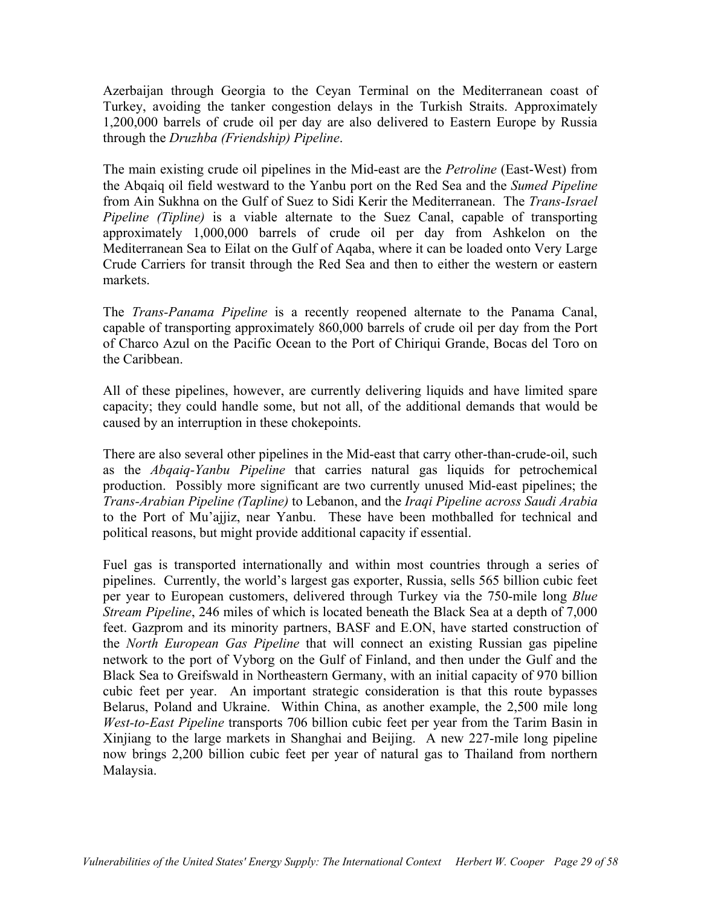Azerbaijan through Georgia to the Ceyan Terminal on the Mediterranean coast of Turkey, avoiding the tanker congestion delays in the Turkish Straits. Approximately 1,200,000 barrels of crude oil per day are also delivered to Eastern Europe by Russia through the *Druzhba (Friendship) Pipeline*.

The main existing crude oil pipelines in the Mid-east are the *Petroline* (East-West) from the Abqaiq oil field westward to the Yanbu port on the Red Sea and the *Sumed Pipeline* from Ain Sukhna on the Gulf of Suez to Sidi Kerir the Mediterranean. The *Trans-Israel Pipeline (Tipline)* is a viable alternate to the Suez Canal, capable of transporting approximately 1,000,000 barrels of crude oil per day from Ashkelon on the Mediterranean Sea to Eilat on the Gulf of Aqaba, where it can be loaded onto Very Large Crude Carriers for transit through the Red Sea and then to either the western or eastern markets.

The *Trans-Panama Pipeline* is a recently reopened alternate to the Panama Canal, capable of transporting approximately 860,000 barrels of crude oil per day from the Port of Charco Azul on the Pacific Ocean to the Port of Chiriqui Grande, Bocas del Toro on the Caribbean.

All of these pipelines, however, are currently delivering liquids and have limited spare capacity; they could handle some, but not all, of the additional demands that would be caused by an interruption in these chokepoints.

There are also several other pipelines in the Mid-east that carry other-than-crude-oil, such as the *Abqaiq-Yanbu Pipeline* that carries natural gas liquids for petrochemical production. Possibly more significant are two currently unused Mid-east pipelines; the *Trans-Arabian Pipeline (Tapline)* to Lebanon, and the *Iraqi Pipeline across Saudi Arabia* to the Port of Mu'ajjiz, near Yanbu. These have been mothballed for technical and political reasons, but might provide additional capacity if essential.

Fuel gas is transported internationally and within most countries through a series of pipelines. Currently, the world's largest gas exporter, Russia, sells 565 billion cubic feet per year to European customers, delivered through Turkey via the 750-mile long *Blue Stream Pipeline*, 246 miles of which is located beneath the Black Sea at a depth of 7,000 feet. Gazprom and its minority partners, BASF and E.ON, have started construction of the *North European Gas Pipeline* that will connect an existing Russian gas pipeline network to the port of Vyborg on the Gulf of Finland, and then under the Gulf and the Black Sea to Greifswald in Northeastern Germany, with an initial capacity of 970 billion cubic feet per year. An important strategic consideration is that this route bypasses Belarus, Poland and Ukraine. Within China, as another example, the 2,500 mile long *West-to-East Pipeline* transports 706 billion cubic feet per year from the Tarim Basin in Xinjiang to the large markets in Shanghai and Beijing. A new 227-mile long pipeline now brings 2,200 billion cubic feet per year of natural gas to Thailand from northern Malaysia.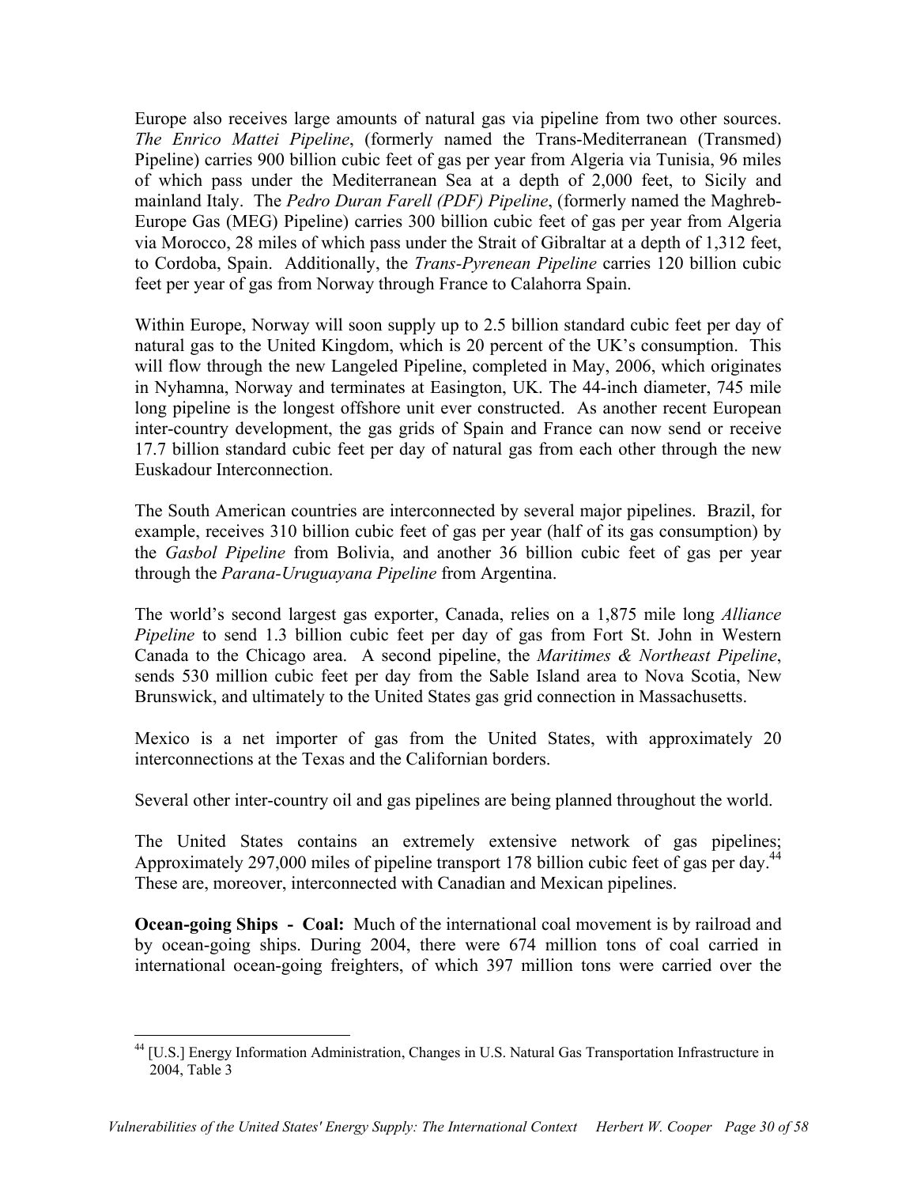Europe also receives large amounts of natural gas via pipeline from two other sources. *The Enrico Mattei Pipeline*, (formerly named the Trans-Mediterranean (Transmed) Pipeline) carries 900 billion cubic feet of gas per year from Algeria via Tunisia, 96 miles of which pass under the Mediterranean Sea at a depth of 2,000 feet, to Sicily and mainland Italy. The *Pedro Duran Farell (PDF) Pipeline*, (formerly named the Maghreb-Europe Gas (MEG) Pipeline) carries 300 billion cubic feet of gas per year from Algeria via Morocco, 28 miles of which pass under the Strait of Gibraltar at a depth of 1,312 feet, to Cordoba, Spain. Additionally, the *Trans-Pyrenean Pipeline* carries 120 billion cubic feet per year of gas from Norway through France to Calahorra Spain.

Within Europe, Norway will soon supply up to 2.5 billion standard cubic feet per day of natural gas to the United Kingdom, which is 20 percent of the UK's consumption. This will flow through the new Langeled Pipeline, completed in May, 2006, which originates in Nyhamna, Norway and terminates at Easington, UK. The 44-inch diameter, 745 mile long pipeline is the longest offshore unit ever constructed. As another recent European inter-country development, the gas grids of Spain and France can now send or receive 17.7 billion standard cubic feet per day of natural gas from each other through the new Euskadour Interconnection.

The South American countries are interconnected by several major pipelines. Brazil, for example, receives 310 billion cubic feet of gas per year (half of its gas consumption) by the *Gasbol Pipeline* from Bolivia, and another 36 billion cubic feet of gas per year through the *Parana-Uruguayana Pipeline* from Argentina.

The world's second largest gas exporter, Canada, relies on a 1,875 mile long *Alliance Pipeline* to send 1.3 billion cubic feet per day of gas from Fort St. John in Western Canada to the Chicago area. A second pipeline, the *Maritimes & Northeast Pipeline*, sends 530 million cubic feet per day from the Sable Island area to Nova Scotia, New Brunswick, and ultimately to the United States gas grid connection in Massachusetts.

Mexico is a net importer of gas from the United States, with approximately 20 interconnections at the Texas and the Californian borders.

Several other inter-country oil and gas pipelines are being planned throughout the world.

The United States contains an extremely extensive network of gas pipelines; Approximately 297,000 miles of pipeline transport 178 billion cubic feet of gas per day.[44] These are, moreover, interconnected with Canadian and Mexican pipelines.

**Ocean-going Ships - Coal:** Much of the international coal movement is by railroad and by ocean-going ships. During 2004, there were 674 million tons of coal carried in international ocean-going freighters, of which 397 million tons were carried over the

[44] [U.S.] Energy Information Administration, Changes in U.S. Natural Gas Transportation Infrastructure in 2004, Table 3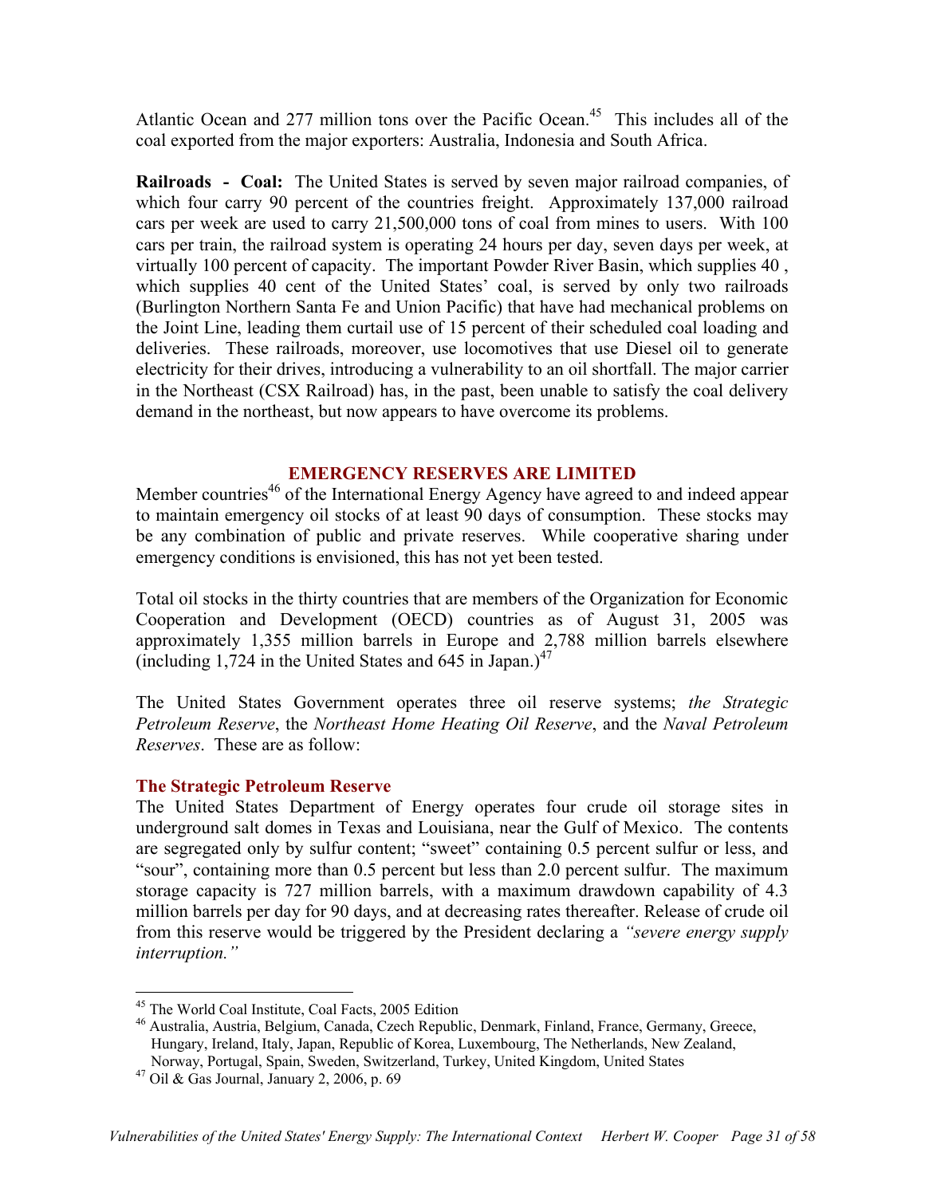Atlantic Ocean and 277 million tons over the Pacific Ocean.[45] This includes all of the coal exported from the major exporters: Australia, Indonesia and South Africa.

**Railroads - Coal:** The United States is served by seven major railroad companies, of which four carry 90 percent of the countries freight. Approximately 137,000 railroad cars per week are used to carry 21,500,000 tons of coal from mines to users. With 100 cars per train, the railroad system is operating 24 hours per day, seven days per week, at virtually 100 percent of capacity. The important Powder River Basin, which supplies 40 , which supplies 40 cent of the United States' coal, is served by only two railroads (Burlington Northern Santa Fe and Union Pacific) that have had mechanical problems on the Joint Line, leading them curtail use of 15 percent of their scheduled coal loading and deliveries. These railroads, moreover, use locomotives that use Diesel oil to generate electricity for their drives, introducing a vulnerability to an oil shortfall. The major carrier in the Northeast (CSX Railroad) has, in the past, been unable to satisfy the coal delivery demand in the northeast, but now appears to have overcome its problems.

## EMERGENCY RESERVES ARE LIMITED

Member countries[46] of the International Energy Agency have agreed to and indeed appear to maintain emergency oil stocks of at least 90 days of consumption. These stocks may be any combination of public and private reserves. While cooperative sharing under emergency conditions is envisioned, this has not yet been tested.

Total oil stocks in the thirty countries that are members of the Organization for Economic Cooperation and Development (OECD) countries as of August 31, 2005 was approximately 1,355 million barrels in Europe and 2,788 million barrels elsewhere (including 1,724 in the United States and 645 in Japan.)[47]

The United States Government operates three oil reserve systems; *the Strategic Petroleum Reserve*, the *Northeast Home Heating Oil Reserve*, and the *Naval Petroleum Reserves*. These are as follow:

### The Strategic Petroleum Reserve

The United States Department of Energy operates four crude oil storage sites in underground salt domes in Texas and Louisiana, near the Gulf of Mexico. The contents are segregated only by sulfur content; "sweet" containing 0.5 percent sulfur or less, and "sour", containing more than 0.5 percent but less than 2.0 percent sulfur. The maximum storage capacity is 727 million barrels, with a maximum drawdown capability of 4.3 million barrels per day for 90 days, and at decreasing rates thereafter. Release of crude oil from this reserve would be triggered by the President declaring a *"severe energy supply interruption."*

---

[45] The World Coal Institute, Coal Facts, 2005 Edition

[46] Australia, Austria, Belgium, Canada, Czech Republic, Denmark, Finland, France, Germany, Greece, Hungary, Ireland, Italy, Japan, Republic of Korea, Luxembourg, The Netherlands, New Zealand, Norway, Portugal, Spain, Sweden, Switzerland, Turkey, United Kingdom, United States

[47] Oil & Gas Journal, January 2, 2006, p. 69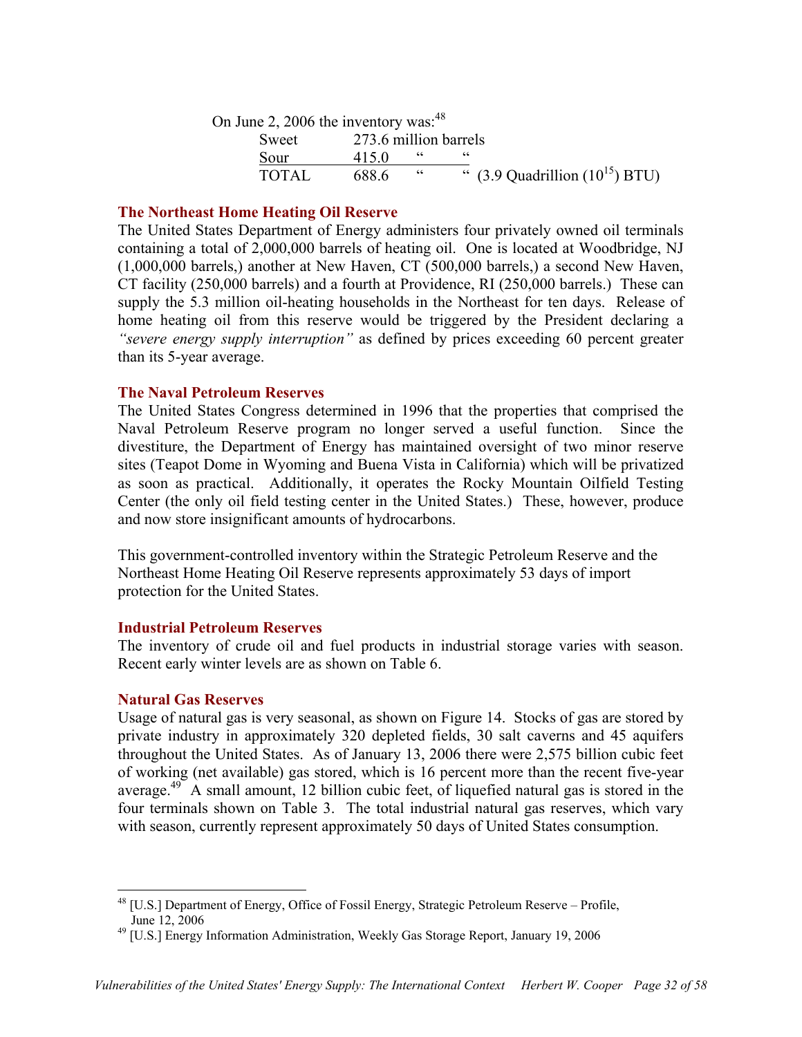On June 2, 2006 the inventory was:[48]

| | | |
|---|---|---|
| Sweet | 273.6 million barrels | |
| Sour | 415.0 " " | |
| TOTAL | 688.6 " " | (3.9 Quadrillion ($10^{15}$) BTU) |

### The Northeast Home Heating Oil Reserve

The United States Department of Energy administers four privately owned oil terminals containing a total of 2,000,000 barrels of heating oil. One is located at Woodbridge, NJ (1,000,000 barrels,) another at New Haven, CT (500,000 barrels,) a second New Haven, CT facility (250,000 barrels) and a fourth at Providence, RI (250,000 barrels.) These can supply the 5.3 million oil-heating households in the Northeast for ten days. Release of home heating oil from this reserve would be triggered by the President declaring a *"severe energy supply interruption"* as defined by prices exceeding 60 percent greater than its 5-year average.

### The Naval Petroleum Reserves

The United States Congress determined in 1996 that the properties that comprised the Naval Petroleum Reserve program no longer served a useful function. Since the divestiture, the Department of Energy has maintained oversight of two minor reserve sites (Teapot Dome in Wyoming and Buena Vista in California) which will be privatized as soon as practical. Additionally, it operates the Rocky Mountain Oilfield Testing Center (the only oil field testing center in the United States.) These, however, produce and now store insignificant amounts of hydrocarbons.

This government-controlled inventory within the Strategic Petroleum Reserve and the Northeast Home Heating Oil Reserve represents approximately 53 days of import protection for the United States.

### Industrial Petroleum Reserves

The inventory of crude oil and fuel products in industrial storage varies with season. Recent early winter levels are as shown on Table 6.

### Natural Gas Reserves

Usage of natural gas is very seasonal, as shown on Figure 14. Stocks of gas are stored by private industry in approximately 320 depleted fields, 30 salt caverns and 45 aquifers throughout the United States. As of January 13, 2006 there were 2,575 billion cubic feet of working (net available) gas stored, which is 16 percent more than the recent five-year average.[49] A small amount, 12 billion cubic feet, of liquefied natural gas is stored in the four terminals shown on Table 3. The total industrial natural gas reserves, which vary with season, currently represent approximately 50 days of United States consumption.

---

[48] [U.S.] Department of Energy, Office of Fossil Energy, Strategic Petroleum Reserve – Profile, June 12, 2006

[49] [U.S.] Energy Information Administration, Weekly Gas Storage Report, January 19, 2006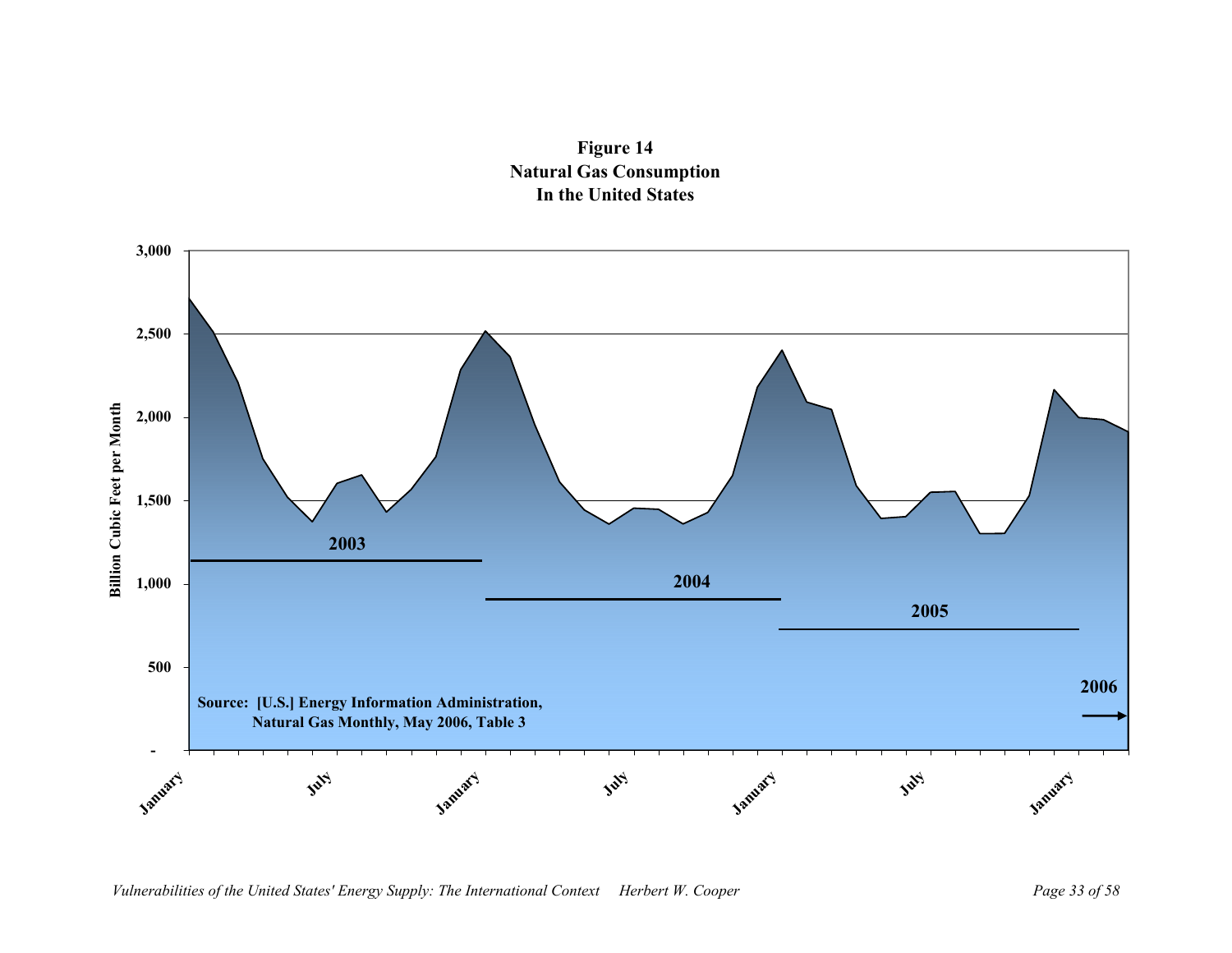**Figure 14**
**Natural Gas Consumption**
**In the United States**

Source: [U.S.] Energy Information Administration, Natural Gas Monthly, May 2006, Table 3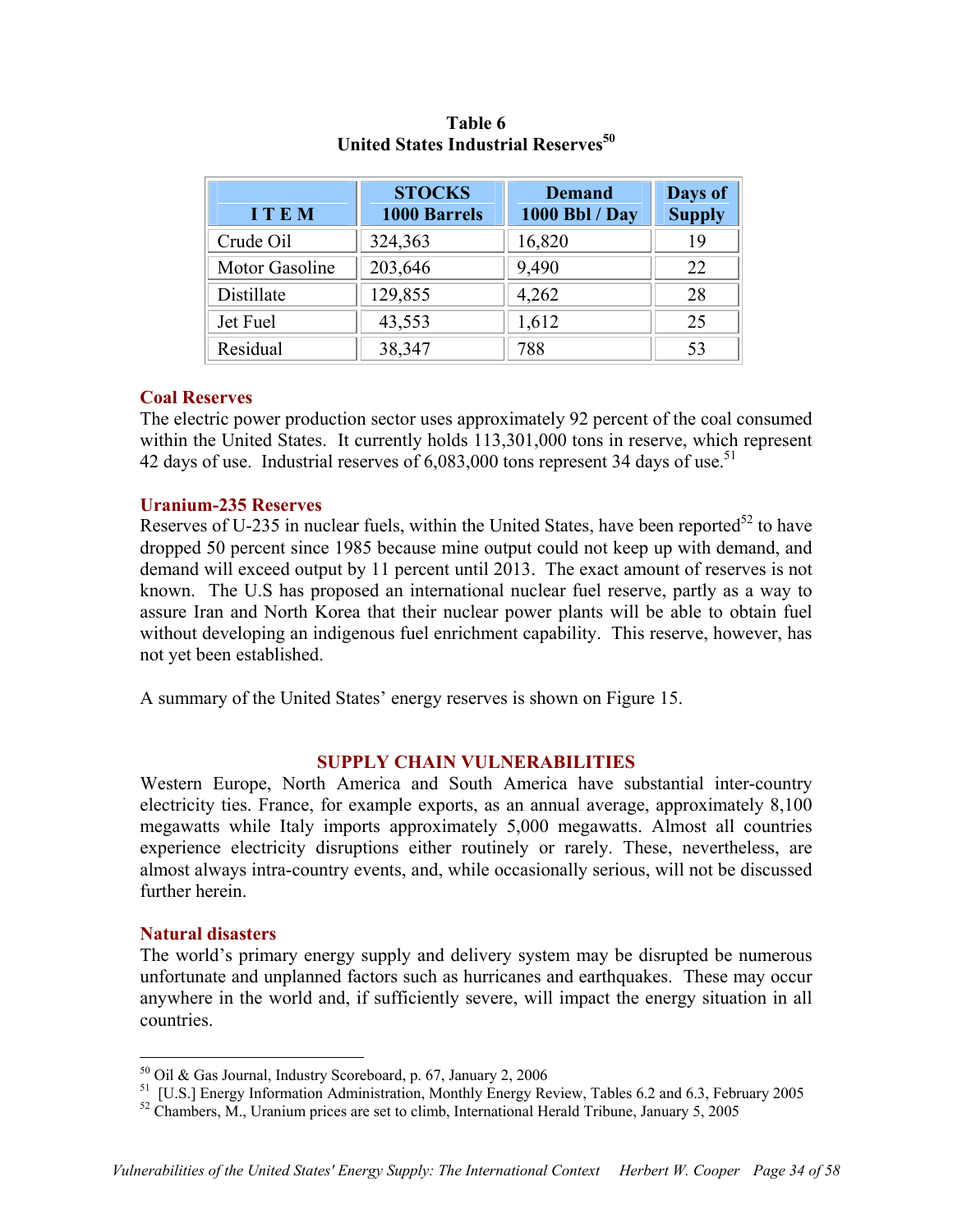**Table 6**
**United States Industrial Reserves**[50]

| ITEM | STOCKS 1000 Barrels | Demand 1000 Bbl / Day | Days of Supply |
|---|---|---|---|
| Crude Oil | 324,363 | 16,820 | 19 |
| Motor Gasoline | 203,646 | 9,490 | 22 |
| Distillate | 129,855 | 4,262 | 28 |
| Jet Fuel | 43,553 | 1,612 | 25 |
| Residual | 38,347 | 788 | 53 |

### Coal Reserves

The electric power production sector uses approximately 92 percent of the coal consumed within the United States. It currently holds 113,301,000 tons in reserve, which represent 42 days of use. Industrial reserves of 6,083,000 tons represent 34 days of use.[51]

### Uranium-235 Reserves

Reserves of U-235 in nuclear fuels, within the United States, have been reported[52] to have dropped 50 percent since 1985 because mine output could not keep up with demand, and demand will exceed output by 11 percent until 2013. The exact amount of reserves is not known. The U.S has proposed an international nuclear fuel reserve, partly as a way to assure Iran and North Korea that their nuclear power plants will be able to obtain fuel without developing an indigenous fuel enrichment capability. This reserve, however, has not yet been established.

A summary of the United States' energy reserves is shown on Figure 15.

## SUPPLY CHAIN VULNERABILITIES

Western Europe, North America and South America have substantial inter-country electricity ties. France, for example exports, as an annual average, approximately 8,100 megawatts while Italy imports approximately 5,000 megawatts. Almost all countries experience electricity disruptions either routinely or rarely. These, nevertheless, are almost always intra-country events, and, while occasionally serious, will not be discussed further herein.

### Natural disasters

The world's primary energy supply and delivery system may be disrupted be numerous unfortunate and unplanned factors such as hurricanes and earthquakes. These may occur anywhere in the world and, if sufficiently severe, will impact the energy situation in all countries.

---

[50] Oil & Gas Journal, Industry Scoreboard, p. 67, January 2, 2006

[51] [U.S.] Energy Information Administration, Monthly Energy Review, Tables 6.2 and 6.3, February 2005

[52] Chambers, M., Uranium prices are set to climb, International Herald Tribune, January 5, 2005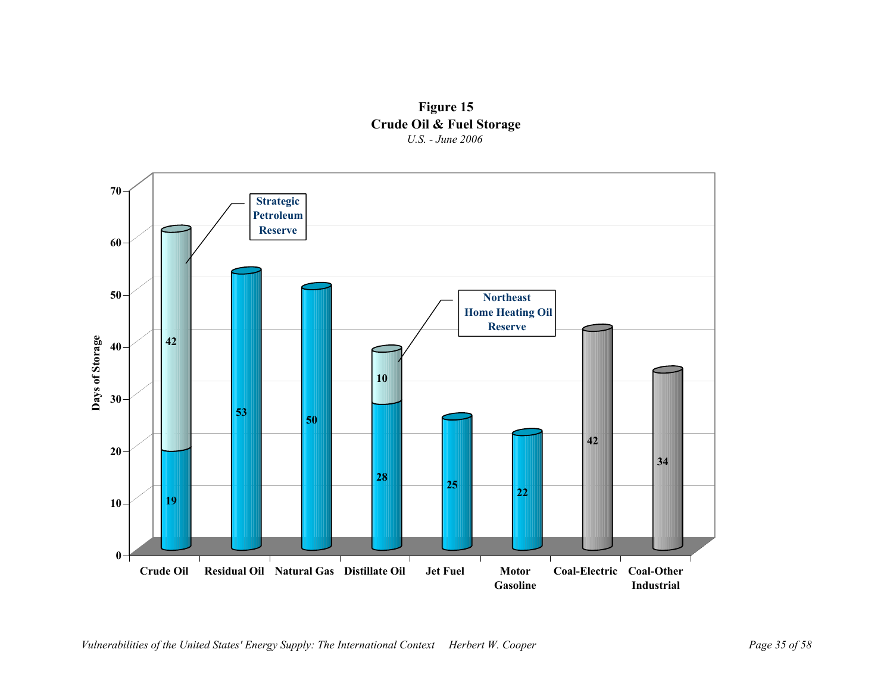**Figure 15**
**Crude Oil & Fuel Storage**
*U.S. - June 2006*

| | Crude Oil | Residual Oil | Natural Gas | Distillate Oil | Jet Fuel | Motor Gasoline | Coal-Electric | Coal-Other Industrial |
|---|---|---|---|---|---|---|---|---|
| Days of Storage | 19 | 53 | 50 | 28 | 25 | 22 | 42 | 34 |
| Strategic Petroleum Reserve | 42 | | | | | | | |
| Northeast Home Heating Oil Reserve | | | | 10 | | | | |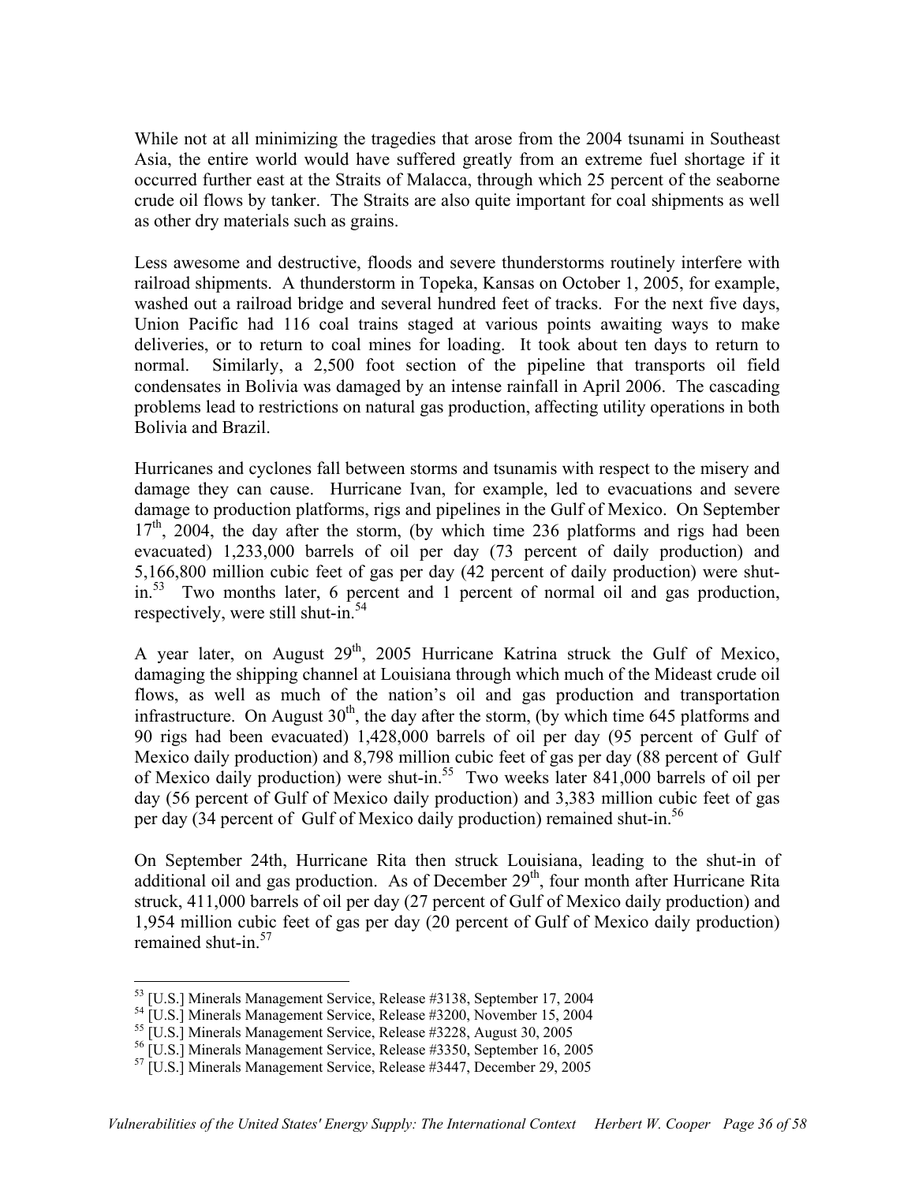While not at all minimizing the tragedies that arose from the 2004 tsunami in Southeast Asia, the entire world would have suffered greatly from an extreme fuel shortage if it occurred further east at the Straits of Malacca, through which 25 percent of the seaborne crude oil flows by tanker. The Straits are also quite important for coal shipments as well as other dry materials such as grains.

Less awesome and destructive, floods and severe thunderstorms routinely interfere with railroad shipments. A thunderstorm in Topeka, Kansas on October 1, 2005, for example, washed out a railroad bridge and several hundred feet of tracks. For the next five days, Union Pacific had 116 coal trains staged at various points awaiting ways to make deliveries, or to return to coal mines for loading. It took about ten days to return to normal. Similarly, a 2,500 foot section of the pipeline that transports oil field condensates in Bolivia was damaged by an intense rainfall in April 2006. The cascading problems lead to restrictions on natural gas production, affecting utility operations in both Bolivia and Brazil.

Hurricanes and cyclones fall between storms and tsunamis with respect to the misery and damage they can cause. Hurricane Ivan, for example, led to evacuations and severe damage to production platforms, rigs and pipelines in the Gulf of Mexico. On September 17th, 2004, the day after the storm, (by which time 236 platforms and rigs had been evacuated) 1,233,000 barrels of oil per day (73 percent of daily production) and 5,166,800 million cubic feet of gas per day (42 percent of daily production) were shut-in.[53] Two months later, 6 percent and 1 percent of normal oil and gas production, respectively, were still shut-in.[54]

A year later, on August 29th, 2005 Hurricane Katrina struck the Gulf of Mexico, damaging the shipping channel at Louisiana through which much of the Mideast crude oil flows, as well as much of the nation's oil and gas production and transportation infrastructure. On August 30th, the day after the storm, (by which time 645 platforms and 90 rigs had been evacuated) 1,428,000 barrels of oil per day (95 percent of Gulf of Mexico daily production) and 8,798 million cubic feet of gas per day (88 percent of Gulf of Mexico daily production) were shut-in.[55] Two weeks later 841,000 barrels of oil per day (56 percent of Gulf of Mexico daily production) and 3,383 million cubic feet of gas per day (34 percent of Gulf of Mexico daily production) remained shut-in.[56]

On September 24th, Hurricane Rita then struck Louisiana, leading to the shut-in of additional oil and gas production. As of December 29th, four month after Hurricane Rita struck, 411,000 barrels of oil per day (27 percent of Gulf of Mexico daily production) and 1,954 million cubic feet of gas per day (20 percent of Gulf of Mexico daily production) remained shut-in.[57]

---

[53] [U.S.] Minerals Management Service, Release #3138, September 17, 2004
[54] [U.S.] Minerals Management Service, Release #3200, November 15, 2004
[55] [U.S.] Minerals Management Service, Release #3228, August 30, 2005
[56] [U.S.] Minerals Management Service, Release #3350, September 16, 2005
[57] [U.S.] Minerals Management Service, Release #3447, December 29, 2005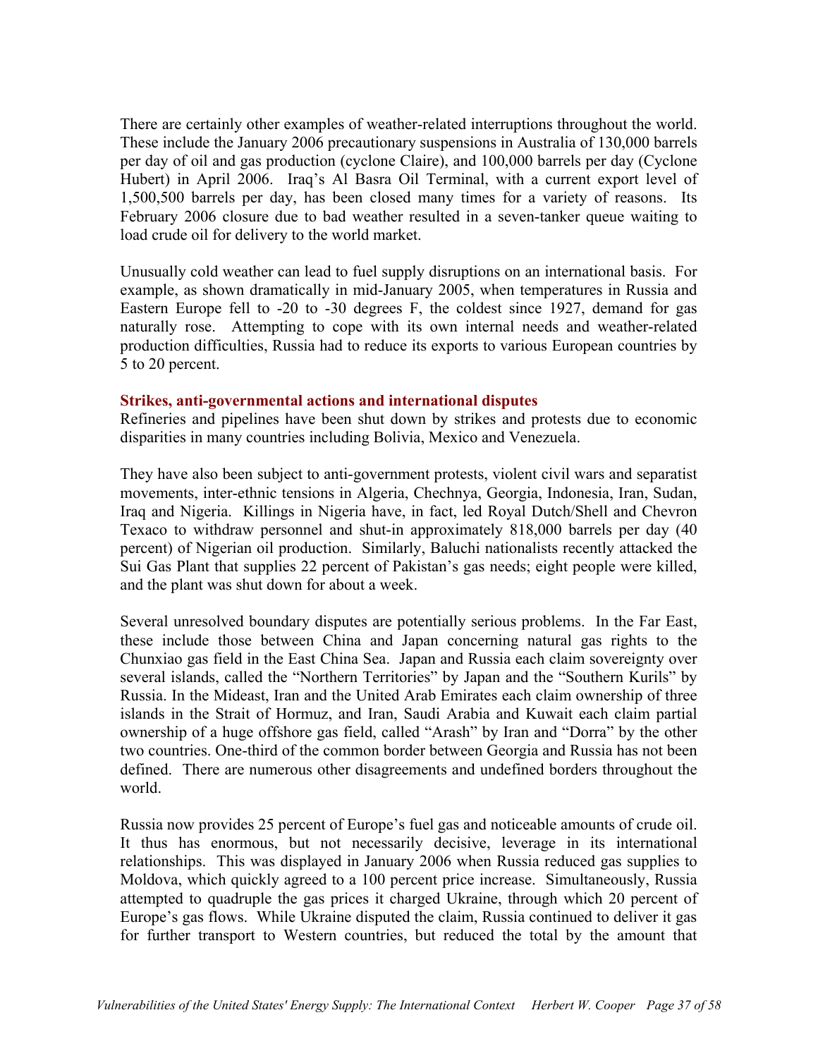There are certainly other examples of weather-related interruptions throughout the world. These include the January 2006 precautionary suspensions in Australia of 130,000 barrels per day of oil and gas production (cyclone Claire), and 100,000 barrels per day (Cyclone Hubert) in April 2006. Iraq's Al Basra Oil Terminal, with a current export level of 1,500,500 barrels per day, has been closed many times for a variety of reasons. Its February 2006 closure due to bad weather resulted in a seven-tanker queue waiting to load crude oil for delivery to the world market.

Unusually cold weather can lead to fuel supply disruptions on an international basis. For example, as shown dramatically in mid-January 2005, when temperatures in Russia and Eastern Europe fell to -20 to -30 degrees F, the coldest since 1927, demand for gas naturally rose. Attempting to cope with its own internal needs and weather-related production difficulties, Russia had to reduce its exports to various European countries by 5 to 20 percent.

**Strikes, anti-governmental actions and international disputes**

Refineries and pipelines have been shut down by strikes and protests due to economic disparities in many countries including Bolivia, Mexico and Venezuela.

They have also been subject to anti-government protests, violent civil wars and separatist movements, inter-ethnic tensions in Algeria, Chechnya, Georgia, Indonesia, Iran, Sudan, Iraq and Nigeria. Killings in Nigeria have, in fact, led Royal Dutch/Shell and Chevron Texaco to withdraw personnel and shut-in approximately 818,000 barrels per day (40 percent) of Nigerian oil production. Similarly, Baluchi nationalists recently attacked the Sui Gas Plant that supplies 22 percent of Pakistan's gas needs; eight people were killed, and the plant was shut down for about a week.

Several unresolved boundary disputes are potentially serious problems. In the Far East, these include those between China and Japan concerning natural gas rights to the Chunxiao gas field in the East China Sea. Japan and Russia each claim sovereignty over several islands, called the "Northern Territories" by Japan and the "Southern Kurils" by Russia. In the Mideast, Iran and the United Arab Emirates each claim ownership of three islands in the Strait of Hormuz, and Iran, Saudi Arabia and Kuwait each claim partial ownership of a huge offshore gas field, called "Arash" by Iran and "Dorra" by the other two countries. One-third of the common border between Georgia and Russia has not been defined. There are numerous other disagreements and undefined borders throughout the world.

Russia now provides 25 percent of Europe's fuel gas and noticeable amounts of crude oil. It thus has enormous, but not necessarily decisive, leverage in its international relationships. This was displayed in January 2006 when Russia reduced gas supplies to Moldova, which quickly agreed to a 100 percent price increase. Simultaneously, Russia attempted to quadruple the gas prices it charged Ukraine, through which 20 percent of Europe's gas flows. While Ukraine disputed the claim, Russia continued to deliver it gas for further transport to Western countries, but reduced the total by the amount that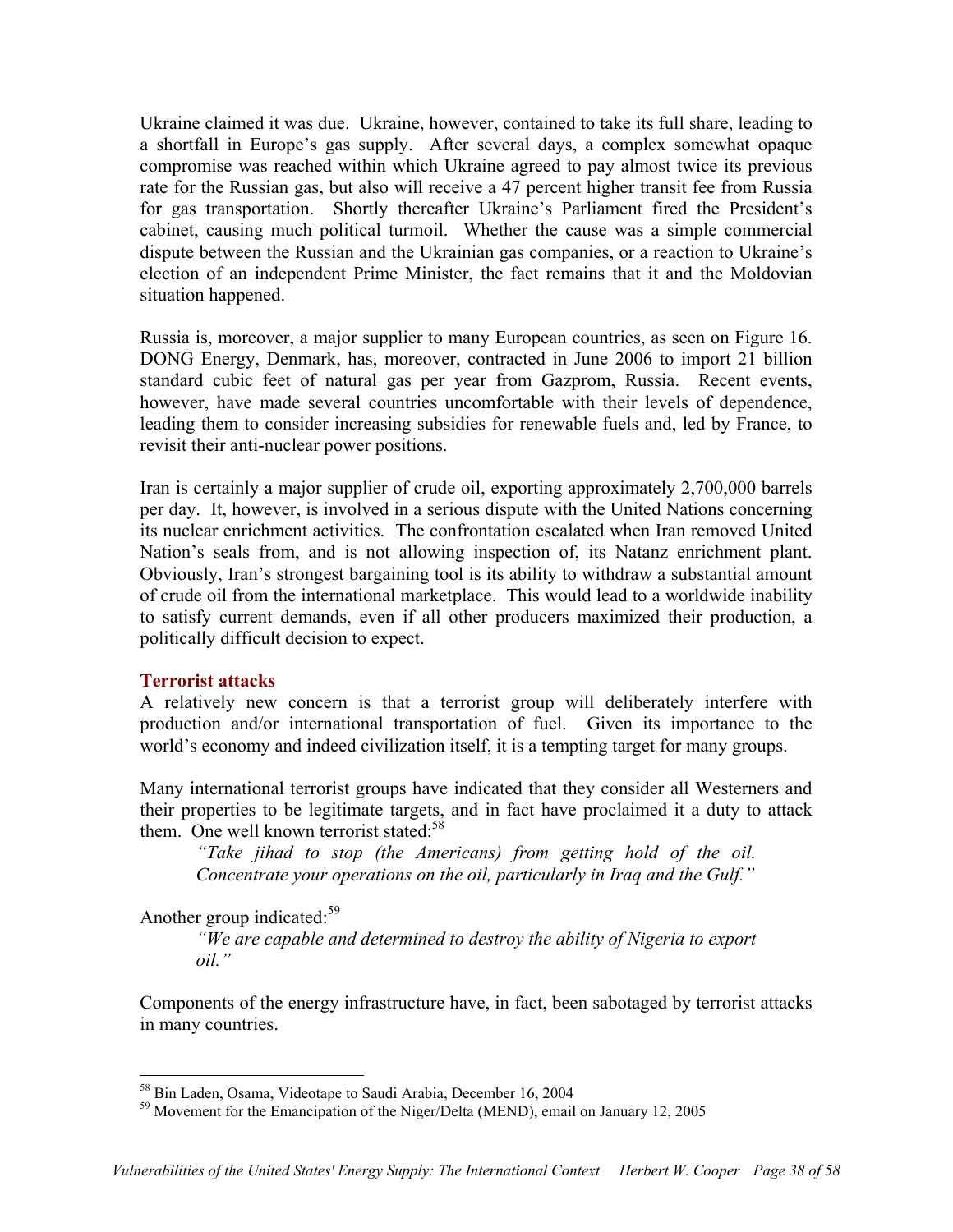Ukraine claimed it was due. Ukraine, however, contained to take its full share, leading to a shortfall in Europe's gas supply. After several days, a complex somewhat opaque compromise was reached within which Ukraine agreed to pay almost twice its previous rate for the Russian gas, but also will receive a 47 percent higher transit fee from Russia for gas transportation. Shortly thereafter Ukraine's Parliament fired the President's cabinet, causing much political turmoil. Whether the cause was a simple commercial dispute between the Russian and the Ukrainian gas companies, or a reaction to Ukraine's election of an independent Prime Minister, the fact remains that it and the Moldovian situation happened.

Russia is, moreover, a major supplier to many European countries, as seen on Figure 16. DONG Energy, Denmark, has, moreover, contracted in June 2006 to import 21 billion standard cubic feet of natural gas per year from Gazprom, Russia. Recent events, however, have made several countries uncomfortable with their levels of dependence, leading them to consider increasing subsidies for renewable fuels and, led by France, to revisit their anti-nuclear power positions.

Iran is certainly a major supplier of crude oil, exporting approximately 2,700,000 barrels per day. It, however, is involved in a serious dispute with the United Nations concerning its nuclear enrichment activities. The confrontation escalated when Iran removed United Nation's seals from, and is not allowing inspection of, its Natanz enrichment plant. Obviously, Iran's strongest bargaining tool is its ability to withdraw a substantial amount of crude oil from the international marketplace. This would lead to a worldwide inability to satisfy current demands, even if all other producers maximized their production, a politically difficult decision to expect.

### Terrorist attacks

A relatively new concern is that a terrorist group will deliberately interfere with production and/or international transportation of fuel. Given its importance to the world's economy and indeed civilization itself, it is a tempting target for many groups.

Many international terrorist groups have indicated that they consider all Westerners and their properties to be legitimate targets, and in fact have proclaimed it a duty to attack them. One well known terrorist stated:[58]

> *"Take jihad to stop (the Americans) from getting hold of the oil. Concentrate your operations on the oil, particularly in Iraq and the Gulf."*

Another group indicated:[59]

> *"We are capable and determined to destroy the ability of Nigeria to export oil."*

Components of the energy infrastructure have, in fact, been sabotaged by terrorist attacks in many countries.

---

[58] Bin Laden, Osama, Videotape to Saudi Arabia, December 16, 2004

[59] Movement for the Emancipation of the Niger/Delta (MEND), email on January 12, 2005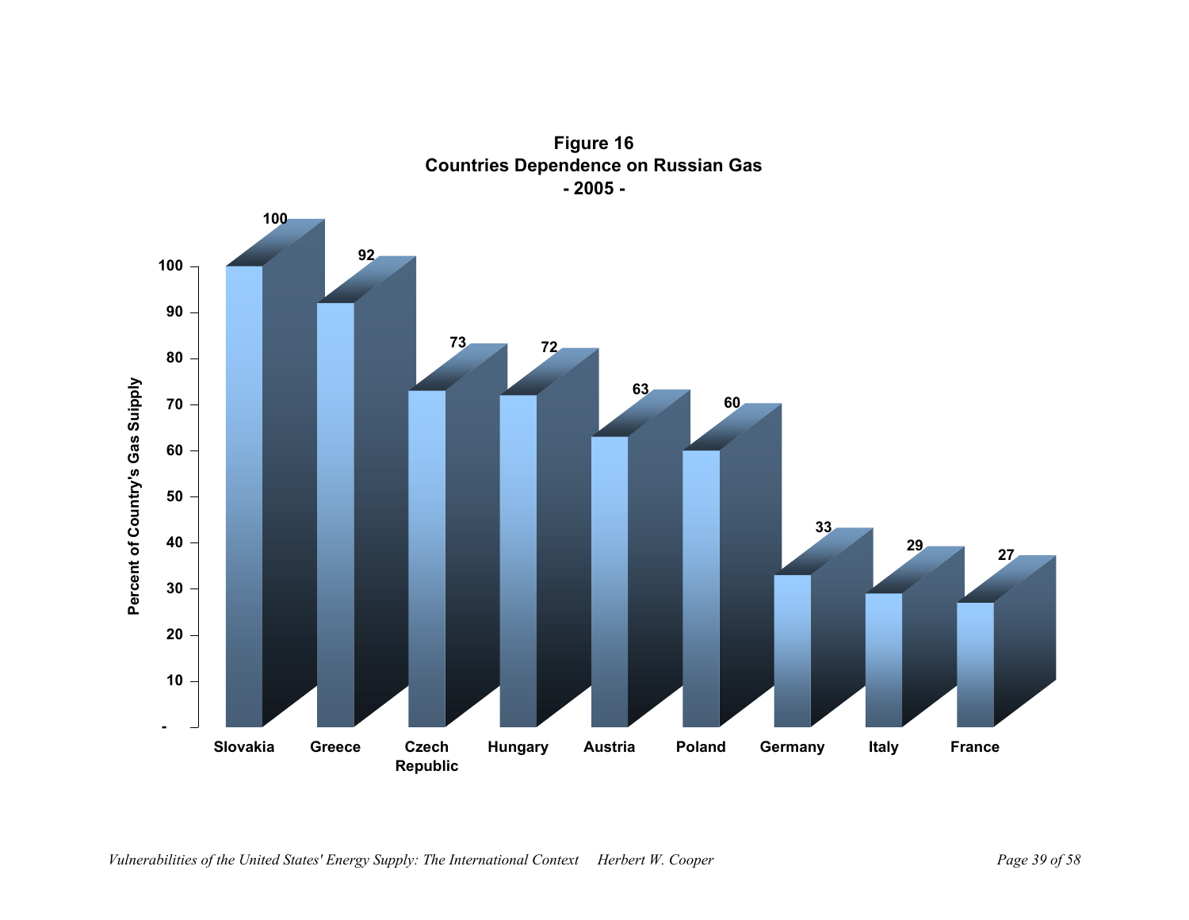**Figure 16**
**Countries Dependence on Russian Gas**
**- 2005 -**

| Country | Percent of Country's Gas Suipply |
|---|---|
| Slovakia | 100 |
| Greece | 92 |
| Czech Republic | 73 |
| Hungary | 72 |
| Austria | 63 |
| Poland | 60 |
| Germany | 33 |
| Italy | 29 |
| France | 27 |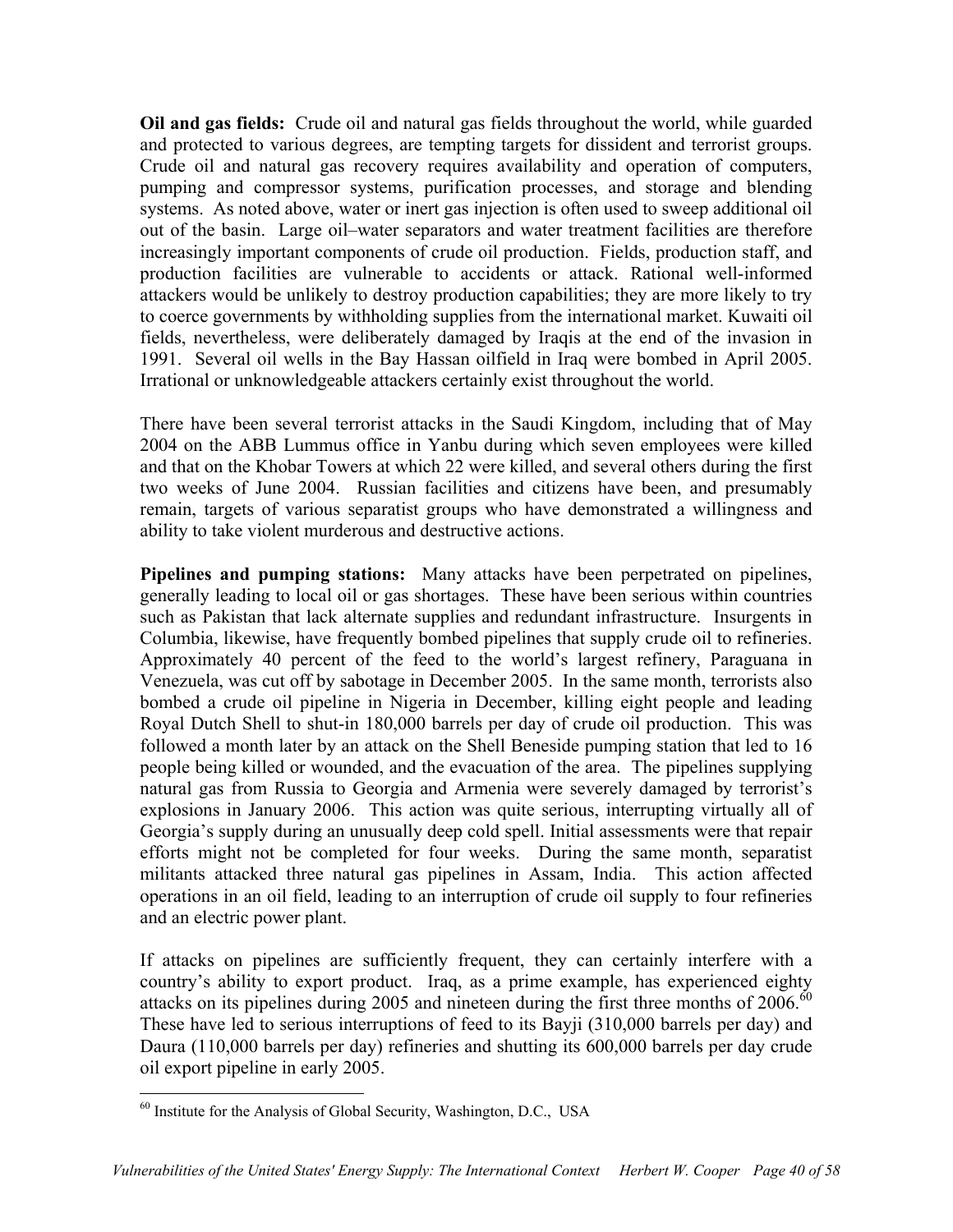**Oil and gas fields:** Crude oil and natural gas fields throughout the world, while guarded and protected to various degrees, are tempting targets for dissident and terrorist groups. Crude oil and natural gas recovery requires availability and operation of computers, pumping and compressor systems, purification processes, and storage and blending systems. As noted above, water or inert gas injection is often used to sweep additional oil out of the basin. Large oil–water separators and water treatment facilities are therefore increasingly important components of crude oil production. Fields, production staff, and production facilities are vulnerable to accidents or attack. Rational well-informed attackers would be unlikely to destroy production capabilities; they are more likely to try to coerce governments by withholding supplies from the international market. Kuwaiti oil fields, nevertheless, were deliberately damaged by Iraqis at the end of the invasion in 1991. Several oil wells in the Bay Hassan oilfield in Iraq were bombed in April 2005. Irrational or unknowledgeable attackers certainly exist throughout the world.

There have been several terrorist attacks in the Saudi Kingdom, including that of May 2004 on the ABB Lummus office in Yanbu during which seven employees were killed and that on the Khobar Towers at which 22 were killed, and several others during the first two weeks of June 2004. Russian facilities and citizens have been, and presumably remain, targets of various separatist groups who have demonstrated a willingness and ability to take violent murderous and destructive actions.

**Pipelines and pumping stations:** Many attacks have been perpetrated on pipelines, generally leading to local oil or gas shortages. These have been serious within countries such as Pakistan that lack alternate supplies and redundant infrastructure. Insurgents in Columbia, likewise, have frequently bombed pipelines that supply crude oil to refineries. Approximately 40 percent of the feed to the world's largest refinery, Paraguana in Venezuela, was cut off by sabotage in December 2005. In the same month, terrorists also bombed a crude oil pipeline in Nigeria in December, killing eight people and leading Royal Dutch Shell to shut-in 180,000 barrels per day of crude oil production. This was followed a month later by an attack on the Shell Beneside pumping station that led to 16 people being killed or wounded, and the evacuation of the area. The pipelines supplying natural gas from Russia to Georgia and Armenia were severely damaged by terrorist's explosions in January 2006. This action was quite serious, interrupting virtually all of Georgia's supply during an unusually deep cold spell. Initial assessments were that repair efforts might not be completed for four weeks. During the same month, separatist militants attacked three natural gas pipelines in Assam, India. This action affected operations in an oil field, leading to an interruption of crude oil supply to four refineries and an electric power plant.

If attacks on pipelines are sufficiently frequent, they can certainly interfere with a country's ability to export product. Iraq, as a prime example, has experienced eighty attacks on its pipelines during 2005 and nineteen during the first three months of 2006.[60] These have led to serious interruptions of feed to its Bayji (310,000 barrels per day) and Daura (110,000 barrels per day) refineries and shutting its 600,000 barrels per day crude oil export pipeline in early 2005.

[60] Institute for the Analysis of Global Security, Washington, D.C., USA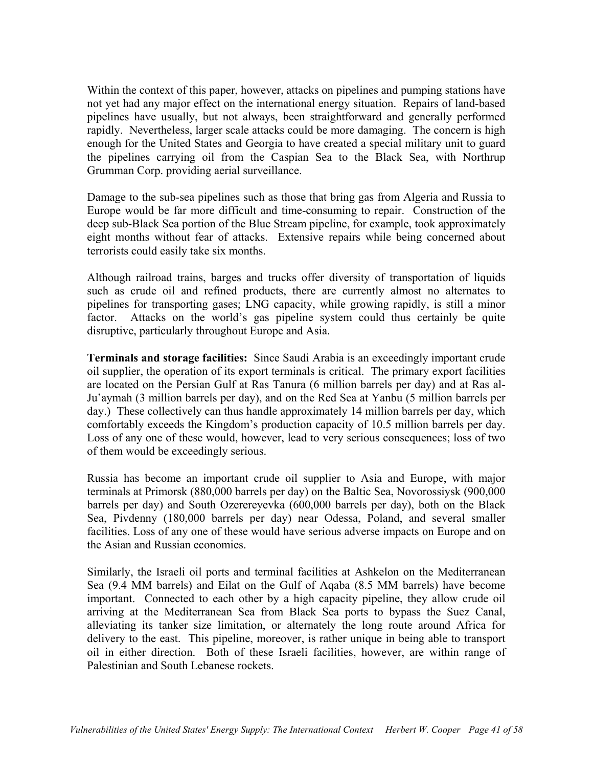Within the context of this paper, however, attacks on pipelines and pumping stations have not yet had any major effect on the international energy situation. Repairs of land-based pipelines have usually, but not always, been straightforward and generally performed rapidly. Nevertheless, larger scale attacks could be more damaging. The concern is high enough for the United States and Georgia to have created a special military unit to guard the pipelines carrying oil from the Caspian Sea to the Black Sea, with Northrup Grumman Corp. providing aerial surveillance.

Damage to the sub-sea pipelines such as those that bring gas from Algeria and Russia to Europe would be far more difficult and time-consuming to repair. Construction of the deep sub-Black Sea portion of the Blue Stream pipeline, for example, took approximately eight months without fear of attacks. Extensive repairs while being concerned about terrorists could easily take six months.

Although railroad trains, barges and trucks offer diversity of transportation of liquids such as crude oil and refined products, there are currently almost no alternates to pipelines for transporting gases; LNG capacity, while growing rapidly, is still a minor factor. Attacks on the world's gas pipeline system could thus certainly be quite disruptive, particularly throughout Europe and Asia.

**Terminals and storage facilities:** Since Saudi Arabia is an exceedingly important crude oil supplier, the operation of its export terminals is critical. The primary export facilities are located on the Persian Gulf at Ras Tanura (6 million barrels per day) and at Ras al-Ju'aymah (3 million barrels per day), and on the Red Sea at Yanbu (5 million barrels per day.) These collectively can thus handle approximately 14 million barrels per day, which comfortably exceeds the Kingdom's production capacity of 10.5 million barrels per day. Loss of any one of these would, however, lead to very serious consequences; loss of two of them would be exceedingly serious.

Russia has become an important crude oil supplier to Asia and Europe, with major terminals at Primorsk (880,000 barrels per day) on the Baltic Sea, Novorossiysk (900,000 barrels per day) and South Ozerereyevka (600,000 barrels per day), both on the Black Sea, Pivdenny (180,000 barrels per day) near Odessa, Poland, and several smaller facilities. Loss of any one of these would have serious adverse impacts on Europe and on the Asian and Russian economies.

Similarly, the Israeli oil ports and terminal facilities at Ashkelon on the Mediterranean Sea (9.4 MM barrels) and Eilat on the Gulf of Aqaba (8.5 MM barrels) have become important. Connected to each other by a high capacity pipeline, they allow crude oil arriving at the Mediterranean Sea from Black Sea ports to bypass the Suez Canal, alleviating its tanker size limitation, or alternately the long route around Africa for delivery to the east. This pipeline, moreover, is rather unique in being able to transport oil in either direction. Both of these Israeli facilities, however, are within range of Palestinian and South Lebanese rockets.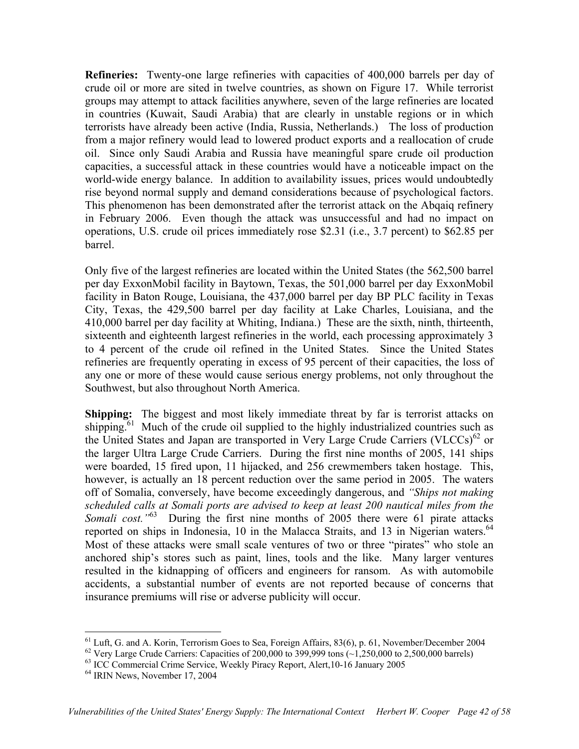**Refineries:** Twenty-one large refineries with capacities of 400,000 barrels per day of crude oil or more are sited in twelve countries, as shown on Figure 17. While terrorist groups may attempt to attack facilities anywhere, seven of the large refineries are located in countries (Kuwait, Saudi Arabia) that are clearly in unstable regions or in which terrorists have already been active (India, Russia, Netherlands.) The loss of production from a major refinery would lead to lowered product exports and a reallocation of crude oil. Since only Saudi Arabia and Russia have meaningful spare crude oil production capacities, a successful attack in these countries would have a noticeable impact on the world-wide energy balance. In addition to availability issues, prices would undoubtedly rise beyond normal supply and demand considerations because of psychological factors. This phenomenon has been demonstrated after the terrorist attack on the Abqaiq refinery in February 2006. Even though the attack was unsuccessful and had no impact on operations, U.S. crude oil prices immediately rose $2.31 (i.e., 3.7 percent) to $62.85 per barrel.

Only five of the largest refineries are located within the United States (the 562,500 barrel per day ExxonMobil facility in Baytown, Texas, the 501,000 barrel per day ExxonMobil facility in Baton Rouge, Louisiana, the 437,000 barrel per day BP PLC facility in Texas City, Texas, the 429,500 barrel per day facility at Lake Charles, Louisiana, and the 410,000 barrel per day facility at Whiting, Indiana.) These are the sixth, ninth, thirteenth, sixteenth and eighteenth largest refineries in the world, each processing approximately 3 to 4 percent of the crude oil refined in the United States. Since the United States refineries are frequently operating in excess of 95 percent of their capacities, the loss of any one or more of these would cause serious energy problems, not only throughout the Southwest, but also throughout North America.

**Shipping:** The biggest and most likely immediate threat by far is terrorist attacks on shipping.[61] Much of the crude oil supplied to the highly industrialized countries such as the United States and Japan are transported in Very Large Crude Carriers (VLCCs)[62] or the larger Ultra Large Crude Carriers. During the first nine months of 2005, 141 ships were boarded, 15 fired upon, 11 hijacked, and 256 crewmembers taken hostage. This, however, is actually an 18 percent reduction over the same period in 2005. The waters off of Somalia, conversely, have become exceedingly dangerous, and *"Ships not making scheduled calls at Somali ports are advised to keep at least 200 nautical miles from the Somali cost."*[63] During the first nine months of 2005 there were 61 pirate attacks reported on ships in Indonesia, 10 in the Malacca Straits, and 13 in Nigerian waters.[64] Most of these attacks were small scale ventures of two or three "pirates" who stole an anchored ship's stores such as paint, lines, tools and the like. Many larger ventures resulted in the kidnapping of officers and engineers for ransom. As with automobile accidents, a substantial number of events are not reported because of concerns that insurance premiums will rise or adverse publicity will occur.

---

[61] Luft, G. and A. Korin, Terrorism Goes to Sea, Foreign Affairs, 83(6), p. 61, November/December 2004

[62] Very Large Crude Carriers: Capacities of 200,000 to 399,999 tons (~1,250,000 to 2,500,000 barrels)

[63] ICC Commercial Crime Service, Weekly Piracy Report, Alert,10-16 January 2005

[64] IRIN News, November 17, 2004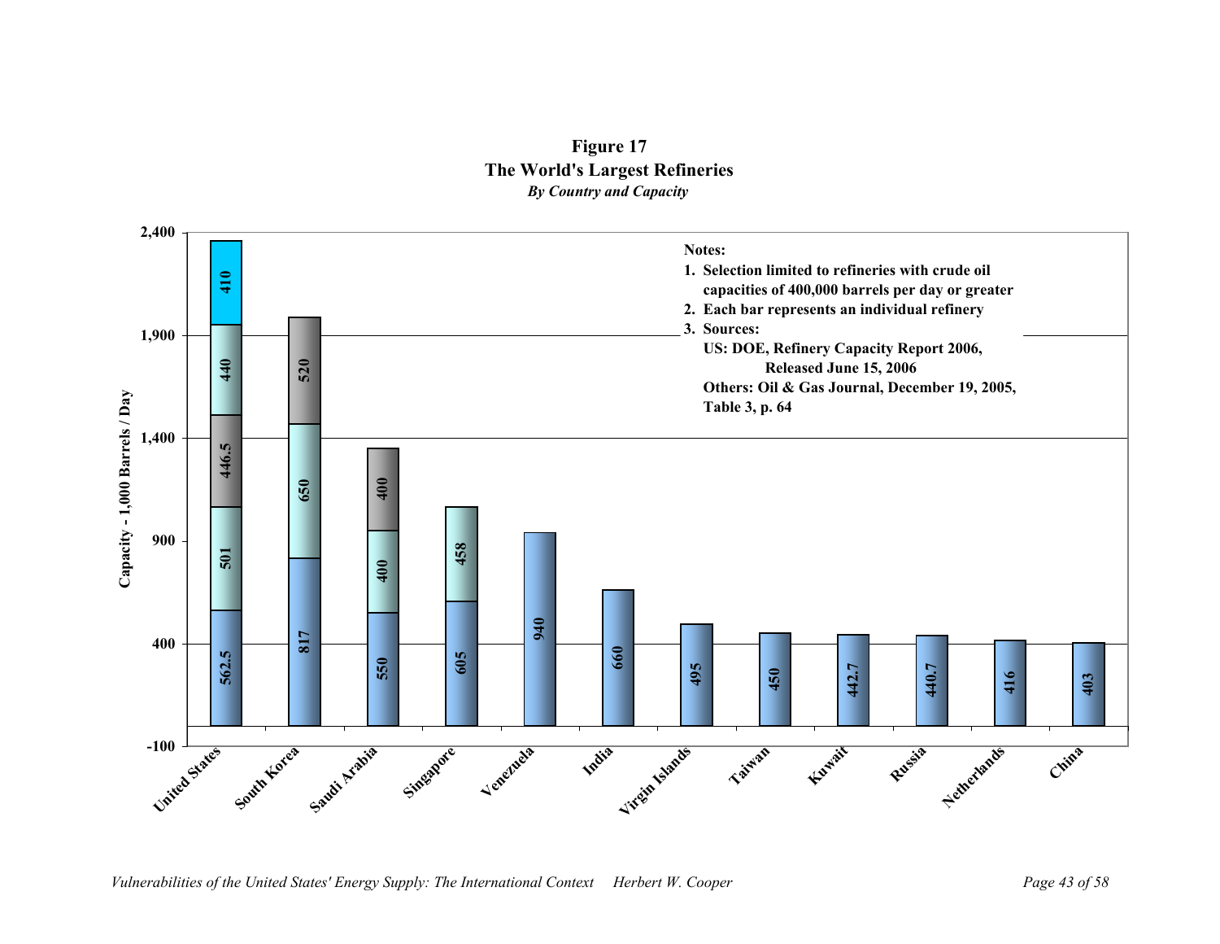**Figure 17**
**The World's Largest Refineries**
*By Country and Capacity*

| Country | Refinery capacities (1,000 Barrels / Day) |
| --- | --- |
| United States | 562.5, 501, 446.5, 440, 410 |
| South Korea | 817, 650, 520 |
| Saudi Arabia | 550, 400, 400 |
| Singapore | 605, 458 |
| Venezuela | 940 |
| India | 660 |
| Virgin Islands | 495 |
| Taiwan | 450 |
| Kuwait | 442.7 |
| Russia | 440.7 |
| Netherlands | 416 |
| China | 403 |

**Notes:**

1. **Selection limited to refineries with crude oil capacities of 400,000 barrels per day or greater**
2. **Each bar represents an individual refinery**
3. **Sources:**
   **US: DOE, Refinery Capacity Report 2006, Released June 15, 2006**
   **Others: Oil & Gas Journal, December 19, 2005, Table 3, p. 64**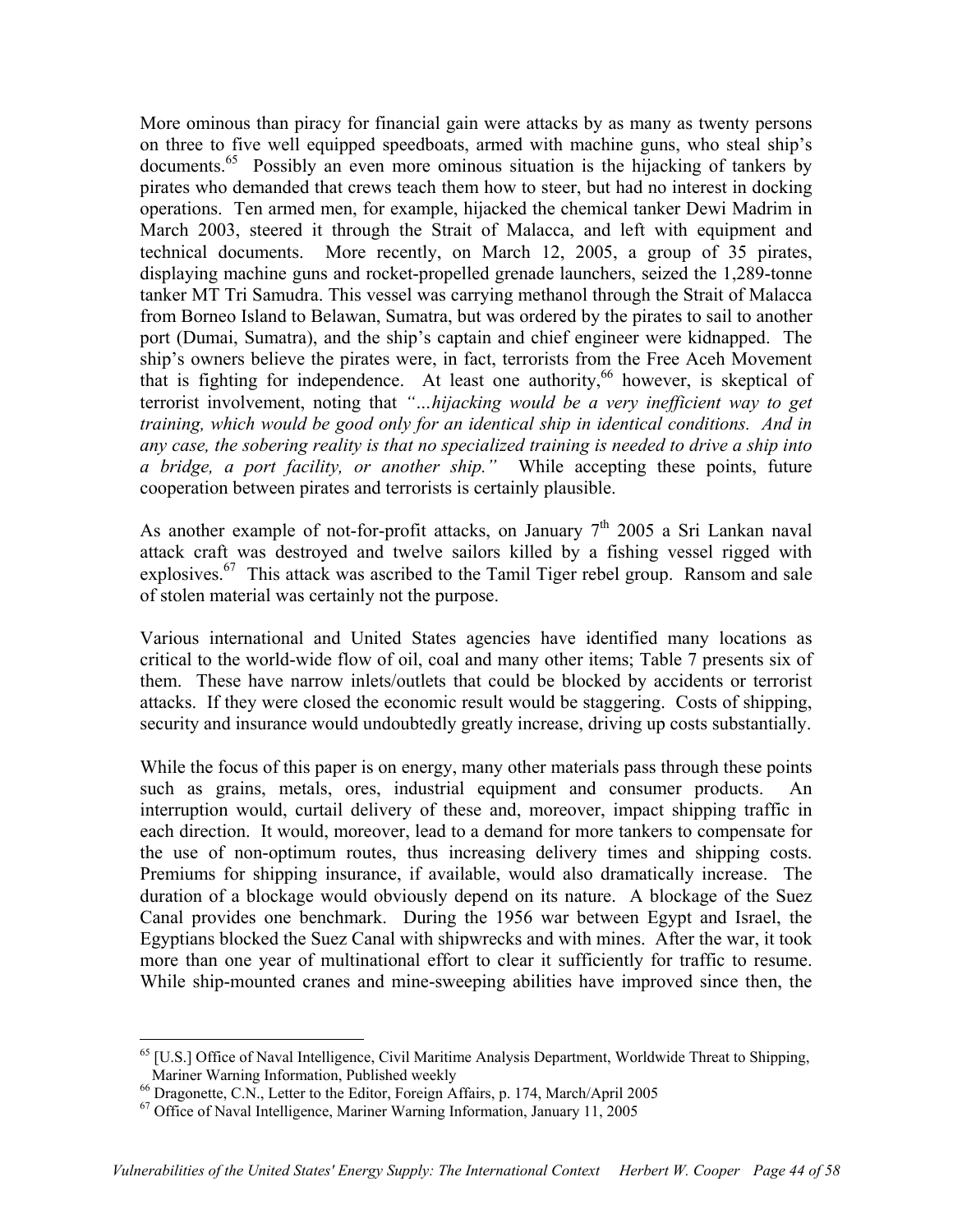More ominous than piracy for financial gain were attacks by as many as twenty persons on three to five well equipped speedboats, armed with machine guns, who steal ship's documents.[65] Possibly an even more ominous situation is the hijacking of tankers by pirates who demanded that crews teach them how to steer, but had no interest in docking operations. Ten armed men, for example, hijacked the chemical tanker Dewi Madrim in March 2003, steered it through the Strait of Malacca, and left with equipment and technical documents. More recently, on March 12, 2005, a group of 35 pirates, displaying machine guns and rocket-propelled grenade launchers, seized the 1,289-tonne tanker MT Tri Samudra. This vessel was carrying methanol through the Strait of Malacca from Borneo Island to Belawan, Sumatra, but was ordered by the pirates to sail to another port (Dumai, Sumatra), and the ship's captain and chief engineer were kidnapped. The ship's owners believe the pirates were, in fact, terrorists from the Free Aceh Movement that is fighting for independence. At least one authority,[66] however, is skeptical of terrorist involvement, noting that *"...hijacking would be a very inefficient way to get training, which would be good only for an identical ship in identical conditions. And in any case, the sobering reality is that no specialized training is needed to drive a ship into a bridge, a port facility, or another ship."* While accepting these points, future cooperation between pirates and terrorists is certainly plausible.

As another example of not-for-profit attacks, on January 7th 2005 a Sri Lankan naval attack craft was destroyed and twelve sailors killed by a fishing vessel rigged with explosives.[67] This attack was ascribed to the Tamil Tiger rebel group. Ransom and sale of stolen material was certainly not the purpose.

Various international and United States agencies have identified many locations as critical to the world-wide flow of oil, coal and many other items; Table 7 presents six of them. These have narrow inlets/outlets that could be blocked by accidents or terrorist attacks. If they were closed the economic result would be staggering. Costs of shipping, security and insurance would undoubtedly greatly increase, driving up costs substantially.

While the focus of this paper is on energy, many other materials pass through these points such as grains, metals, ores, industrial equipment and consumer products. An interruption would, curtail delivery of these and, moreover, impact shipping traffic in each direction. It would, moreover, lead to a demand for more tankers to compensate for the use of non-optimum routes, thus increasing delivery times and shipping costs. Premiums for shipping insurance, if available, would also dramatically increase. The duration of a blockage would obviously depend on its nature. A blockage of the Suez Canal provides one benchmark. During the 1956 war between Egypt and Israel, the Egyptians blocked the Suez Canal with shipwrecks and with mines. After the war, it took more than one year of multinational effort to clear it sufficiently for traffic to resume. While ship-mounted cranes and mine-sweeping abilities have improved since then, the

---

[65] [U.S.] Office of Naval Intelligence, Civil Maritime Analysis Department, Worldwide Threat to Shipping, Mariner Warning Information, Published weekly

[66] Dragonette, C.N., Letter to the Editor, Foreign Affairs, p. 174, March/April 2005

[67] Office of Naval Intelligence, Mariner Warning Information, January 11, 2005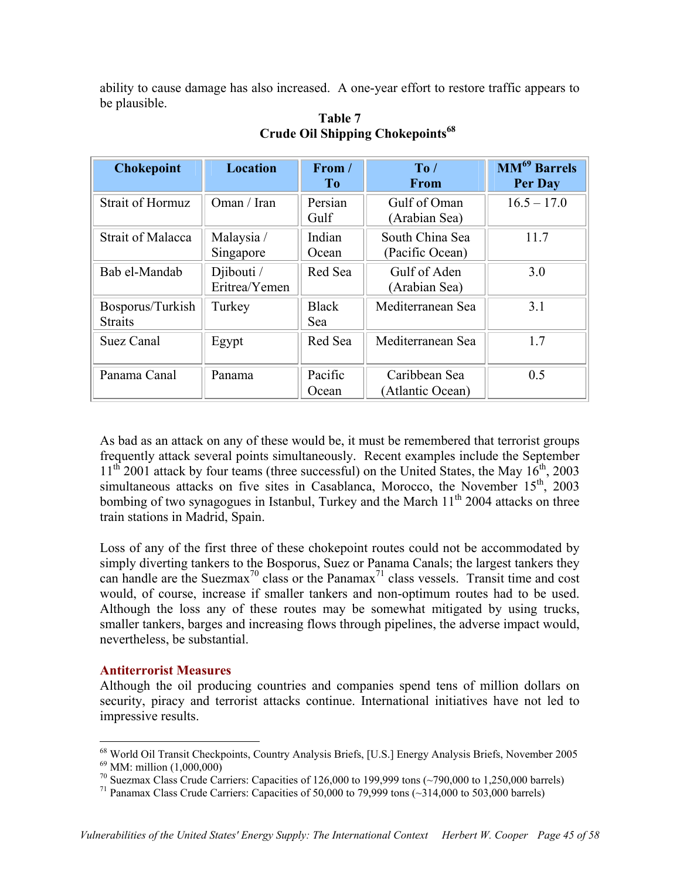ability to cause damage has also increased. A one-year effort to restore traffic appears to be plausible.

**Table 7**
**Crude Oil Shipping Chokepoints**[68]

| Chokepoint | Location | From / To | To / From | MM[69] Barrels Per Day |
|---|---|---|---|---|
| Strait of Hormuz | Oman / Iran | Persian Gulf | Gulf of Oman (Arabian Sea) | 16.5 – 17.0 |
| Strait of Malacca | Malaysia / Singapore | Indian Ocean | South China Sea (Pacific Ocean) | 11.7 |
| Bab el-Mandab | Djibouti / Eritrea/Yemen | Red Sea | Gulf of Aden (Arabian Sea) | 3.0 |
| Bosporus/Turkish Straits | Turkey | Black Sea | Mediterranean Sea | 3.1 |
| Suez Canal | Egypt | Red Sea | Mediterranean Sea | 1.7 |
| Panama Canal | Panama | Pacific Ocean | Caribbean Sea (Atlantic Ocean) | 0.5 |

As bad as an attack on any of these would be, it must be remembered that terrorist groups frequently attack several points simultaneously. Recent examples include the September 11th 2001 attack by four teams (three successful) on the United States, the May 16th, 2003 simultaneous attacks on five sites in Casablanca, Morocco, the November 15th, 2003 bombing of two synagogues in Istanbul, Turkey and the March 11th 2004 attacks on three train stations in Madrid, Spain.

Loss of any of the first three of these chokepoint routes could not be accommodated by simply diverting tankers to the Bosporus, Suez or Panama Canals; the largest tankers they can handle are the Suezmax[70] class or the Panamax[71] class vessels. Transit time and cost would, of course, increase if smaller tankers and non-optimum routes had to be used. Although the loss any of these routes may be somewhat mitigated by using trucks, smaller tankers, barges and increasing flows through pipelines, the adverse impact would, nevertheless, be substantial.

## Antiterrorist Measures

Although the oil producing countries and companies spend tens of million dollars on security, piracy and terrorist attacks continue. International initiatives have not led to impressive results.

---

[68] World Oil Transit Checkpoints, Country Analysis Briefs, [U.S.] Energy Analysis Briefs, November 2005
[69] MM: million (1,000,000)
[70] Suezmax Class Crude Carriers: Capacities of 126,000 to 199,999 tons (~790,000 to 1,250,000 barrels)
[71] Panamax Class Crude Carriers: Capacities of 50,000 to 79,999 tons (~314,000 to 503,000 barrels)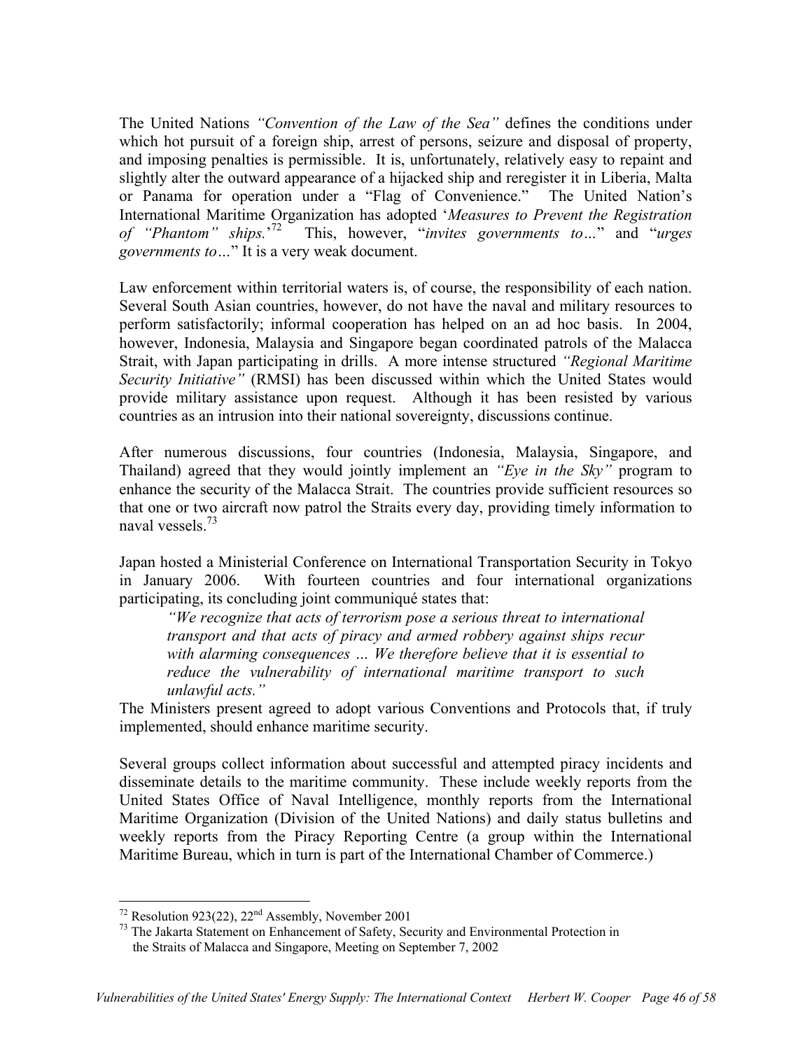The United Nations *"Convention of the Law of the Sea"* defines the conditions under which hot pursuit of a foreign ship, arrest of persons, seizure and disposal of property, and imposing penalties is permissible. It is, unfortunately, relatively easy to repaint and slightly alter the outward appearance of a hijacked ship and reregister it in Liberia, Malta or Panama for operation under a "Flag of Convenience." The United Nation's International Maritime Organization has adopted '*Measures to Prevent the Registration of "Phantom" ships.*'[72] This, however, "*invites governments to…*" and "*urges governments to…*" It is a very weak document.

Law enforcement within territorial waters is, of course, the responsibility of each nation. Several South Asian countries, however, do not have the naval and military resources to perform satisfactorily; informal cooperation has helped on an ad hoc basis. In 2004, however, Indonesia, Malaysia and Singapore began coordinated patrols of the Malacca Strait, with Japan participating in drills. A more intense structured *"Regional Maritime Security Initiative"* (RMSI) has been discussed within which the United States would provide military assistance upon request. Although it has been resisted by various countries as an intrusion into their national sovereignty, discussions continue.

After numerous discussions, four countries (Indonesia, Malaysia, Singapore, and Thailand) agreed that they would jointly implement an *"Eye in the Sky"* program to enhance the security of the Malacca Strait. The countries provide sufficient resources so that one or two aircraft now patrol the Straits every day, providing timely information to naval vessels.[73]

Japan hosted a Ministerial Conference on International Transportation Security in Tokyo in January 2006. With fourteen countries and four international organizations participating, its concluding joint communiqué states that:

> *"We recognize that acts of terrorism pose a serious threat to international transport and that acts of piracy and armed robbery against ships recur with alarming consequences … We therefore believe that it is essential to reduce the vulnerability of international maritime transport to such unlawful acts."*

The Ministers present agreed to adopt various Conventions and Protocols that, if truly implemented, should enhance maritime security.

Several groups collect information about successful and attempted piracy incidents and disseminate details to the maritime community. These include weekly reports from the United States Office of Naval Intelligence, monthly reports from the International Maritime Organization (Division of the United Nations) and daily status bulletins and weekly reports from the Piracy Reporting Centre (a group within the International Maritime Bureau, which in turn is part of the International Chamber of Commerce.)

---

[72] Resolution 923(22), 22nd Assembly, November 2001

[73] The Jakarta Statement on Enhancement of Safety, Security and Environmental Protection in the Straits of Malacca and Singapore, Meeting on September 7, 2002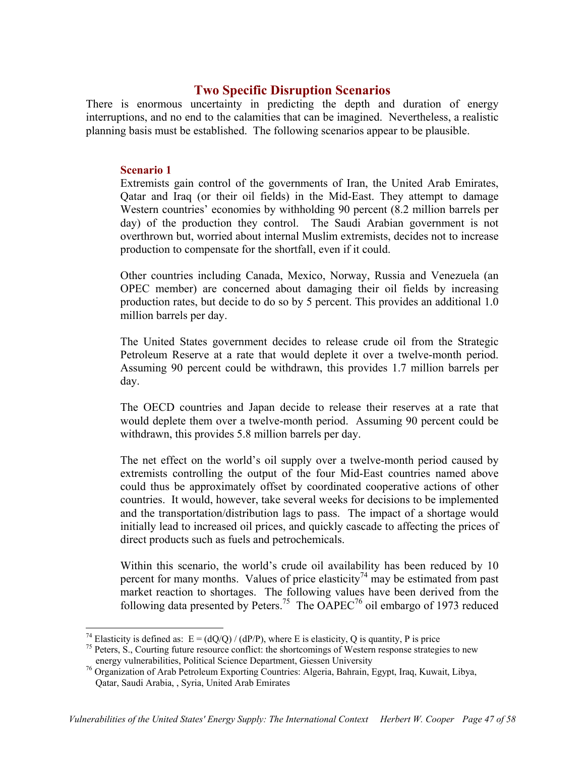## Two Specific Disruption Scenarios

There is enormous uncertainty in predicting the depth and duration of energy interruptions, and no end to the calamities that can be imagined. Nevertheless, a realistic planning basis must be established. The following scenarios appear to be plausible.

### Scenario 1

Extremists gain control of the governments of Iran, the United Arab Emirates, Qatar and Iraq (or their oil fields) in the Mid-East. They attempt to damage Western countries' economies by withholding 90 percent (8.2 million barrels per day) of the production they control. The Saudi Arabian government is not overthrown but, worried about internal Muslim extremists, decides not to increase production to compensate for the shortfall, even if it could.

Other countries including Canada, Mexico, Norway, Russia and Venezuela (an OPEC member) are concerned about damaging their oil fields by increasing production rates, but decide to do so by 5 percent. This provides an additional 1.0 million barrels per day.

The United States government decides to release crude oil from the Strategic Petroleum Reserve at a rate that would deplete it over a twelve-month period. Assuming 90 percent could be withdrawn, this provides 1.7 million barrels per day.

The OECD countries and Japan decide to release their reserves at a rate that would deplete them over a twelve-month period. Assuming 90 percent could be withdrawn, this provides 5.8 million barrels per day.

The net effect on the world's oil supply over a twelve-month period caused by extremists controlling the output of the four Mid-East countries named above could thus be approximately offset by coordinated cooperative actions of other countries. It would, however, take several weeks for decisions to be implemented and the transportation/distribution lags to pass. The impact of a shortage would initially lead to increased oil prices, and quickly cascade to affecting the prices of direct products such as fuels and petrochemicals.

Within this scenario, the world's crude oil availability has been reduced by 10 percent for many months. Values of price elasticity[74] may be estimated from past market reaction to shortages. The following values have been derived from the following data presented by Peters.[75] The OAPEC[76] oil embargo of 1973 reduced

---

[74] Elasticity is defined as: $E = (dQ/Q) / (dP/P)$, where E is elasticity, Q is quantity, P is price

[75] Peters, S., Courting future resource conflict: the shortcomings of Western response strategies to new energy vulnerabilities, Political Science Department, Giessen University

[76] Organization of Arab Petroleum Exporting Countries: Algeria, Bahrain, Egypt, Iraq, Kuwait, Libya, Qatar, Saudi Arabia, , Syria, United Arab Emirates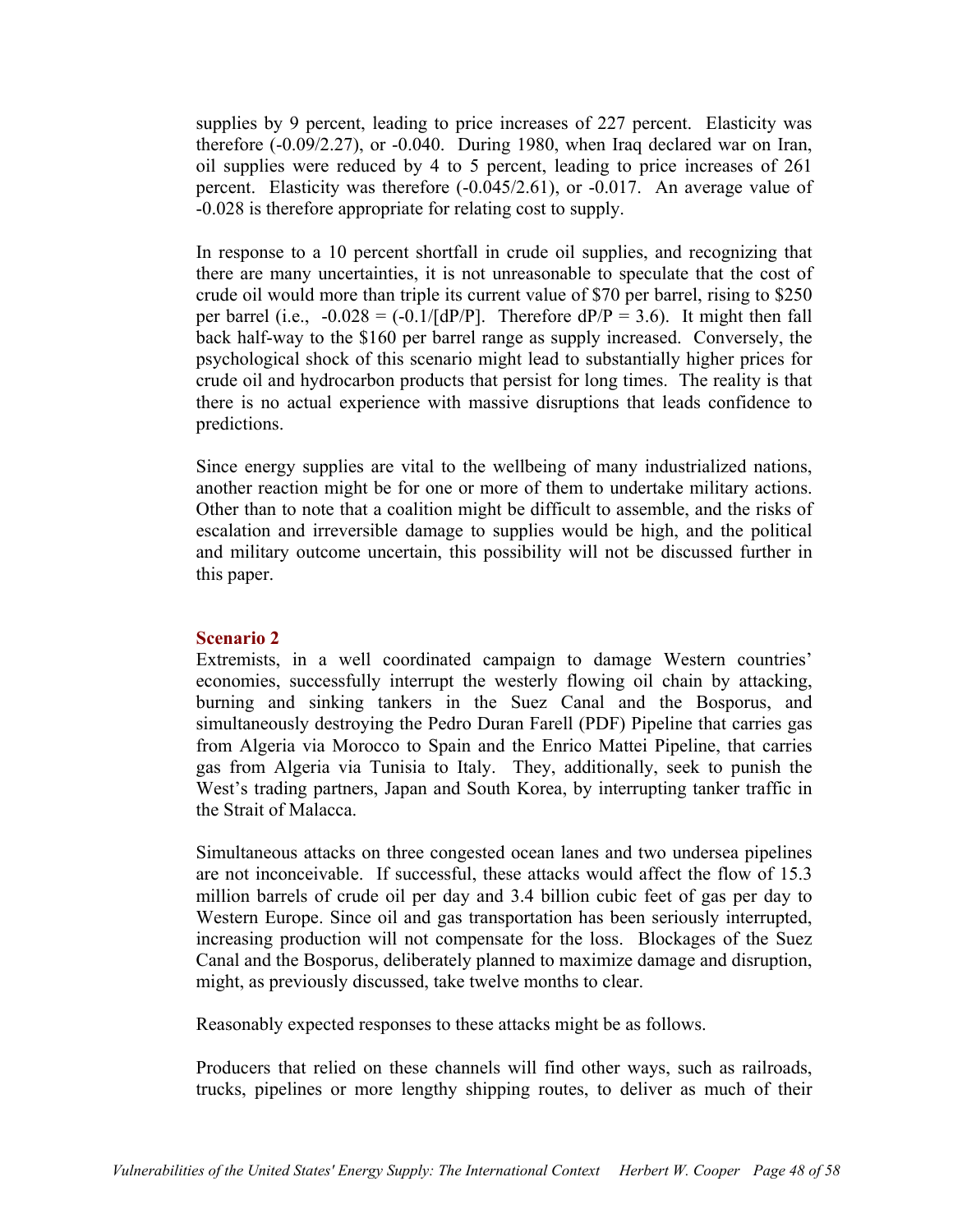supplies by 9 percent, leading to price increases of 227 percent. Elasticity was therefore (-0.09/2.27), or -0.040. During 1980, when Iraq declared war on Iran, oil supplies were reduced by 4 to 5 percent, leading to price increases of 261 percent. Elasticity was therefore (-0.045/2.61), or -0.017. An average value of -0.028 is therefore appropriate for relating cost to supply.

In response to a 10 percent shortfall in crude oil supplies, and recognizing that there are many uncertainties, it is not unreasonable to speculate that the cost of crude oil would more than triple its current value of $70 per barrel, rising to $250 per barrel (i.e., $-0.028 = (-0.1/[dP/P]$. Therefore $dP/P = 3.6$). It might then fall back half-way to the $160 per barrel range as supply increased. Conversely, the psychological shock of this scenario might lead to substantially higher prices for crude oil and hydrocarbon products that persist for long times. The reality is that there is no actual experience with massive disruptions that leads confidence to predictions.

Since energy supplies are vital to the wellbeing of many industrialized nations, another reaction might be for one or more of them to undertake military actions. Other than to note that a coalition might be difficult to assemble, and the risks of escalation and irreversible damage to supplies would be high, and the political and military outcome uncertain, this possibility will not be discussed further in this paper.

**Scenario 2**

Extremists, in a well coordinated campaign to damage Western countries' economies, successfully interrupt the westerly flowing oil chain by attacking, burning and sinking tankers in the Suez Canal and the Bosporus, and simultaneously destroying the Pedro Duran Farell (PDF) Pipeline that carries gas from Algeria via Morocco to Spain and the Enrico Mattei Pipeline, that carries gas from Algeria via Tunisia to Italy. They, additionally, seek to punish the West's trading partners, Japan and South Korea, by interrupting tanker traffic in the Strait of Malacca.

Simultaneous attacks on three congested ocean lanes and two undersea pipelines are not inconceivable. If successful, these attacks would affect the flow of 15.3 million barrels of crude oil per day and 3.4 billion cubic feet of gas per day to Western Europe. Since oil and gas transportation has been seriously interrupted, increasing production will not compensate for the loss. Blockages of the Suez Canal and the Bosporus, deliberately planned to maximize damage and disruption, might, as previously discussed, take twelve months to clear.

Reasonably expected responses to these attacks might be as follows.

Producers that relied on these channels will find other ways, such as railroads, trucks, pipelines or more lengthy shipping routes, to deliver as much of their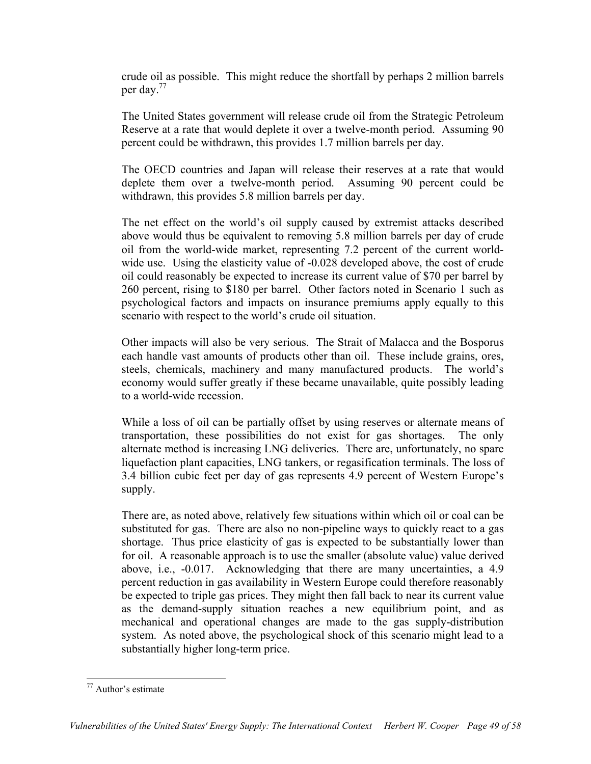crude oil as possible. This might reduce the shortfall by perhaps 2 million barrels per day.[77]

The United States government will release crude oil from the Strategic Petroleum Reserve at a rate that would deplete it over a twelve-month period. Assuming 90 percent could be withdrawn, this provides 1.7 million barrels per day.

The OECD countries and Japan will release their reserves at a rate that would deplete them over a twelve-month period. Assuming 90 percent could be withdrawn, this provides 5.8 million barrels per day.

The net effect on the world's oil supply caused by extremist attacks described above would thus be equivalent to removing 5.8 million barrels per day of crude oil from the world-wide market, representing 7.2 percent of the current world-wide use. Using the elasticity value of -0.028 developed above, the cost of crude oil could reasonably be expected to increase its current value of $70 per barrel by 260 percent, rising to $180 per barrel. Other factors noted in Scenario 1 such as psychological factors and impacts on insurance premiums apply equally to this scenario with respect to the world's crude oil situation.

Other impacts will also be very serious. The Strait of Malacca and the Bosporus each handle vast amounts of products other than oil. These include grains, ores, steels, chemicals, machinery and many manufactured products. The world's economy would suffer greatly if these became unavailable, quite possibly leading to a world-wide recession.

While a loss of oil can be partially offset by using reserves or alternate means of transportation, these possibilities do not exist for gas shortages. The only alternate method is increasing LNG deliveries. There are, unfortunately, no spare liquefaction plant capacities, LNG tankers, or regasification terminals. The loss of 3.4 billion cubic feet per day of gas represents 4.9 percent of Western Europe's supply.

There are, as noted above, relatively few situations within which oil or coal can be substituted for gas. There are also no non-pipeline ways to quickly react to a gas shortage. Thus price elasticity of gas is expected to be substantially lower than for oil. A reasonable approach is to use the smaller (absolute value) value derived above, i.e., -0.017. Acknowledging that there are many uncertainties, a 4.9 percent reduction in gas availability in Western Europe could therefore reasonably be expected to triple gas prices. They might then fall back to near its current value as the demand-supply situation reaches a new equilibrium point, and as mechanical and operational changes are made to the gas supply-distribution system. As noted above, the psychological shock of this scenario might lead to a substantially higher long-term price.

---

[77] Author's estimate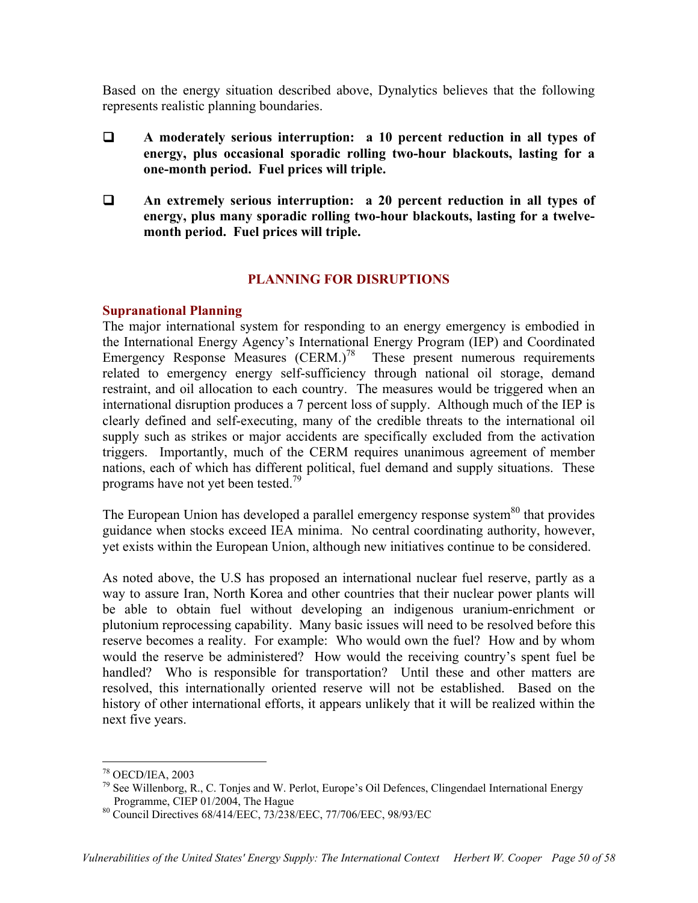Based on the energy situation described above, Dynalytics believes that the following represents realistic planning boundaries.

- **A moderately serious interruption: a 10 percent reduction in all types of energy, plus occasional sporadic rolling two-hour blackouts, lasting for a one-month period. Fuel prices will triple.**

- **An extremely serious interruption: a 20 percent reduction in all types of energy, plus many sporadic rolling two-hour blackouts, lasting for a twelve-month period. Fuel prices will triple.**

## PLANNING FOR DISRUPTIONS

### Supranational Planning

The major international system for responding to an energy emergency is embodied in the International Energy Agency's International Energy Program (IEP) and Coordinated Emergency Response Measures (CERM.)[78] These present numerous requirements related to emergency energy self-sufficiency through national oil storage, demand restraint, and oil allocation to each country. The measures would be triggered when an international disruption produces a 7 percent loss of supply. Although much of the IEP is clearly defined and self-executing, many of the credible threats to the international oil supply such as strikes or major accidents are specifically excluded from the activation triggers. Importantly, much of the CERM requires unanimous agreement of member nations, each of which has different political, fuel demand and supply situations. These programs have not yet been tested.[79]

The European Union has developed a parallel emergency response system[80] that provides guidance when stocks exceed IEA minima. No central coordinating authority, however, yet exists within the European Union, although new initiatives continue to be considered.

As noted above, the U.S has proposed an international nuclear fuel reserve, partly as a way to assure Iran, North Korea and other countries that their nuclear power plants will be able to obtain fuel without developing an indigenous uranium-enrichment or plutonium reprocessing capability. Many basic issues will need to be resolved before this reserve becomes a reality. For example: Who would own the fuel? How and by whom would the reserve be administered? How would the receiving country's spent fuel be handled? Who is responsible for transportation? Until these and other matters are resolved, this internationally oriented reserve will not be established. Based on the history of other international efforts, it appears unlikely that it will be realized within the next five years.

---

[78] OECD/IEA, 2003

[79] See Willenborg, R., C. Tonjes and W. Perlot, Europe's Oil Defences, Clingendael International Energy Programme, CIEP 01/2004, The Hague

[80] Council Directives 68/414/EEC, 73/238/EEC, 77/706/EEC, 98/93/EC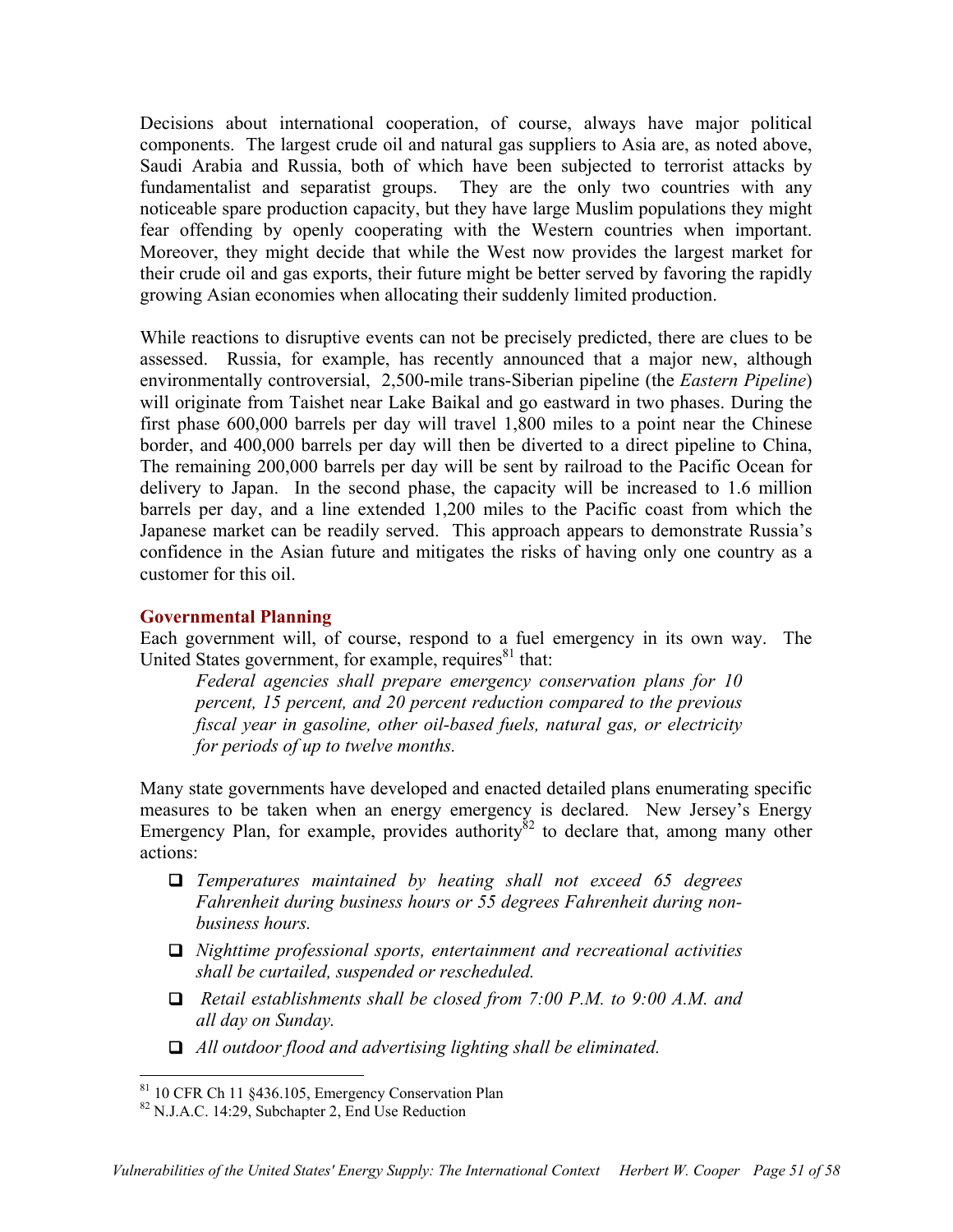Decisions about international cooperation, of course, always have major political components. The largest crude oil and natural gas suppliers to Asia are, as noted above, Saudi Arabia and Russia, both of which have been subjected to terrorist attacks by fundamentalist and separatist groups. They are the only two countries with any noticeable spare production capacity, but they have large Muslim populations they might fear offending by openly cooperating with the Western countries when important. Moreover, they might decide that while the West now provides the largest market for their crude oil and gas exports, their future might be better served by favoring the rapidly growing Asian economies when allocating their suddenly limited production.

While reactions to disruptive events can not be precisely predicted, there are clues to be assessed. Russia, for example, has recently announced that a major new, although environmentally controversial, 2,500-mile trans-Siberian pipeline (the *Eastern Pipeline*) will originate from Taishet near Lake Baikal and go eastward in two phases. During the first phase 600,000 barrels per day will travel 1,800 miles to a point near the Chinese border, and 400,000 barrels per day will then be diverted to a direct pipeline to China, The remaining 200,000 barrels per day will be sent by railroad to the Pacific Ocean for delivery to Japan. In the second phase, the capacity will be increased to 1.6 million barrels per day, and a line extended 1,200 miles to the Pacific coast from which the Japanese market can be readily served. This approach appears to demonstrate Russia's confidence in the Asian future and mitigates the risks of having only one country as a customer for this oil.

## Governmental Planning

Each government will, of course, respond to a fuel emergency in its own way. The United States government, for example, requires[81] that:

> *Federal agencies shall prepare emergency conservation plans for 10 percent, 15 percent, and 20 percent reduction compared to the previous fiscal year in gasoline, other oil-based fuels, natural gas, or electricity for periods of up to twelve months.*

Many state governments have developed and enacted detailed plans enumerating specific measures to be taken when an energy emergency is declared. New Jersey's Energy Emergency Plan, for example, provides authority[82] to declare that, among many other actions:

- *Temperatures maintained by heating shall not exceed 65 degrees Fahrenheit during business hours or 55 degrees Fahrenheit during non-business hours.*
- *Nighttime professional sports, entertainment and recreational activities shall be curtailed, suspended or rescheduled.*
- *Retail establishments shall be closed from 7:00 P.M. to 9:00 A.M. and all day on Sunday.*
- *All outdoor flood and advertising lighting shall be eliminated.*

---

[81] 10 CFR Ch 11 §436.105, Emergency Conservation Plan

[82] N.J.A.C. 14:29, Subchapter 2, End Use Reduction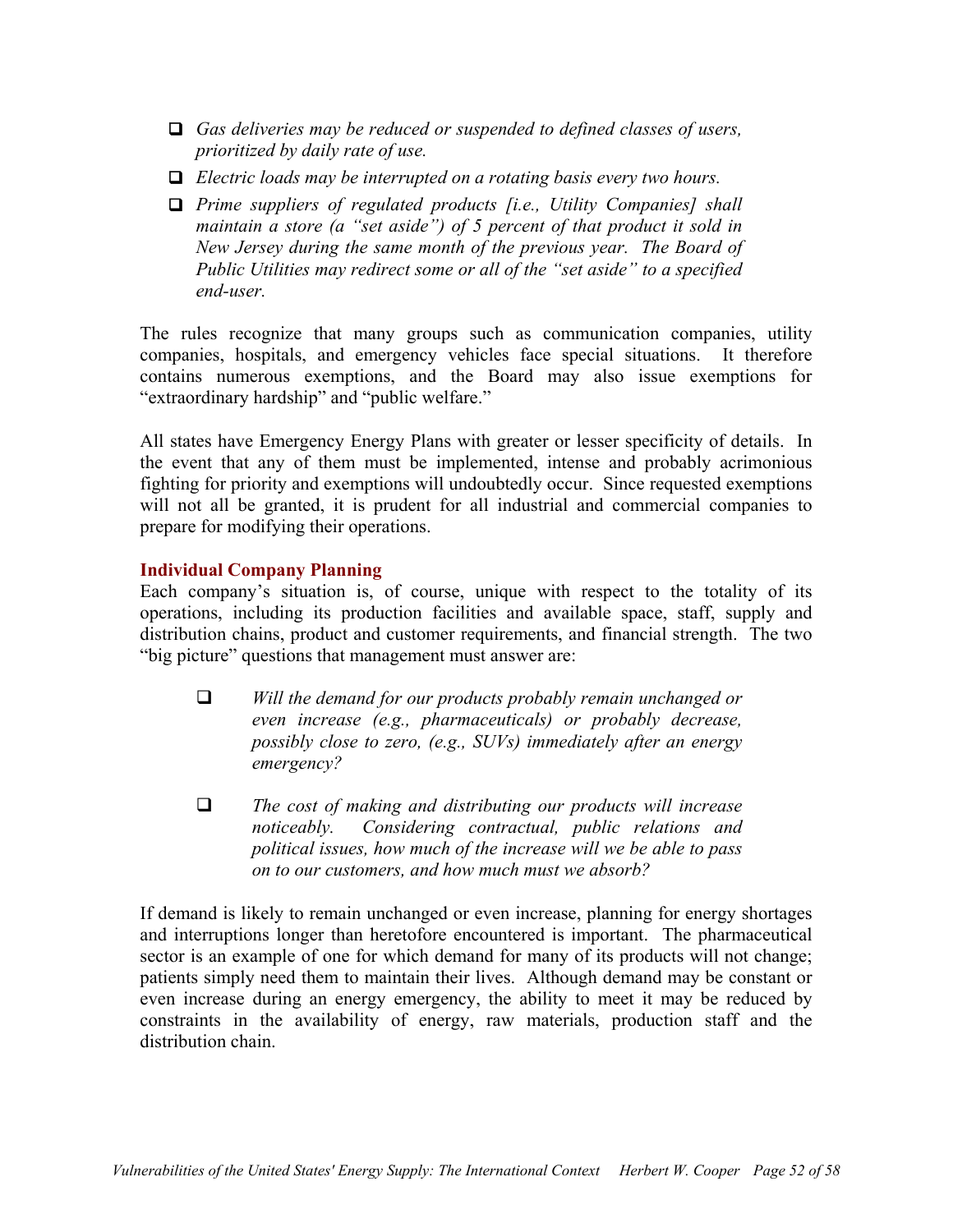- *Gas deliveries may be reduced or suspended to defined classes of users, prioritized by daily rate of use.*
- *Electric loads may be interrupted on a rotating basis every two hours.*
- *Prime suppliers of regulated products [i.e., Utility Companies] shall maintain a store (a "set aside") of 5 percent of that product it sold in New Jersey during the same month of the previous year. The Board of Public Utilities may redirect some or all of the "set aside" to a specified end-user.*

The rules recognize that many groups such as communication companies, utility companies, hospitals, and emergency vehicles face special situations. It therefore contains numerous exemptions, and the Board may also issue exemptions for "extraordinary hardship" and "public welfare."

All states have Emergency Energy Plans with greater or lesser specificity of details. In the event that any of them must be implemented, intense and probably acrimonious fighting for priority and exemptions will undoubtedly occur. Since requested exemptions will not all be granted, it is prudent for all industrial and commercial companies to prepare for modifying their operations.

### Individual Company Planning

Each company's situation is, of course, unique with respect to the totality of its operations, including its production facilities and available space, staff, supply and distribution chains, product and customer requirements, and financial strength. The two "big picture" questions that management must answer are:

- *Will the demand for our products probably remain unchanged or even increase (e.g., pharmaceuticals) or probably decrease, possibly close to zero, (e.g., SUVs) immediately after an energy emergency?*

- *The cost of making and distributing our products will increase noticeably. Considering contractual, public relations and political issues, how much of the increase will we be able to pass on to our customers, and how much must we absorb?*

If demand is likely to remain unchanged or even increase, planning for energy shortages and interruptions longer than heretofore encountered is important. The pharmaceutical sector is an example of one for which demand for many of its products will not change; patients simply need them to maintain their lives. Although demand may be constant or even increase during an energy emergency, the ability to meet it may be reduced by constraints in the availability of energy, raw materials, production staff and the distribution chain.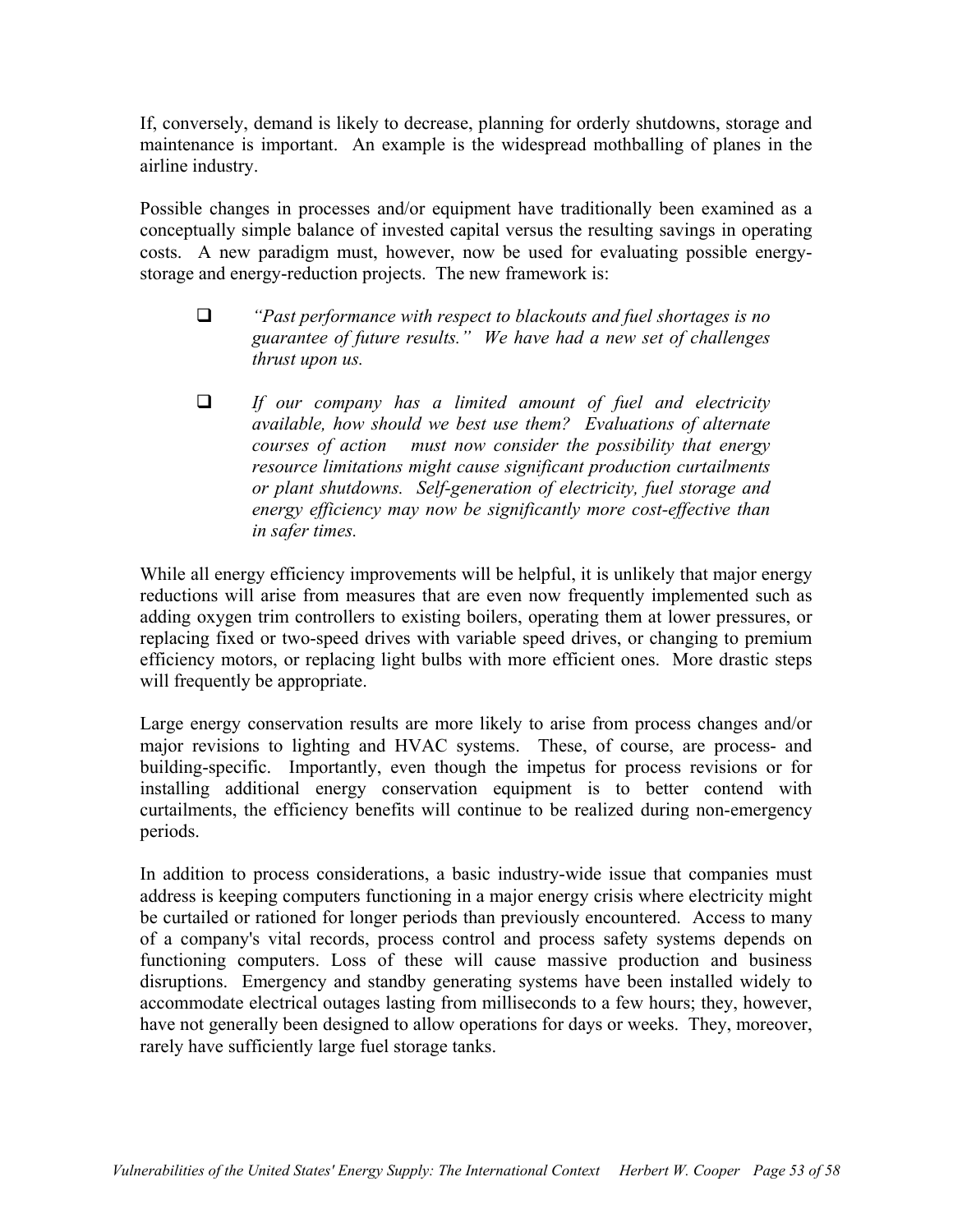If, conversely, demand is likely to decrease, planning for orderly shutdowns, storage and maintenance is important. An example is the widespread mothballing of planes in the airline industry.

Possible changes in processes and/or equipment have traditionally been examined as a conceptually simple balance of invested capital versus the resulting savings in operating costs. A new paradigm must, however, now be used for evaluating possible energy-storage and energy-reduction projects. The new framework is:

- *"Past performance with respect to blackouts and fuel shortages is no guarantee of future results." We have had a new set of challenges thrust upon us.*

- *If our company has a limited amount of fuel and electricity available, how should we best use them? Evaluations of alternate courses of action must now consider the possibility that energy resource limitations might cause significant production curtailments or plant shutdowns. Self-generation of electricity, fuel storage and energy efficiency may now be significantly more cost-effective than in safer times.*

While all energy efficiency improvements will be helpful, it is unlikely that major energy reductions will arise from measures that are even now frequently implemented such as adding oxygen trim controllers to existing boilers, operating them at lower pressures, or replacing fixed or two-speed drives with variable speed drives, or changing to premium efficiency motors, or replacing light bulbs with more efficient ones. More drastic steps will frequently be appropriate.

Large energy conservation results are more likely to arise from process changes and/or major revisions to lighting and HVAC systems. These, of course, are process- and building-specific. Importantly, even though the impetus for process revisions or for installing additional energy conservation equipment is to better contend with curtailments, the efficiency benefits will continue to be realized during non-emergency periods.

In addition to process considerations, a basic industry-wide issue that companies must address is keeping computers functioning in a major energy crisis where electricity might be curtailed or rationed for longer periods than previously encountered. Access to many of a company's vital records, process control and process safety systems depends on functioning computers. Loss of these will cause massive production and business disruptions. Emergency and standby generating systems have been installed widely to accommodate electrical outages lasting from milliseconds to a few hours; they, however, have not generally been designed to allow operations for days or weeks. They, moreover, rarely have sufficiently large fuel storage tanks.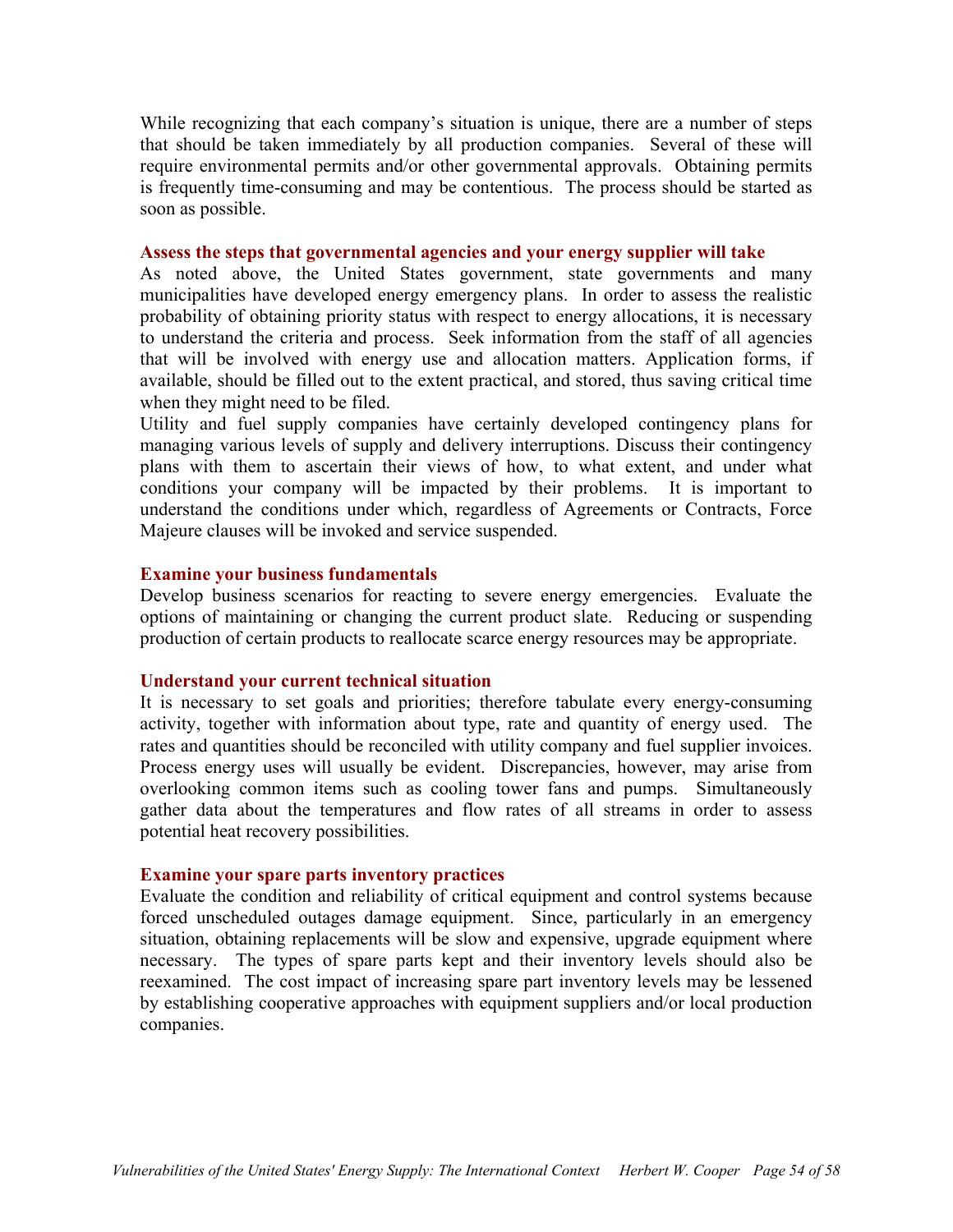While recognizing that each company's situation is unique, there are a number of steps that should be taken immediately by all production companies. Several of these will require environmental permits and/or other governmental approvals. Obtaining permits is frequently time-consuming and may be contentious. The process should be started as soon as possible.

**Assess the steps that governmental agencies and your energy supplier will take**

As noted above, the United States government, state governments and many municipalities have developed energy emergency plans. In order to assess the realistic probability of obtaining priority status with respect to energy allocations, it is necessary to understand the criteria and process. Seek information from the staff of all agencies that will be involved with energy use and allocation matters. Application forms, if available, should be filled out to the extent practical, and stored, thus saving critical time when they might need to be filed.

Utility and fuel supply companies have certainly developed contingency plans for managing various levels of supply and delivery interruptions. Discuss their contingency plans with them to ascertain their views of how, to what extent, and under what conditions your company will be impacted by their problems. It is important to understand the conditions under which, regardless of Agreements or Contracts, Force Majeure clauses will be invoked and service suspended.

**Examine your business fundamentals**

Develop business scenarios for reacting to severe energy emergencies. Evaluate the options of maintaining or changing the current product slate. Reducing or suspending production of certain products to reallocate scarce energy resources may be appropriate.

**Understand your current technical situation**

It is necessary to set goals and priorities; therefore tabulate every energy-consuming activity, together with information about type, rate and quantity of energy used. The rates and quantities should be reconciled with utility company and fuel supplier invoices. Process energy uses will usually be evident. Discrepancies, however, may arise from overlooking common items such as cooling tower fans and pumps. Simultaneously gather data about the temperatures and flow rates of all streams in order to assess potential heat recovery possibilities.

**Examine your spare parts inventory practices**

Evaluate the condition and reliability of critical equipment and control systems because forced unscheduled outages damage equipment. Since, particularly in an emergency situation, obtaining replacements will be slow and expensive, upgrade equipment where necessary. The types of spare parts kept and their inventory levels should also be reexamined. The cost impact of increasing spare part inventory levels may be lessened by establishing cooperative approaches with equipment suppliers and/or local production companies.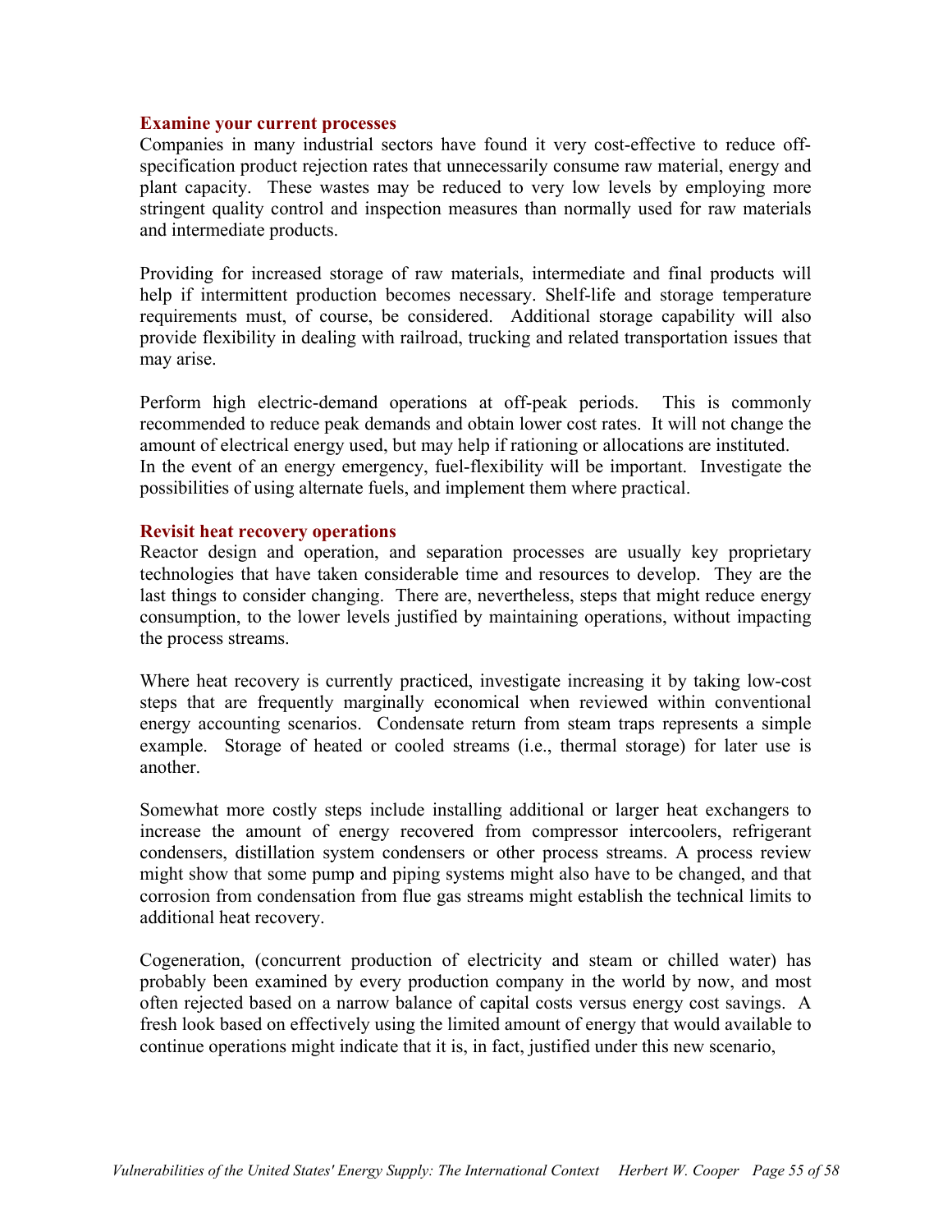### Examine your current processes

Companies in many industrial sectors have found it very cost-effective to reduce off-specification product rejection rates that unnecessarily consume raw material, energy and plant capacity. These wastes may be reduced to very low levels by employing more stringent quality control and inspection measures than normally used for raw materials and intermediate products.

Providing for increased storage of raw materials, intermediate and final products will help if intermittent production becomes necessary. Shelf-life and storage temperature requirements must, of course, be considered. Additional storage capability will also provide flexibility in dealing with railroad, trucking and related transportation issues that may arise.

Perform high electric-demand operations at off-peak periods. This is commonly recommended to reduce peak demands and obtain lower cost rates. It will not change the amount of electrical energy used, but may help if rationing or allocations are instituted. In the event of an energy emergency, fuel-flexibility will be important. Investigate the possibilities of using alternate fuels, and implement them where practical.

### Revisit heat recovery operations

Reactor design and operation, and separation processes are usually key proprietary technologies that have taken considerable time and resources to develop. They are the last things to consider changing. There are, nevertheless, steps that might reduce energy consumption, to the lower levels justified by maintaining operations, without impacting the process streams.

Where heat recovery is currently practiced, investigate increasing it by taking low-cost steps that are frequently marginally economical when reviewed within conventional energy accounting scenarios. Condensate return from steam traps represents a simple example. Storage of heated or cooled streams (i.e., thermal storage) for later use is another.

Somewhat more costly steps include installing additional or larger heat exchangers to increase the amount of energy recovered from compressor intercoolers, refrigerant condensers, distillation system condensers or other process streams. A process review might show that some pump and piping systems might also have to be changed, and that corrosion from condensation from flue gas streams might establish the technical limits to additional heat recovery.

Cogeneration, (concurrent production of electricity and steam or chilled water) has probably been examined by every production company in the world by now, and most often rejected based on a narrow balance of capital costs versus energy cost savings. A fresh look based on effectively using the limited amount of energy that would available to continue operations might indicate that it is, in fact, justified under this new scenario,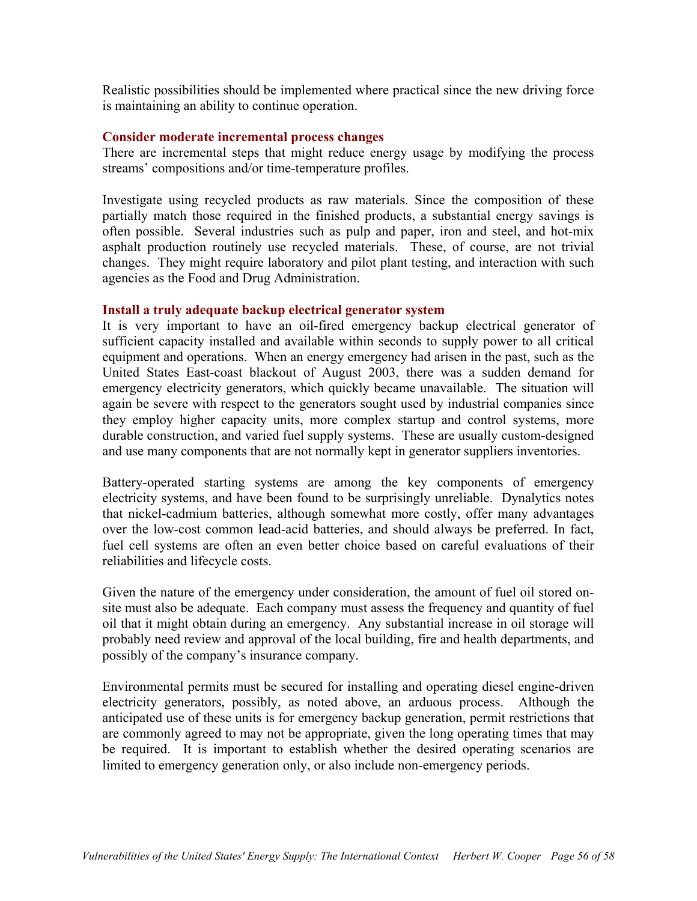Realistic possibilities should be implemented where practical since the new driving force is maintaining an ability to continue operation.

### Consider moderate incremental process changes

There are incremental steps that might reduce energy usage by modifying the process streams' compositions and/or time-temperature profiles.

Investigate using recycled products as raw materials. Since the composition of these partially match those required in the finished products, a substantial energy savings is often possible. Several industries such as pulp and paper, iron and steel, and hot-mix asphalt production routinely use recycled materials. These, of course, are not trivial changes. They might require laboratory and pilot plant testing, and interaction with such agencies as the Food and Drug Administration.

### Install a truly adequate backup electrical generator system

It is very important to have an oil-fired emergency backup electrical generator of sufficient capacity installed and available within seconds to supply power to all critical equipment and operations. When an energy emergency had arisen in the past, such as the United States East-coast blackout of August 2003, there was a sudden demand for emergency electricity generators, which quickly became unavailable. The situation will again be severe with respect to the generators sought used by industrial companies since they employ higher capacity units, more complex startup and control systems, more durable construction, and varied fuel supply systems. These are usually custom-designed and use many components that are not normally kept in generator suppliers inventories.

Battery-operated starting systems are among the key components of emergency electricity systems, and have been found to be surprisingly unreliable. Dynalytics notes that nickel-cadmium batteries, although somewhat more costly, offer many advantages over the low-cost common lead-acid batteries, and should always be preferred. In fact, fuel cell systems are often an even better choice based on careful evaluations of their reliabilities and lifecycle costs.

Given the nature of the emergency under consideration, the amount of fuel oil stored on-site must also be adequate. Each company must assess the frequency and quantity of fuel oil that it might obtain during an emergency. Any substantial increase in oil storage will probably need review and approval of the local building, fire and health departments, and possibly of the company's insurance company.

Environmental permits must be secured for installing and operating diesel engine-driven electricity generators, possibly, as noted above, an arduous process. Although the anticipated use of these units is for emergency backup generation, permit restrictions that are commonly agreed to may not be appropriate, given the long operating times that may be required. It is important to establish whether the desired operating scenarios are limited to emergency generation only, or also include non-emergency periods.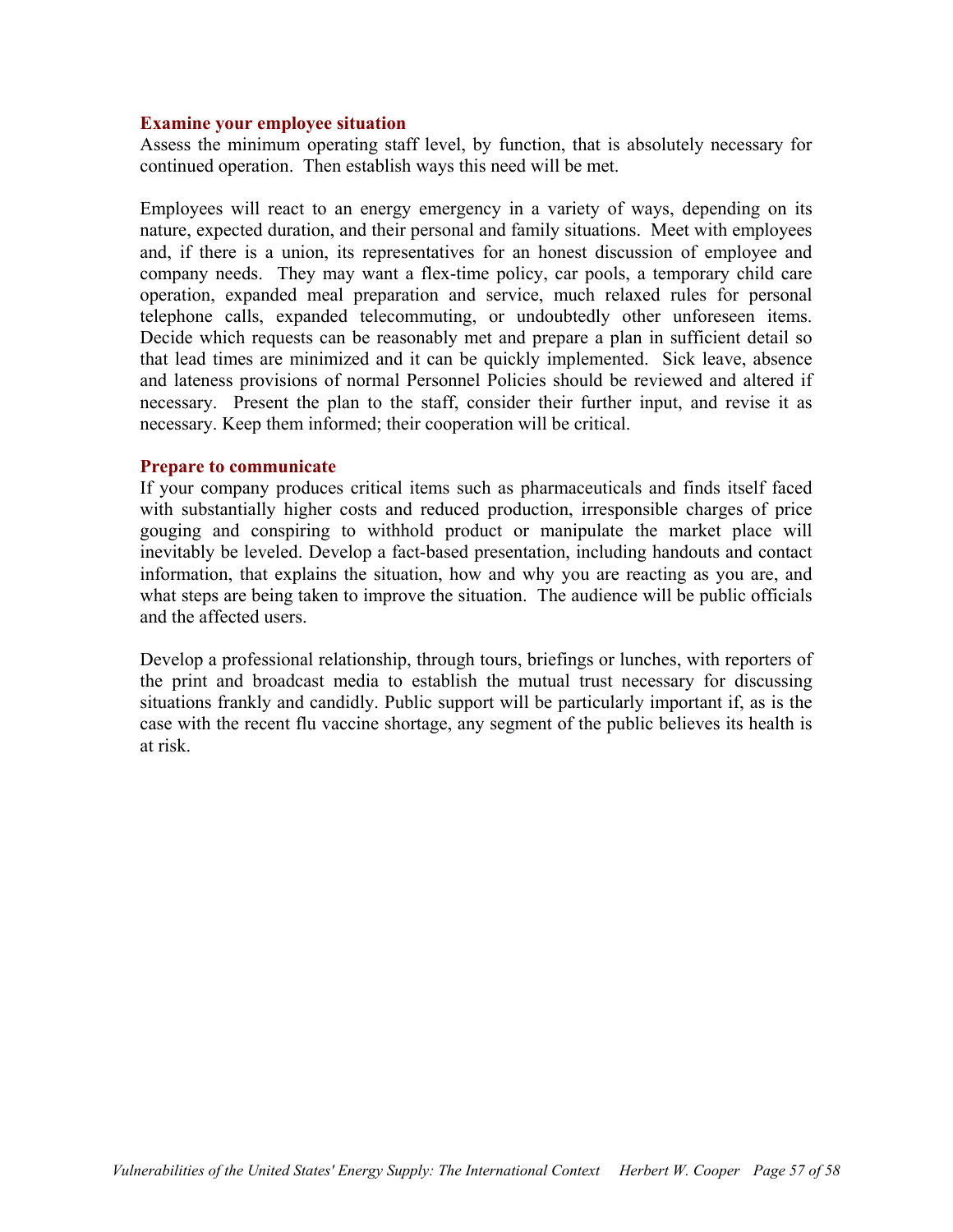### Examine your employee situation

Assess the minimum operating staff level, by function, that is absolutely necessary for continued operation. Then establish ways this need will be met.

Employees will react to an energy emergency in a variety of ways, depending on its nature, expected duration, and their personal and family situations. Meet with employees and, if there is a union, its representatives for an honest discussion of employee and company needs. They may want a flex-time policy, car pools, a temporary child care operation, expanded meal preparation and service, much relaxed rules for personal telephone calls, expanded telecommuting, or undoubtedly other unforeseen items. Decide which requests can be reasonably met and prepare a plan in sufficient detail so that lead times are minimized and it can be quickly implemented. Sick leave, absence and lateness provisions of normal Personnel Policies should be reviewed and altered if necessary. Present the plan to the staff, consider their further input, and revise it as necessary. Keep them informed; their cooperation will be critical.

### Prepare to communicate

If your company produces critical items such as pharmaceuticals and finds itself faced with substantially higher costs and reduced production, irresponsible charges of price gouging and conspiring to withhold product or manipulate the market place will inevitably be leveled. Develop a fact-based presentation, including handouts and contact information, that explains the situation, how and why you are reacting as you are, and what steps are being taken to improve the situation. The audience will be public officials and the affected users.

Develop a professional relationship, through tours, briefings or lunches, with reporters of the print and broadcast media to establish the mutual trust necessary for discussing situations frankly and candidly. Public support will be particularly important if, as is the case with the recent flu vaccine shortage, any segment of the public believes its health is at risk.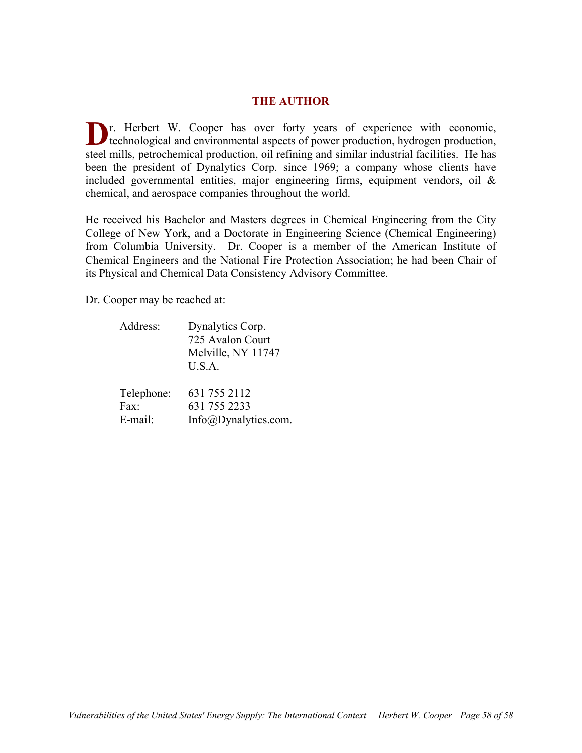## THE AUTHOR

Dr. Herbert W. Cooper has over forty years of experience with economic, technological and environmental aspects of power production, hydrogen production, steel mills, petrochemical production, oil refining and similar industrial facilities. He has been the president of Dynalytics Corp. since 1969; a company whose clients have included governmental entities, major engineering firms, equipment vendors, oil & chemical, and aerospace companies throughout the world.

He received his Bachelor and Masters degrees in Chemical Engineering from the City College of New York, and a Doctorate in Engineering Science (Chemical Engineering) from Columbia University. Dr. Cooper is a member of the American Institute of Chemical Engineers and the National Fire Protection Association; he had been Chair of its Physical and Chemical Data Consistency Advisory Committee.

Dr. Cooper may be reached at:

| | |
|---|---|
| Address: | Dynalytics Corp.<br>725 Avalon Court<br>Melville, NY 11747<br>U.S.A. |
| Telephone: | 631 755 2112 |
| Fax: | 631 755 2233 |
| E-mail: | Info@Dynalytics.com. |